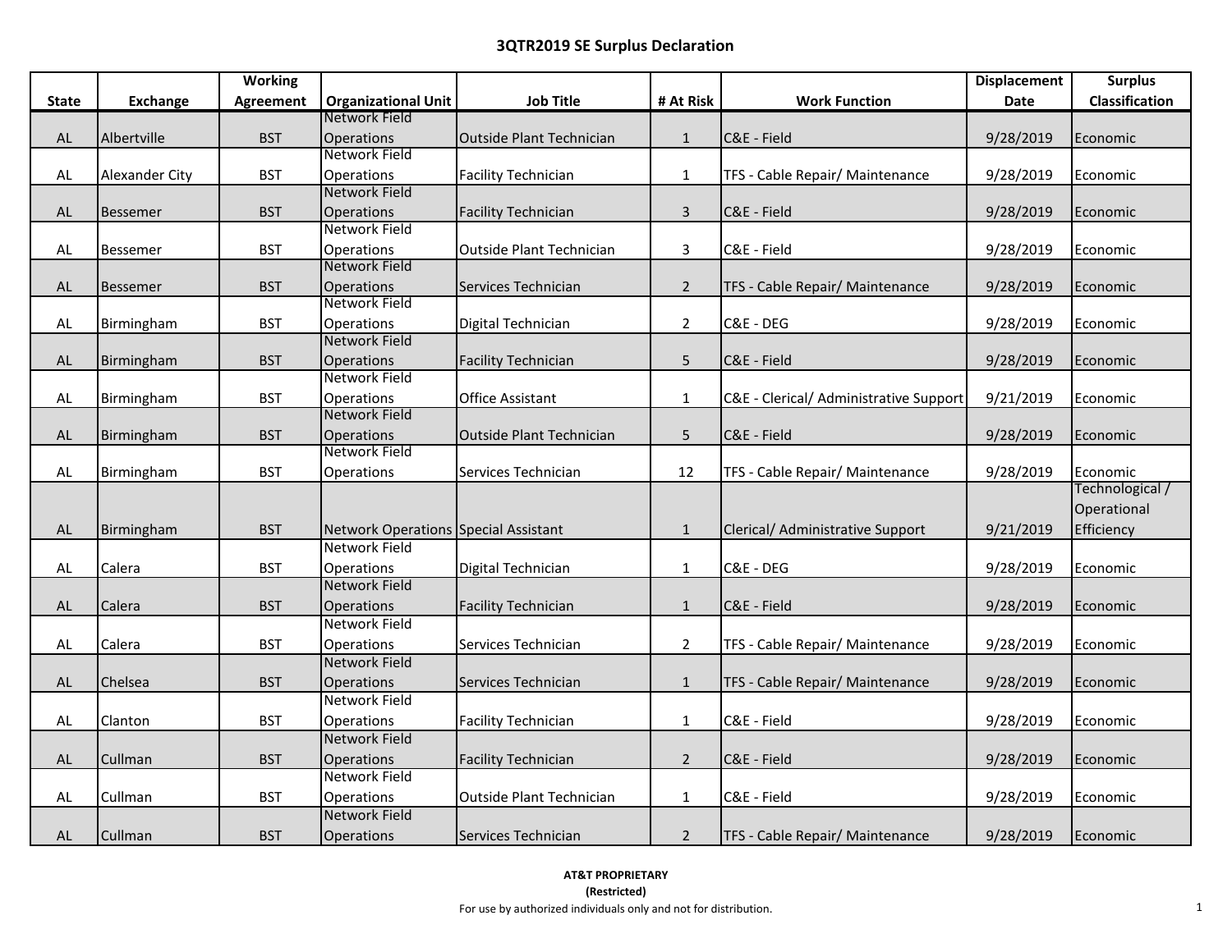# 3QTR2019 SE Surplus Declaration

| State | Exchange | Working Agreement | Organizational Unit | Job Title | # At Risk | Work Function | Displacement Date | Surplus Classification |
|---|---|---|---|---|---|---|---|---|
| AL | Albertville | BST | Network Field Operations | Outside Plant Technician | 1 | C&E - Field | 9/28/2019 | Economic |
| AL | Alexander City | BST | Network Field Operations | Facility Technician | 1 | TFS - Cable Repair/ Maintenance | 9/28/2019 | Economic |
| AL | Bessemer | BST | Network Field Operations | Facility Technician | 3 | C&E - Field | 9/28/2019 | Economic |
| AL | Bessemer | BST | Network Field Operations | Outside Plant Technician | 3 | C&E - Field | 9/28/2019 | Economic |
| AL | Bessemer | BST | Network Field Operations | Services Technician | 2 | TFS - Cable Repair/ Maintenance | 9/28/2019 | Economic |
| AL | Birmingham | BST | Network Field Operations | Digital Technician | 2 | C&E - DEG | 9/28/2019 | Economic |
| AL | Birmingham | BST | Network Field Operations | Facility Technician | 5 | C&E - Field | 9/28/2019 | Economic |
| AL | Birmingham | BST | Network Field Operations | Office Assistant | 1 | C&E - Clerical/ Administrative Support | 9/21/2019 | Economic |
| AL | Birmingham | BST | Network Field Operations | Outside Plant Technician | 5 | C&E - Field | 9/28/2019 | Economic |
| AL | Birmingham | BST | Network Field Operations | Services Technician | 12 | TFS - Cable Repair/ Maintenance | 9/28/2019 | Economic |
| AL | Birmingham | BST | Network Operations | Special Assistant | 1 | Clerical/ Administrative Support | 9/21/2019 | Technological / Operational Efficiency |
| AL | Calera | BST | Network Field Operations | Digital Technician | 1 | C&E - DEG | 9/28/2019 | Economic |
| AL | Calera | BST | Network Field Operations | Facility Technician | 1 | C&E - Field | 9/28/2019 | Economic |
| AL | Calera | BST | Network Field Operations | Services Technician | 2 | TFS - Cable Repair/ Maintenance | 9/28/2019 | Economic |
| AL | Chelsea | BST | Network Field Operations | Services Technician | 1 | TFS - Cable Repair/ Maintenance | 9/28/2019 | Economic |
| AL | Clanton | BST | Network Field Operations | Facility Technician | 1 | C&E - Field | 9/28/2019 | Economic |
| AL | Cullman | BST | Network Field Operations | Facility Technician | 2 | C&E - Field | 9/28/2019 | Economic |
| AL | Cullman | BST | Network Field Operations | Outside Plant Technician | 1 | C&E - Field | 9/28/2019 | Economic |
| AL | Cullman | BST | Network Field Operations | Services Technician | 2 | TFS - Cable Repair/ Maintenance | 9/28/2019 | Economic |

**AT&T PROPRIETARY**
**(Restricted)**
For use by authorized individuals only and not for distribution.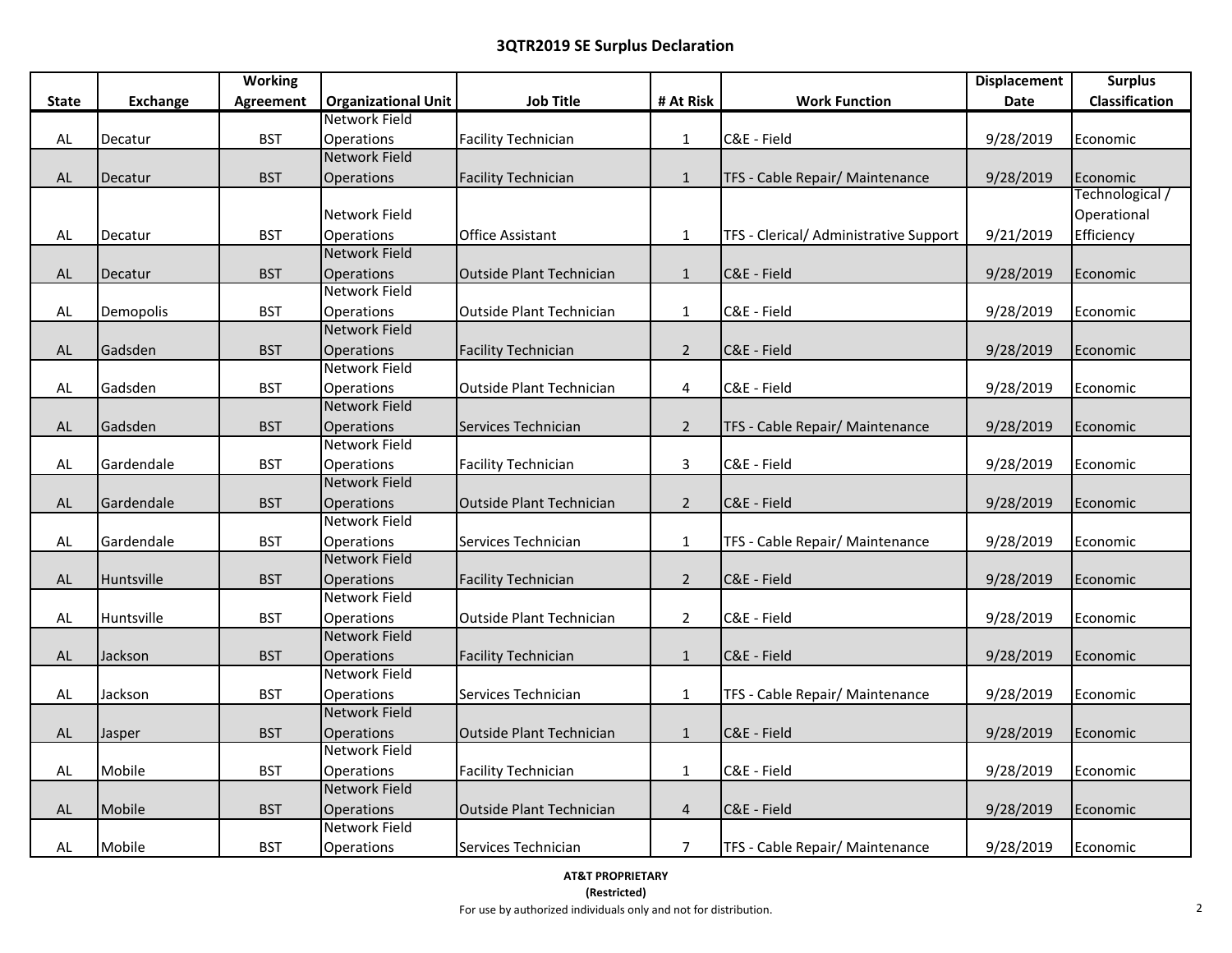# 3QTR2019 SE Surplus Declaration

| State | Exchange | Working Agreement | Organizational Unit | Job Title | # At Risk | Work Function | Displacement Date | Surplus Classification |
|---|---|---|---|---|---|---|---|---|
| AL | Decatur | BST | Network Field Operations | Facility Technician | 1 | C&E - Field | 9/28/2019 | Economic |
| AL | Decatur | BST | Network Field Operations | Facility Technician | 1 | TFS - Cable Repair/ Maintenance | 9/28/2019 | Economic |
| AL | Decatur | BST | Network Field Operations | Office Assistant | 1 | TFS - Clerical/ Administrative Support | 9/21/2019 | Technological / Operational Efficiency |
| AL | Decatur | BST | Network Field Operations | Outside Plant Technician | 1 | C&E - Field | 9/28/2019 | Economic |
| AL | Demopolis | BST | Network Field Operations | Outside Plant Technician | 1 | C&E - Field | 9/28/2019 | Economic |
| AL | Gadsden | BST | Network Field Operations | Facility Technician | 2 | C&E - Field | 9/28/2019 | Economic |
| AL | Gadsden | BST | Network Field Operations | Outside Plant Technician | 4 | C&E - Field | 9/28/2019 | Economic |
| AL | Gadsden | BST | Network Field Operations | Services Technician | 2 | TFS - Cable Repair/ Maintenance | 9/28/2019 | Economic |
| AL | Gardendale | BST | Network Field Operations | Facility Technician | 3 | C&E - Field | 9/28/2019 | Economic |
| AL | Gardendale | BST | Network Field Operations | Outside Plant Technician | 2 | C&E - Field | 9/28/2019 | Economic |
| AL | Gardendale | BST | Network Field Operations | Services Technician | 1 | TFS - Cable Repair/ Maintenance | 9/28/2019 | Economic |
| AL | Huntsville | BST | Network Field Operations | Facility Technician | 2 | C&E - Field | 9/28/2019 | Economic |
| AL | Huntsville | BST | Network Field Operations | Outside Plant Technician | 2 | C&E - Field | 9/28/2019 | Economic |
| AL | Jackson | BST | Network Field Operations | Facility Technician | 1 | C&E - Field | 9/28/2019 | Economic |
| AL | Jackson | BST | Network Field Operations | Services Technician | 1 | TFS - Cable Repair/ Maintenance | 9/28/2019 | Economic |
| AL | Jasper | BST | Network Field Operations | Outside Plant Technician | 1 | C&E - Field | 9/28/2019 | Economic |
| AL | Mobile | BST | Network Field Operations | Facility Technician | 1 | C&E - Field | 9/28/2019 | Economic |
| AL | Mobile | BST | Network Field Operations | Outside Plant Technician | 4 | C&E - Field | 9/28/2019 | Economic |
| AL | Mobile | BST | Network Field Operations | Services Technician | 7 | TFS - Cable Repair/ Maintenance | 9/28/2019 | Economic |

**AT&T PROPRIETARY**
**(Restricted)**
For use by authorized individuals only and not for distribution.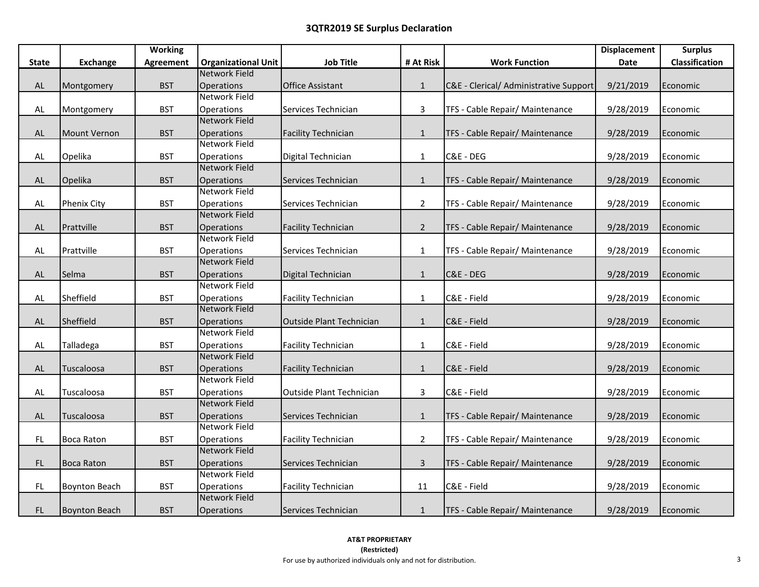# 3QTR2019 SE Surplus Declaration

| State | Exchange | Working Agreement | Organizational Unit | Job Title | # At Risk | Work Function | Displacement Date | Surplus Classification |
|---|---|---|---|---|---|---|---|---|
| AL | Montgomery | BST | Network Field Operations | Office Assistant | 1 | C&E - Clerical/ Administrative Support | 9/21/2019 | Economic |
| AL | Montgomery | BST | Network Field Operations | Services Technician | 3 | TFS - Cable Repair/ Maintenance | 9/28/2019 | Economic |
| AL | Mount Vernon | BST | Network Field Operations | Facility Technician | 1 | TFS - Cable Repair/ Maintenance | 9/28/2019 | Economic |
| AL | Opelika | BST | Network Field Operations | Digital Technician | 1 | C&E - DEG | 9/28/2019 | Economic |
| AL | Opelika | BST | Network Field Operations | Services Technician | 1 | TFS - Cable Repair/ Maintenance | 9/28/2019 | Economic |
| AL | Phenix City | BST | Network Field Operations | Services Technician | 2 | TFS - Cable Repair/ Maintenance | 9/28/2019 | Economic |
| AL | Prattville | BST | Network Field Operations | Facility Technician | 2 | TFS - Cable Repair/ Maintenance | 9/28/2019 | Economic |
| AL | Prattville | BST | Network Field Operations | Services Technician | 1 | TFS - Cable Repair/ Maintenance | 9/28/2019 | Economic |
| AL | Selma | BST | Network Field Operations | Digital Technician | 1 | C&E - DEG | 9/28/2019 | Economic |
| AL | Sheffield | BST | Network Field Operations | Facility Technician | 1 | C&E - Field | 9/28/2019 | Economic |
| AL | Sheffield | BST | Network Field Operations | Outside Plant Technician | 1 | C&E - Field | 9/28/2019 | Economic |
| AL | Talladega | BST | Network Field Operations | Facility Technician | 1 | C&E - Field | 9/28/2019 | Economic |
| AL | Tuscaloosa | BST | Network Field Operations | Facility Technician | 1 | C&E - Field | 9/28/2019 | Economic |
| AL | Tuscaloosa | BST | Network Field Operations | Outside Plant Technician | 3 | C&E - Field | 9/28/2019 | Economic |
| AL | Tuscaloosa | BST | Network Field Operations | Services Technician | 1 | TFS - Cable Repair/ Maintenance | 9/28/2019 | Economic |
| FL | Boca Raton | BST | Network Field Operations | Facility Technician | 2 | TFS - Cable Repair/ Maintenance | 9/28/2019 | Economic |
| FL | Boca Raton | BST | Network Field Operations | Services Technician | 3 | TFS - Cable Repair/ Maintenance | 9/28/2019 | Economic |
| FL | Boynton Beach | BST | Network Field Operations | Facility Technician | 11 | C&E - Field | 9/28/2019 | Economic |
| FL | Boynton Beach | BST | Network Field Operations | Services Technician | 1 | TFS - Cable Repair/ Maintenance | 9/28/2019 | Economic |

**AT&T PROPRIETARY**
**(Restricted)**
For use by authorized individuals only and not for distribution.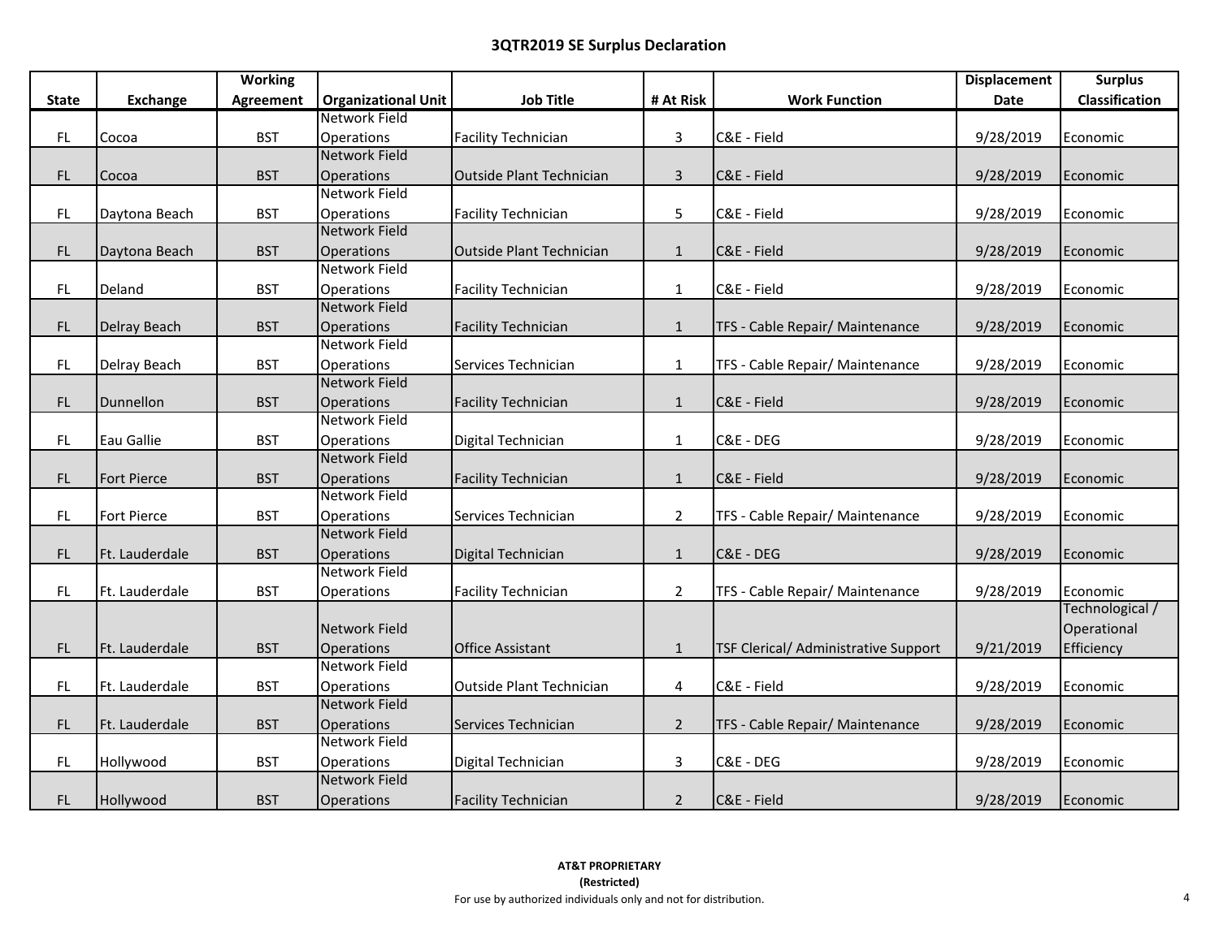## 3QTR2019 SE Surplus Declaration

| State | Exchange | Working Agreement | Organizational Unit | Job Title | # At Risk | Work Function | Displacement Date | Surplus Classification |
|---|---|---|---|---|---|---|---|---|
| FL | Cocoa | BST | Network Field Operations | Facility Technician | 3 | C&E - Field | 9/28/2019 | Economic |
| FL | Cocoa | BST | Network Field Operations | Outside Plant Technician | 3 | C&E - Field | 9/28/2019 | Economic |
| FL | Daytona Beach | BST | Network Field Operations | Facility Technician | 5 | C&E - Field | 9/28/2019 | Economic |
| FL | Daytona Beach | BST | Network Field Operations | Outside Plant Technician | 1 | C&E - Field | 9/28/2019 | Economic |
| FL | Deland | BST | Network Field Operations | Facility Technician | 1 | C&E - Field | 9/28/2019 | Economic |
| FL | Delray Beach | BST | Network Field Operations | Facility Technician | 1 | TFS - Cable Repair/ Maintenance | 9/28/2019 | Economic |
| FL | Delray Beach | BST | Network Field Operations | Services Technician | 1 | TFS - Cable Repair/ Maintenance | 9/28/2019 | Economic |
| FL | Dunnellon | BST | Network Field Operations | Facility Technician | 1 | C&E - Field | 9/28/2019 | Economic |
| FL | Eau Gallie | BST | Network Field Operations | Digital Technician | 1 | C&E - DEG | 9/28/2019 | Economic |
| FL | Fort Pierce | BST | Network Field Operations | Facility Technician | 1 | C&E - Field | 9/28/2019 | Economic |
| FL | Fort Pierce | BST | Network Field Operations | Services Technician | 2 | TFS - Cable Repair/ Maintenance | 9/28/2019 | Economic |
| FL | Ft. Lauderdale | BST | Network Field Operations | Digital Technician | 1 | C&E - DEG | 9/28/2019 | Economic |
| FL | Ft. Lauderdale | BST | Network Field Operations | Facility Technician | 2 | TFS - Cable Repair/ Maintenance | 9/28/2019 | Economic |
| FL | Ft. Lauderdale | BST | Network Field Operations | Office Assistant | 1 | TSF Clerical/ Administrative Support | 9/21/2019 | Technological / Operational Efficiency |
| FL | Ft. Lauderdale | BST | Network Field Operations | Outside Plant Technician | 4 | C&E - Field | 9/28/2019 | Economic |
| FL | Ft. Lauderdale | BST | Network Field Operations | Services Technician | 2 | TFS - Cable Repair/ Maintenance | 9/28/2019 | Economic |
| FL | Hollywood | BST | Network Field Operations | Digital Technician | 3 | C&E - DEG | 9/28/2019 | Economic |
| FL | Hollywood | BST | Network Field Operations | Facility Technician | 2 | C&E - Field | 9/28/2019 | Economic |

**AT&T PROPRIETARY**
**(Restricted)**
For use by authorized individuals only and not for distribution.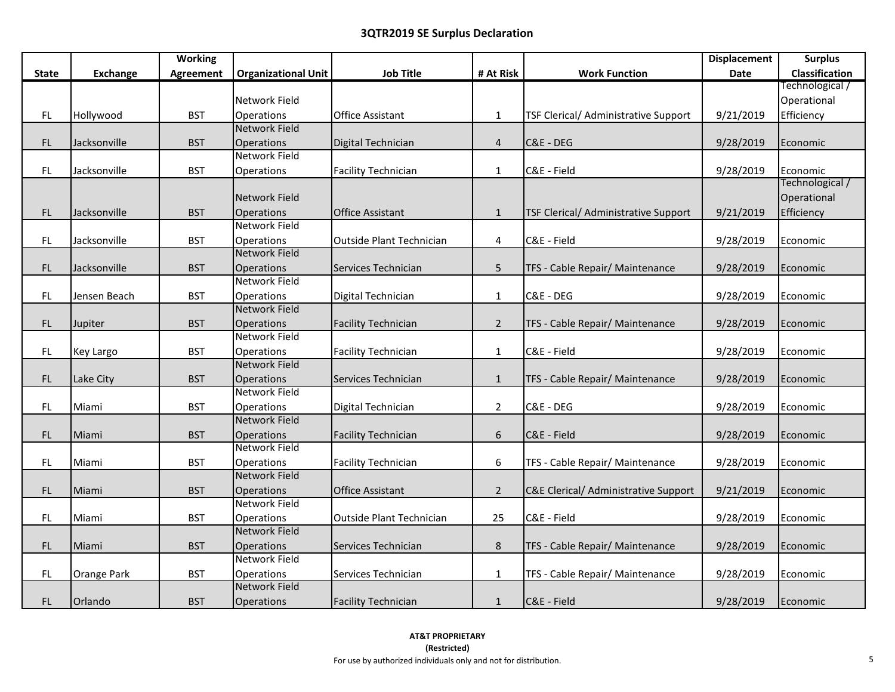# 3QTR2019 SE Surplus Declaration

| State | Exchange | Working Agreement | Organizational Unit | Job Title | # At Risk | Work Function | Displacement Date | Surplus Classification |
|---|---|---|---|---|---|---|---|---|
| FL | Hollywood | BST | Network Field Operations | Office Assistant | 1 | TSF Clerical/ Administrative Support | 9/21/2019 | Technological / Operational Efficiency |
| FL | Jacksonville | BST | Network Field Operations | Digital Technician | 4 | C&E - DEG | 9/28/2019 | Economic |
| FL | Jacksonville | BST | Network Field Operations | Facility Technician | 1 | C&E - Field | 9/28/2019 | Economic |
| FL | Jacksonville | BST | Network Field Operations | Office Assistant | 1 | TSF Clerical/ Administrative Support | 9/21/2019 | Technological / Operational Efficiency |
| FL | Jacksonville | BST | Network Field Operations | Outside Plant Technician | 4 | C&E - Field | 9/28/2019 | Economic |
| FL | Jacksonville | BST | Network Field Operations | Services Technician | 5 | TFS - Cable Repair/ Maintenance | 9/28/2019 | Economic |
| FL | Jensen Beach | BST | Network Field Operations | Digital Technician | 1 | C&E - DEG | 9/28/2019 | Economic |
| FL | Jupiter | BST | Network Field Operations | Facility Technician | 2 | TFS - Cable Repair/ Maintenance | 9/28/2019 | Economic |
| FL | Key Largo | BST | Network Field Operations | Facility Technician | 1 | C&E - Field | 9/28/2019 | Economic |
| FL | Lake City | BST | Network Field Operations | Services Technician | 1 | TFS - Cable Repair/ Maintenance | 9/28/2019 | Economic |
| FL | Miami | BST | Network Field Operations | Digital Technician | 2 | C&E - DEG | 9/28/2019 | Economic |
| FL | Miami | BST | Network Field Operations | Facility Technician | 6 | C&E - Field | 9/28/2019 | Economic |
| FL | Miami | BST | Network Field Operations | Facility Technician | 6 | TFS - Cable Repair/ Maintenance | 9/28/2019 | Economic |
| FL | Miami | BST | Network Field Operations | Office Assistant | 2 | C&E Clerical/ Administrative Support | 9/21/2019 | Economic |
| FL | Miami | BST | Network Field Operations | Outside Plant Technician | 25 | C&E - Field | 9/28/2019 | Economic |
| FL | Miami | BST | Network Field Operations | Services Technician | 8 | TFS - Cable Repair/ Maintenance | 9/28/2019 | Economic |
| FL | Orange Park | BST | Network Field Operations | Services Technician | 1 | TFS - Cable Repair/ Maintenance | 9/28/2019 | Economic |
| FL | Orlando | BST | Network Field Operations | Facility Technician | 1 | C&E - Field | 9/28/2019 | Economic |

**AT&T PROPRIETARY**
**(Restricted)**
For use by authorized individuals only and not for distribution.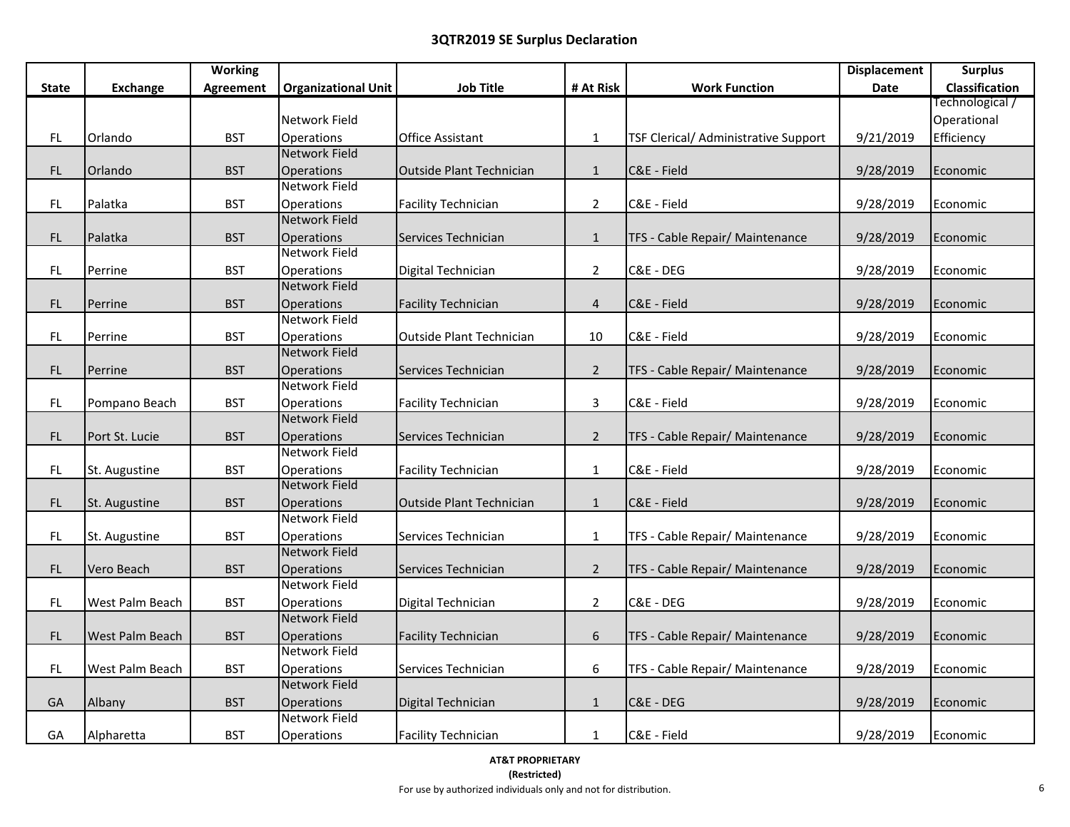## 3QTR2019 SE Surplus Declaration

| State | Exchange | Working Agreement | Organizational Unit | Job Title | # At Risk | Work Function | Displacement Date | Surplus Classification |
|---|---|---|---|---|---|---|---|---|
| FL | Orlando | BST | Network Field Operations | Office Assistant | 1 | TSF Clerical/ Administrative Support | 9/21/2019 | Technological / Operational Efficiency |
| FL | Orlando | BST | Network Field Operations | Outside Plant Technician | 1 | C&E - Field | 9/28/2019 | Economic |
| FL | Palatka | BST | Network Field Operations | Facility Technician | 2 | C&E - Field | 9/28/2019 | Economic |
| FL | Palatka | BST | Network Field Operations | Services Technician | 1 | TFS - Cable Repair/ Maintenance | 9/28/2019 | Economic |
| FL | Perrine | BST | Network Field Operations | Digital Technician | 2 | C&E - DEG | 9/28/2019 | Economic |
| FL | Perrine | BST | Network Field Operations | Facility Technician | 4 | C&E - Field | 9/28/2019 | Economic |
| FL | Perrine | BST | Network Field Operations | Outside Plant Technician | 10 | C&E - Field | 9/28/2019 | Economic |
| FL | Perrine | BST | Network Field Operations | Services Technician | 2 | TFS - Cable Repair/ Maintenance | 9/28/2019 | Economic |
| FL | Pompano Beach | BST | Network Field Operations | Facility Technician | 3 | C&E - Field | 9/28/2019 | Economic |
| FL | Port St. Lucie | BST | Network Field Operations | Services Technician | 2 | TFS - Cable Repair/ Maintenance | 9/28/2019 | Economic |
| FL | St. Augustine | BST | Network Field Operations | Facility Technician | 1 | C&E - Field | 9/28/2019 | Economic |
| FL | St. Augustine | BST | Network Field Operations | Outside Plant Technician | 1 | C&E - Field | 9/28/2019 | Economic |
| FL | St. Augustine | BST | Network Field Operations | Services Technician | 1 | TFS - Cable Repair/ Maintenance | 9/28/2019 | Economic |
| FL | Vero Beach | BST | Network Field Operations | Services Technician | 2 | TFS - Cable Repair/ Maintenance | 9/28/2019 | Economic |
| FL | West Palm Beach | BST | Network Field Operations | Digital Technician | 2 | C&E - DEG | 9/28/2019 | Economic |
| FL | West Palm Beach | BST | Network Field Operations | Facility Technician | 6 | TFS - Cable Repair/ Maintenance | 9/28/2019 | Economic |
| FL | West Palm Beach | BST | Network Field Operations | Services Technician | 6 | TFS - Cable Repair/ Maintenance | 9/28/2019 | Economic |
| GA | Albany | BST | Network Field Operations | Digital Technician | 1 | C&E - DEG | 9/28/2019 | Economic |
| GA | Alpharetta | BST | Network Field Operations | Facility Technician | 1 | C&E - Field | 9/28/2019 | Economic |

**AT&T PROPRIETARY**
**(Restricted)**
For use by authorized individuals only and not for distribution.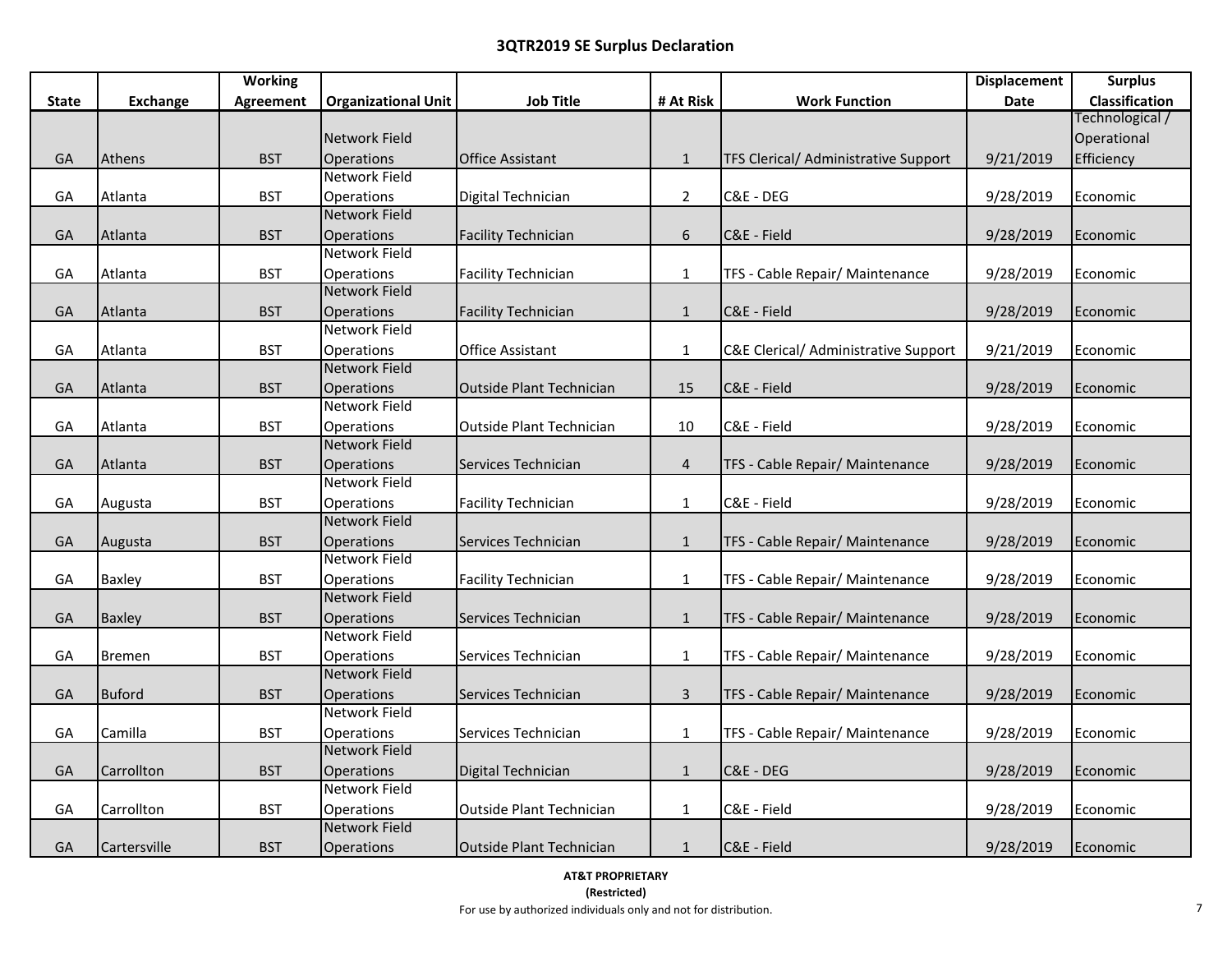# 3QTR2019 SE Surplus Declaration

| State | Exchange | Working Agreement | Organizational Unit | Job Title | # At Risk | Work Function | Displacement Date | Surplus Classification |
|---|---|---|---|---|---|---|---|---|
| GA | Athens | BST | Network Field Operations | Office Assistant | 1 | TFS Clerical/ Administrative Support | 9/21/2019 | Technological / Operational Efficiency |
| GA | Atlanta | BST | Network Field Operations | Digital Technician | 2 | C&E - DEG | 9/28/2019 | Economic |
| GA | Atlanta | BST | Network Field Operations | Facility Technician | 6 | C&E - Field | 9/28/2019 | Economic |
| GA | Atlanta | BST | Network Field Operations | Facility Technician | 1 | TFS - Cable Repair/ Maintenance | 9/28/2019 | Economic |
| GA | Atlanta | BST | Network Field Operations | Facility Technician | 1 | C&E - Field | 9/28/2019 | Economic |
| GA | Atlanta | BST | Network Field Operations | Office Assistant | 1 | C&E Clerical/ Administrative Support | 9/21/2019 | Economic |
| GA | Atlanta | BST | Network Field Operations | Outside Plant Technician | 15 | C&E - Field | 9/28/2019 | Economic |
| GA | Atlanta | BST | Network Field Operations | Outside Plant Technician | 10 | C&E - Field | 9/28/2019 | Economic |
| GA | Atlanta | BST | Network Field Operations | Services Technician | 4 | TFS - Cable Repair/ Maintenance | 9/28/2019 | Economic |
| GA | Augusta | BST | Network Field Operations | Facility Technician | 1 | C&E - Field | 9/28/2019 | Economic |
| GA | Augusta | BST | Network Field Operations | Services Technician | 1 | TFS - Cable Repair/ Maintenance | 9/28/2019 | Economic |
| GA | Baxley | BST | Network Field Operations | Facility Technician | 1 | TFS - Cable Repair/ Maintenance | 9/28/2019 | Economic |
| GA | Baxley | BST | Network Field Operations | Services Technician | 1 | TFS - Cable Repair/ Maintenance | 9/28/2019 | Economic |
| GA | Bremen | BST | Network Field Operations | Services Technician | 1 | TFS - Cable Repair/ Maintenance | 9/28/2019 | Economic |
| GA | Buford | BST | Network Field Operations | Services Technician | 3 | TFS - Cable Repair/ Maintenance | 9/28/2019 | Economic |
| GA | Camilla | BST | Network Field Operations | Services Technician | 1 | TFS - Cable Repair/ Maintenance | 9/28/2019 | Economic |
| GA | Carrollton | BST | Network Field Operations | Digital Technician | 1 | C&E - DEG | 9/28/2019 | Economic |
| GA | Carrollton | BST | Network Field Operations | Outside Plant Technician | 1 | C&E - Field | 9/28/2019 | Economic |
| GA | Cartersville | BST | Network Field Operations | Outside Plant Technician | 1 | C&E - Field | 9/28/2019 | Economic |

**AT&T PROPRIETARY**
**(Restricted)**
For use by authorized individuals only and not for distribution.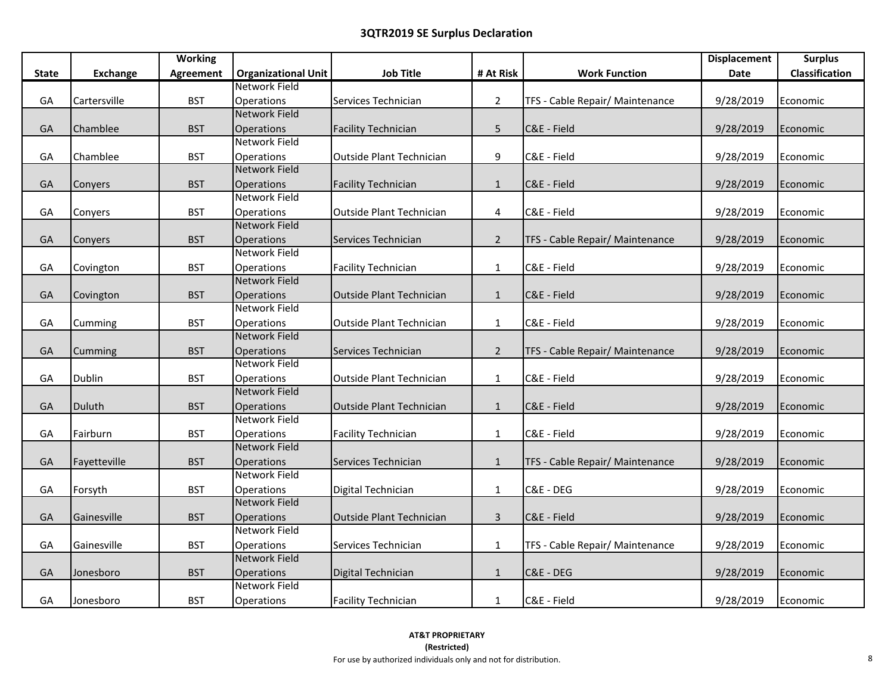# 3QTR2019 SE Surplus Declaration

| State | Exchange | Working Agreement | Organizational Unit | Job Title | # At Risk | Work Function | Displacement Date | Surplus Classification |
|---|---|---|---|---|---|---|---|---|
| GA | Cartersville | BST | Network Field Operations | Services Technician | 2 | TFS - Cable Repair/ Maintenance | 9/28/2019 | Economic |
| GA | Chamblee | BST | Network Field Operations | Facility Technician | 5 | C&E - Field | 9/28/2019 | Economic |
| GA | Chamblee | BST | Network Field Operations | Outside Plant Technician | 9 | C&E - Field | 9/28/2019 | Economic |
| GA | Conyers | BST | Network Field Operations | Facility Technician | 1 | C&E - Field | 9/28/2019 | Economic |
| GA | Conyers | BST | Network Field Operations | Outside Plant Technician | 4 | C&E - Field | 9/28/2019 | Economic |
| GA | Conyers | BST | Network Field Operations | Services Technician | 2 | TFS - Cable Repair/ Maintenance | 9/28/2019 | Economic |
| GA | Covington | BST | Network Field Operations | Facility Technician | 1 | C&E - Field | 9/28/2019 | Economic |
| GA | Covington | BST | Network Field Operations | Outside Plant Technician | 1 | C&E - Field | 9/28/2019 | Economic |
| GA | Cumming | BST | Network Field Operations | Outside Plant Technician | 1 | C&E - Field | 9/28/2019 | Economic |
| GA | Cumming | BST | Network Field Operations | Services Technician | 2 | TFS - Cable Repair/ Maintenance | 9/28/2019 | Economic |
| GA | Dublin | BST | Network Field Operations | Outside Plant Technician | 1 | C&E - Field | 9/28/2019 | Economic |
| GA | Duluth | BST | Network Field Operations | Outside Plant Technician | 1 | C&E - Field | 9/28/2019 | Economic |
| GA | Fairburn | BST | Network Field Operations | Facility Technician | 1 | C&E - Field | 9/28/2019 | Economic |
| GA | Fayetteville | BST | Network Field Operations | Services Technician | 1 | TFS - Cable Repair/ Maintenance | 9/28/2019 | Economic |
| GA | Forsyth | BST | Network Field Operations | Digital Technician | 1 | C&E - DEG | 9/28/2019 | Economic |
| GA | Gainesville | BST | Network Field Operations | Outside Plant Technician | 3 | C&E - Field | 9/28/2019 | Economic |
| GA | Gainesville | BST | Network Field Operations | Services Technician | 1 | TFS - Cable Repair/ Maintenance | 9/28/2019 | Economic |
| GA | Jonesboro | BST | Network Field Operations | Digital Technician | 1 | C&E - DEG | 9/28/2019 | Economic |
| GA | Jonesboro | BST | Network Field Operations | Facility Technician | 1 | C&E - Field | 9/28/2019 | Economic |

**AT&T PROPRIETARY**
**(Restricted)**
For use by authorized individuals only and not for distribution.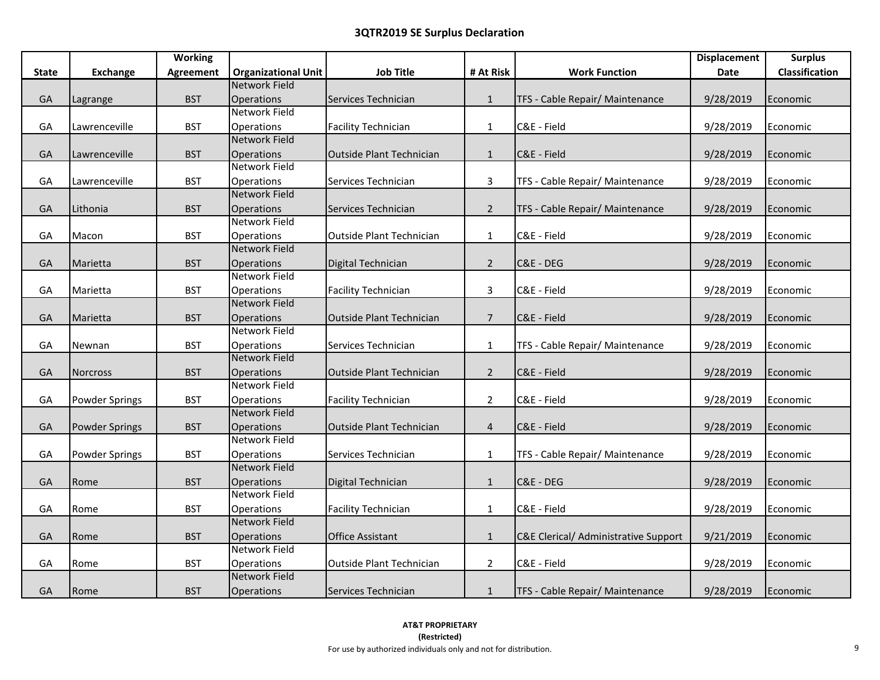## 3QTR2019 SE Surplus Declaration

| State | Exchange | Working Agreement | Organizational Unit | Job Title | # At Risk | Work Function | Displacement Date | Surplus Classification |
|---|---|---|---|---|---|---|---|---|
| GA | Lagrange | BST | Network Field Operations | Services Technician | 1 | TFS - Cable Repair/ Maintenance | 9/28/2019 | Economic |
| GA | Lawrenceville | BST | Network Field Operations | Facility Technician | 1 | C&E - Field | 9/28/2019 | Economic |
| GA | Lawrenceville | BST | Network Field Operations | Outside Plant Technician | 1 | C&E - Field | 9/28/2019 | Economic |
| GA | Lawrenceville | BST | Network Field Operations | Services Technician | 3 | TFS - Cable Repair/ Maintenance | 9/28/2019 | Economic |
| GA | Lithonia | BST | Network Field Operations | Services Technician | 2 | TFS - Cable Repair/ Maintenance | 9/28/2019 | Economic |
| GA | Macon | BST | Network Field Operations | Outside Plant Technician | 1 | C&E - Field | 9/28/2019 | Economic |
| GA | Marietta | BST | Network Field Operations | Digital Technician | 2 | C&E - DEG | 9/28/2019 | Economic |
| GA | Marietta | BST | Network Field Operations | Facility Technician | 3 | C&E - Field | 9/28/2019 | Economic |
| GA | Marietta | BST | Network Field Operations | Outside Plant Technician | 7 | C&E - Field | 9/28/2019 | Economic |
| GA | Newnan | BST | Network Field Operations | Services Technician | 1 | TFS - Cable Repair/ Maintenance | 9/28/2019 | Economic |
| GA | Norcross | BST | Network Field Operations | Outside Plant Technician | 2 | C&E - Field | 9/28/2019 | Economic |
| GA | Powder Springs | BST | Network Field Operations | Facility Technician | 2 | C&E - Field | 9/28/2019 | Economic |
| GA | Powder Springs | BST | Network Field Operations | Outside Plant Technician | 4 | C&E - Field | 9/28/2019 | Economic |
| GA | Powder Springs | BST | Network Field Operations | Services Technician | 1 | TFS - Cable Repair/ Maintenance | 9/28/2019 | Economic |
| GA | Rome | BST | Network Field Operations | Digital Technician | 1 | C&E - DEG | 9/28/2019 | Economic |
| GA | Rome | BST | Network Field Operations | Facility Technician | 1 | C&E - Field | 9/28/2019 | Economic |
| GA | Rome | BST | Network Field Operations | Office Assistant | 1 | C&E Clerical/ Administrative Support | 9/21/2019 | Economic |
| GA | Rome | BST | Network Field Operations | Outside Plant Technician | 2 | C&E - Field | 9/28/2019 | Economic |
| GA | Rome | BST | Network Field Operations | Services Technician | 1 | TFS - Cable Repair/ Maintenance | 9/28/2019 | Economic |

**AT&T PROPRIETARY**
**(Restricted)**
For use by authorized individuals only and not for distribution.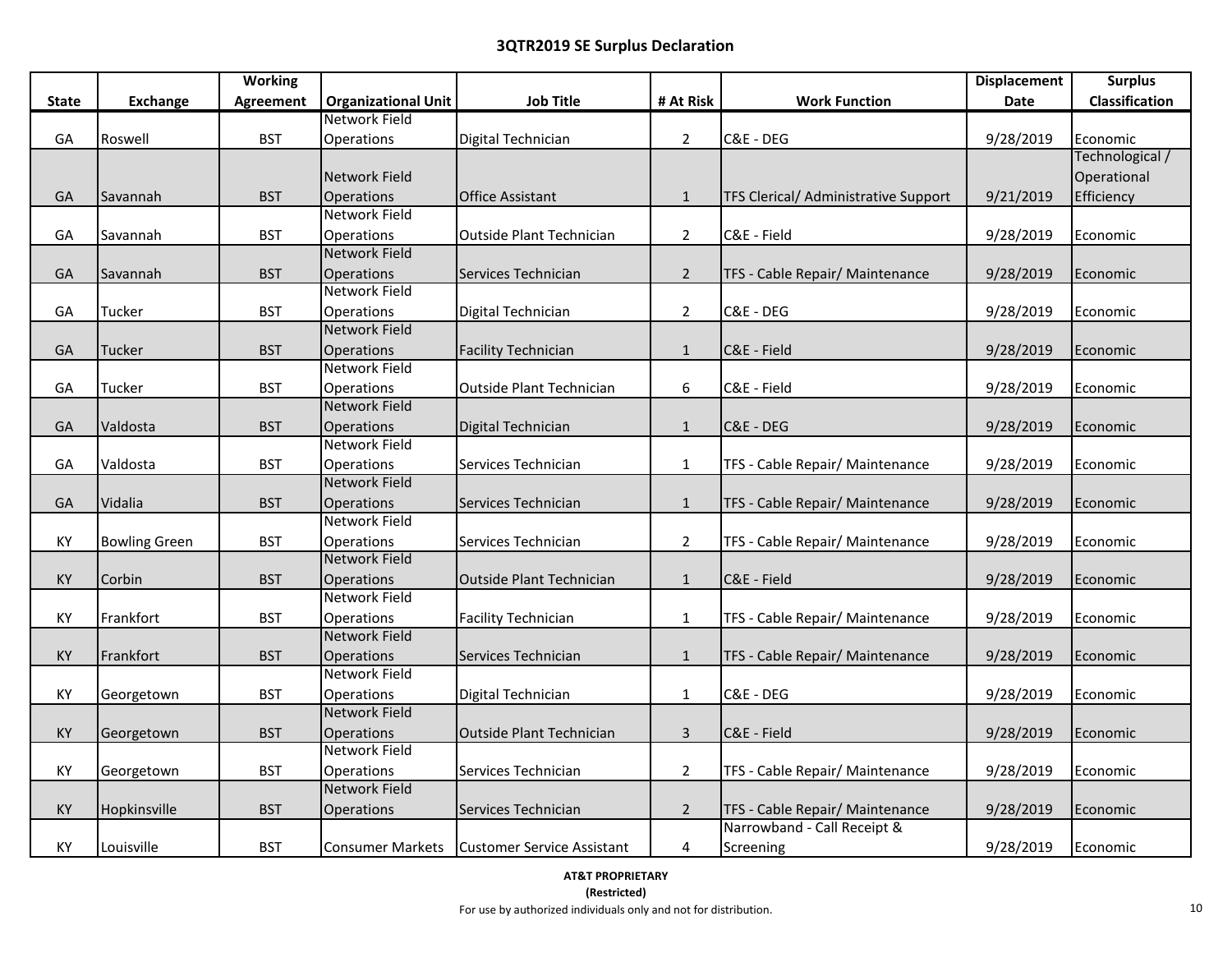## 3QTR2019 SE Surplus Declaration

| State | Exchange | Working Agreement | Organizational Unit | Job Title | # At Risk | Work Function | Displacement Date | Surplus Classification |
|---|---|---|---|---|---|---|---|---|
| GA | Roswell | BST | Network Field Operations | Digital Technician | 2 | C&E - DEG | 9/28/2019 | Economic |
| GA | Savannah | BST | Network Field Operations | Office Assistant | 1 | TFS Clerical/ Administrative Support | 9/21/2019 | Technological / Operational Efficiency |
| GA | Savannah | BST | Network Field Operations | Outside Plant Technician | 2 | C&E - Field | 9/28/2019 | Economic |
| GA | Savannah | BST | Network Field Operations | Services Technician | 2 | TFS - Cable Repair/ Maintenance | 9/28/2019 | Economic |
| GA | Tucker | BST | Network Field Operations | Digital Technician | 2 | C&E - DEG | 9/28/2019 | Economic |
| GA | Tucker | BST | Network Field Operations | Facility Technician | 1 | C&E - Field | 9/28/2019 | Economic |
| GA | Tucker | BST | Network Field Operations | Outside Plant Technician | 6 | C&E - Field | 9/28/2019 | Economic |
| GA | Valdosta | BST | Network Field Operations | Digital Technician | 1 | C&E - DEG | 9/28/2019 | Economic |
| GA | Valdosta | BST | Network Field Operations | Services Technician | 1 | TFS - Cable Repair/ Maintenance | 9/28/2019 | Economic |
| GA | Vidalia | BST | Network Field Operations | Services Technician | 1 | TFS - Cable Repair/ Maintenance | 9/28/2019 | Economic |
| KY | Bowling Green | BST | Network Field Operations | Services Technician | 2 | TFS - Cable Repair/ Maintenance | 9/28/2019 | Economic |
| KY | Corbin | BST | Network Field Operations | Outside Plant Technician | 1 | C&E - Field | 9/28/2019 | Economic |
| KY | Frankfort | BST | Network Field Operations | Facility Technician | 1 | TFS - Cable Repair/ Maintenance | 9/28/2019 | Economic |
| KY | Frankfort | BST | Network Field Operations | Services Technician | 1 | TFS - Cable Repair/ Maintenance | 9/28/2019 | Economic |
| KY | Georgetown | BST | Network Field Operations | Digital Technician | 1 | C&E - DEG | 9/28/2019 | Economic |
| KY | Georgetown | BST | Network Field Operations | Outside Plant Technician | 3 | C&E - Field | 9/28/2019 | Economic |
| KY | Georgetown | BST | Network Field Operations | Services Technician | 2 | TFS - Cable Repair/ Maintenance | 9/28/2019 | Economic |
| KY | Hopkinsville | BST | Network Field Operations | Services Technician | 2 | TFS - Cable Repair/ Maintenance | 9/28/2019 | Economic |
| KY | Louisville | BST | Consumer Markets | Customer Service Assistant | 4 | Narrowband - Call Receipt & Screening | 9/28/2019 | Economic |

**AT&T PROPRIETARY**
**(Restricted)**
For use by authorized individuals only and not for distribution.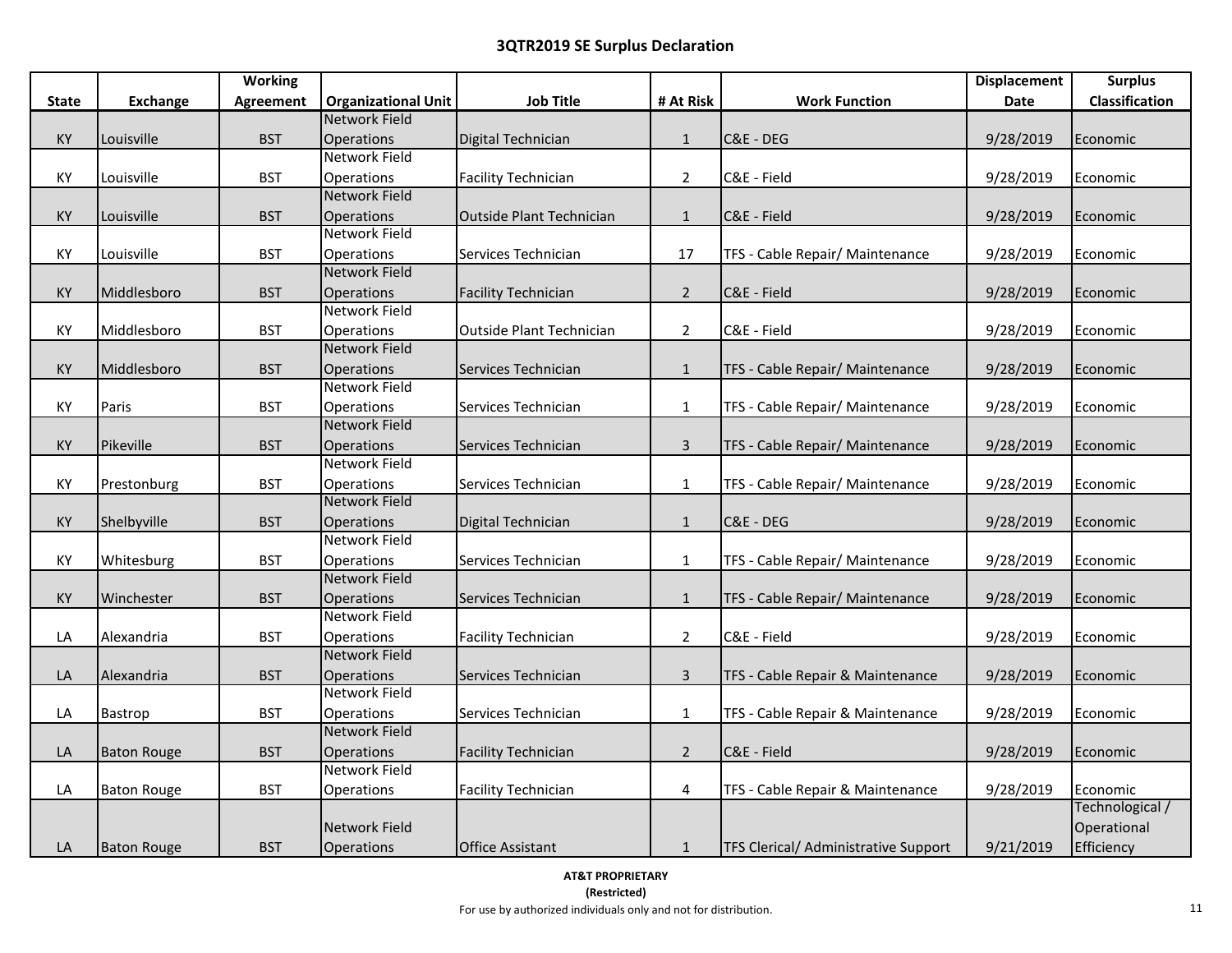## 3QTR2019 SE Surplus Declaration

| State | Exchange | Working Agreement | Organizational Unit | Job Title | # At Risk | Work Function | Displacement Date | Surplus Classification |
|---|---|---|---|---|---|---|---|---|
| KY | Louisville | BST | Network Field Operations | Digital Technician | 1 | C&E - DEG | 9/28/2019 | Economic |
| KY | Louisville | BST | Network Field Operations | Facility Technician | 2 | C&E - Field | 9/28/2019 | Economic |
| KY | Louisville | BST | Network Field Operations | Outside Plant Technician | 1 | C&E - Field | 9/28/2019 | Economic |
| KY | Louisville | BST | Network Field Operations | Services Technician | 17 | TFS - Cable Repair/ Maintenance | 9/28/2019 | Economic |
| KY | Middlesboro | BST | Network Field Operations | Facility Technician | 2 | C&E - Field | 9/28/2019 | Economic |
| KY | Middlesboro | BST | Network Field Operations | Outside Plant Technician | 2 | C&E - Field | 9/28/2019 | Economic |
| KY | Middlesboro | BST | Network Field Operations | Services Technician | 1 | TFS - Cable Repair/ Maintenance | 9/28/2019 | Economic |
| KY | Paris | BST | Network Field Operations | Services Technician | 1 | TFS - Cable Repair/ Maintenance | 9/28/2019 | Economic |
| KY | Pikeville | BST | Network Field Operations | Services Technician | 3 | TFS - Cable Repair/ Maintenance | 9/28/2019 | Economic |
| KY | Prestonburg | BST | Network Field Operations | Services Technician | 1 | TFS - Cable Repair/ Maintenance | 9/28/2019 | Economic |
| KY | Shelbyville | BST | Network Field Operations | Digital Technician | 1 | C&E - DEG | 9/28/2019 | Economic |
| KY | Whitesburg | BST | Network Field Operations | Services Technician | 1 | TFS - Cable Repair/ Maintenance | 9/28/2019 | Economic |
| KY | Winchester | BST | Network Field Operations | Services Technician | 1 | TFS - Cable Repair/ Maintenance | 9/28/2019 | Economic |
| LA | Alexandria | BST | Network Field Operations | Facility Technician | 2 | C&E - Field | 9/28/2019 | Economic |
| LA | Alexandria | BST | Network Field Operations | Services Technician | 3 | TFS - Cable Repair & Maintenance | 9/28/2019 | Economic |
| LA | Bastrop | BST | Network Field Operations | Services Technician | 1 | TFS - Cable Repair & Maintenance | 9/28/2019 | Economic |
| LA | Baton Rouge | BST | Network Field Operations | Facility Technician | 2 | C&E - Field | 9/28/2019 | Economic |
| LA | Baton Rouge | BST | Network Field Operations | Facility Technician | 4 | TFS - Cable Repair & Maintenance | 9/28/2019 | Economic |
| LA | Baton Rouge | BST | Network Field Operations | Office Assistant | 1 | TFS Clerical/ Administrative Support | 9/21/2019 | Technological / Operational Efficiency |

**AT&T PROPRIETARY**
**(Restricted)**
For use by authorized individuals only and not for distribution.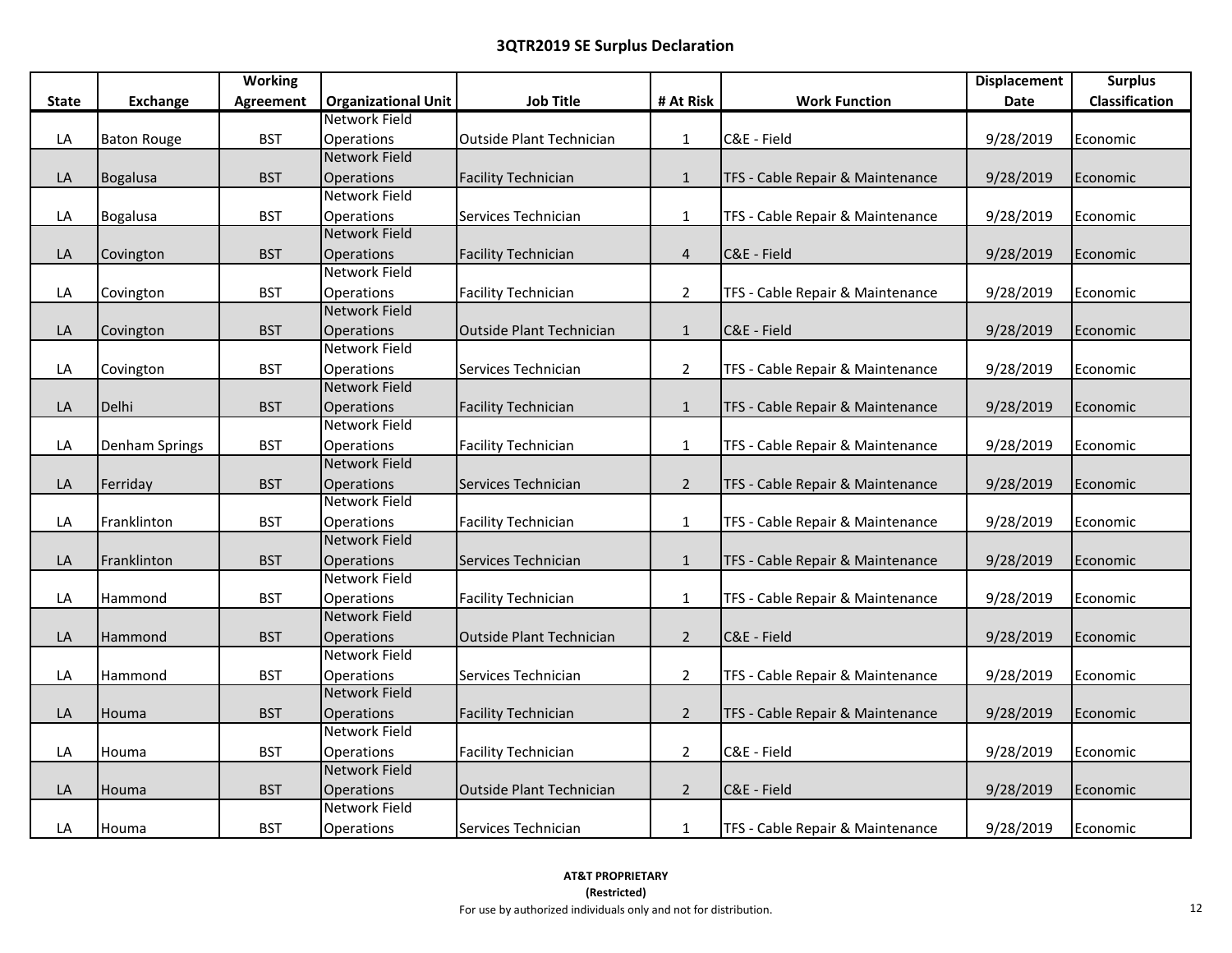# 3QTR2019 SE Surplus Declaration

| State | Exchange | Working Agreement | Organizational Unit | Job Title | # At Risk | Work Function | Displacement Date | Surplus Classification |
|---|---|---|---|---|---|---|---|---|
| LA | Baton Rouge | BST | Network Field Operations | Outside Plant Technician | 1 | C&E - Field | 9/28/2019 | Economic |
| LA | Bogalusa | BST | Network Field Operations | Facility Technician | 1 | TFS - Cable Repair & Maintenance | 9/28/2019 | Economic |
| LA | Bogalusa | BST | Network Field Operations | Services Technician | 1 | TFS - Cable Repair & Maintenance | 9/28/2019 | Economic |
| LA | Covington | BST | Network Field Operations | Facility Technician | 4 | C&E - Field | 9/28/2019 | Economic |
| LA | Covington | BST | Network Field Operations | Facility Technician | 2 | TFS - Cable Repair & Maintenance | 9/28/2019 | Economic |
| LA | Covington | BST | Network Field Operations | Outside Plant Technician | 1 | C&E - Field | 9/28/2019 | Economic |
| LA | Covington | BST | Network Field Operations | Services Technician | 2 | TFS - Cable Repair & Maintenance | 9/28/2019 | Economic |
| LA | Delhi | BST | Network Field Operations | Facility Technician | 1 | TFS - Cable Repair & Maintenance | 9/28/2019 | Economic |
| LA | Denham Springs | BST | Network Field Operations | Facility Technician | 1 | TFS - Cable Repair & Maintenance | 9/28/2019 | Economic |
| LA | Ferriday | BST | Network Field Operations | Services Technician | 2 | TFS - Cable Repair & Maintenance | 9/28/2019 | Economic |
| LA | Franklinton | BST | Network Field Operations | Facility Technician | 1 | TFS - Cable Repair & Maintenance | 9/28/2019 | Economic |
| LA | Franklinton | BST | Network Field Operations | Services Technician | 1 | TFS - Cable Repair & Maintenance | 9/28/2019 | Economic |
| LA | Hammond | BST | Network Field Operations | Facility Technician | 1 | TFS - Cable Repair & Maintenance | 9/28/2019 | Economic |
| LA | Hammond | BST | Network Field Operations | Outside Plant Technician | 2 | C&E - Field | 9/28/2019 | Economic |
| LA | Hammond | BST | Network Field Operations | Services Technician | 2 | TFS - Cable Repair & Maintenance | 9/28/2019 | Economic |
| LA | Houma | BST | Network Field Operations | Facility Technician | 2 | TFS - Cable Repair & Maintenance | 9/28/2019 | Economic |
| LA | Houma | BST | Network Field Operations | Facility Technician | 2 | C&E - Field | 9/28/2019 | Economic |
| LA | Houma | BST | Network Field Operations | Outside Plant Technician | 2 | C&E - Field | 9/28/2019 | Economic |
| LA | Houma | BST | Network Field Operations | Services Technician | 1 | TFS - Cable Repair & Maintenance | 9/28/2019 | Economic |

**AT&T PROPRIETARY**
**(Restricted)**
For use by authorized individuals only and not for distribution.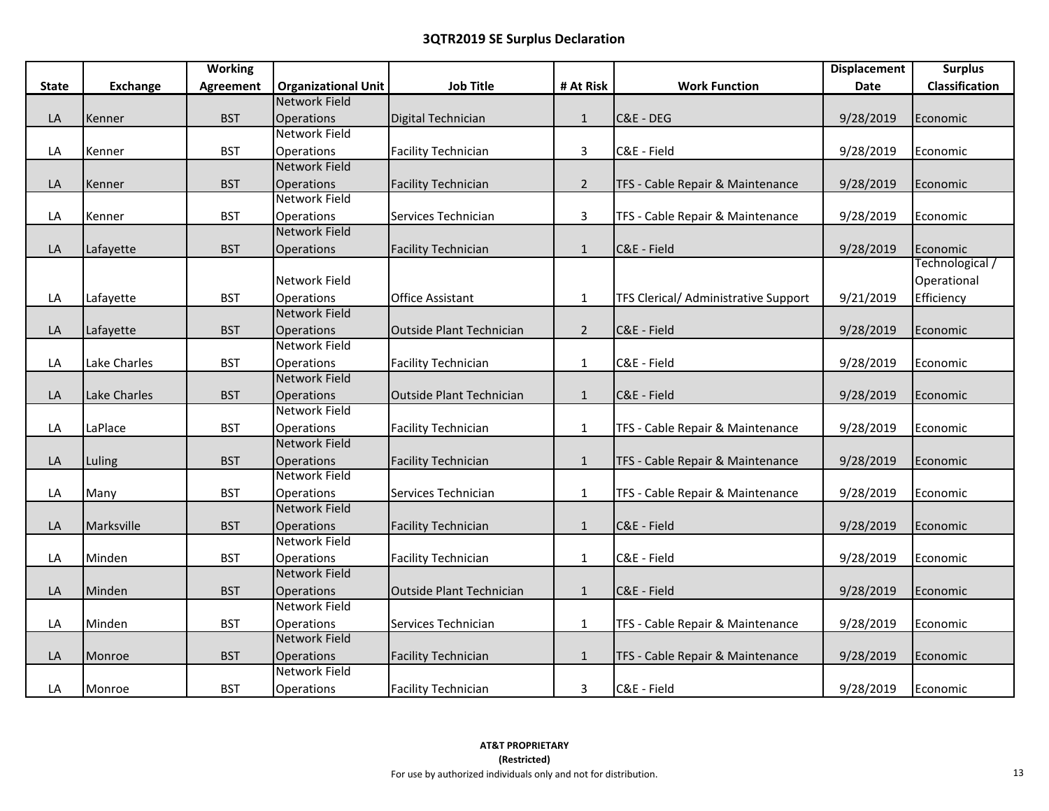### 3QTR2019 SE Surplus Declaration

| State | Exchange | Working Agreement | Organizational Unit | Job Title | # At Risk | Work Function | Displacement Date | Surplus Classification |
|---|---|---|---|---|---|---|---|---|
| LA | Kenner | BST | Network Field Operations | Digital Technician | 1 | C&E - DEG | 9/28/2019 | Economic |
| LA | Kenner | BST | Network Field Operations | Facility Technician | 3 | C&E - Field | 9/28/2019 | Economic |
| LA | Kenner | BST | Network Field Operations | Facility Technician | 2 | TFS - Cable Repair & Maintenance | 9/28/2019 | Economic |
| LA | Kenner | BST | Network Field Operations | Services Technician | 3 | TFS - Cable Repair & Maintenance | 9/28/2019 | Economic |
| LA | Lafayette | BST | Network Field Operations | Facility Technician | 1 | C&E - Field | 9/28/2019 | Economic |
| LA | Lafayette | BST | Network Field Operations | Office Assistant | 1 | TFS Clerical/ Administrative Support | 9/21/2019 | Technological / Operational Efficiency |
| LA | Lafayette | BST | Network Field Operations | Outside Plant Technician | 2 | C&E - Field | 9/28/2019 | Economic |
| LA | Lake Charles | BST | Network Field Operations | Facility Technician | 1 | C&E - Field | 9/28/2019 | Economic |
| LA | Lake Charles | BST | Network Field Operations | Outside Plant Technician | 1 | C&E - Field | 9/28/2019 | Economic |
| LA | LaPlace | BST | Network Field Operations | Facility Technician | 1 | TFS - Cable Repair & Maintenance | 9/28/2019 | Economic |
| LA | Luling | BST | Network Field Operations | Facility Technician | 1 | TFS - Cable Repair & Maintenance | 9/28/2019 | Economic |
| LA | Many | BST | Network Field Operations | Services Technician | 1 | TFS - Cable Repair & Maintenance | 9/28/2019 | Economic |
| LA | Marksville | BST | Network Field Operations | Facility Technician | 1 | C&E - Field | 9/28/2019 | Economic |
| LA | Minden | BST | Network Field Operations | Facility Technician | 1 | C&E - Field | 9/28/2019 | Economic |
| LA | Minden | BST | Network Field Operations | Outside Plant Technician | 1 | C&E - Field | 9/28/2019 | Economic |
| LA | Minden | BST | Network Field Operations | Services Technician | 1 | TFS - Cable Repair & Maintenance | 9/28/2019 | Economic |
| LA | Monroe | BST | Network Field Operations | Facility Technician | 1 | TFS - Cable Repair & Maintenance | 9/28/2019 | Economic |
| LA | Monroe | BST | Network Field Operations | Facility Technician | 3 | C&E - Field | 9/28/2019 | Economic |

**AT&T PROPRIETARY**
**(Restricted)**
For use by authorized individuals only and not for distribution.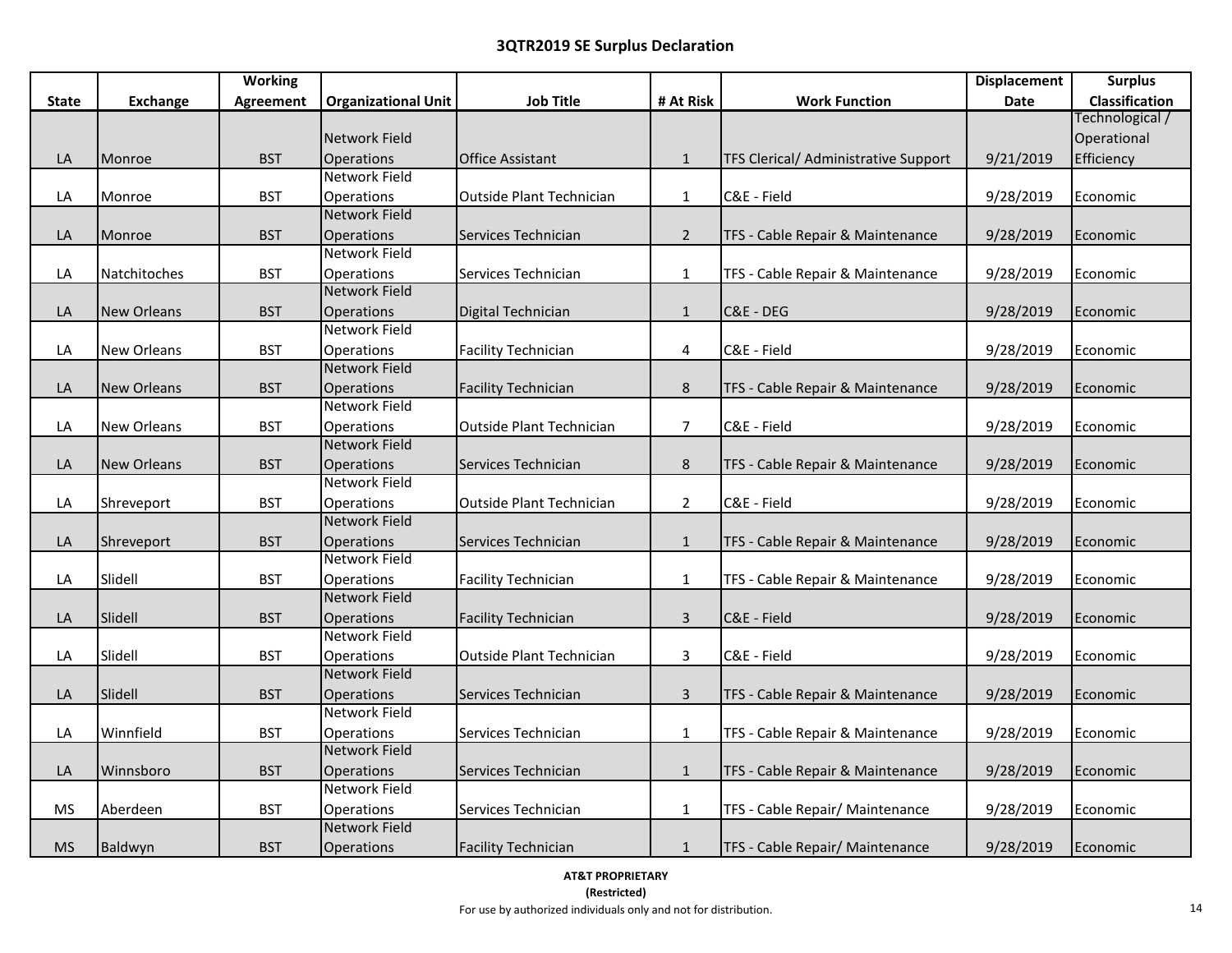## 3QTR2019 SE Surplus Declaration

| State | Exchange | Working Agreement | Organizational Unit | Job Title | # At Risk | Work Function | Displacement Date | Surplus Classification |
|---|---|---|---|---|---|---|---|---|
| LA | Monroe | BST | Network Field Operations | Office Assistant | 1 | TFS Clerical/ Administrative Support | 9/21/2019 | Technological / Operational Efficiency |
| LA | Monroe | BST | Network Field Operations | Outside Plant Technician | 1 | C&E - Field | 9/28/2019 | Economic |
| LA | Monroe | BST | Network Field Operations | Services Technician | 2 | TFS - Cable Repair & Maintenance | 9/28/2019 | Economic |
| LA | Natchitoches | BST | Network Field Operations | Services Technician | 1 | TFS - Cable Repair & Maintenance | 9/28/2019 | Economic |
| LA | New Orleans | BST | Network Field Operations | Digital Technician | 1 | C&E - DEG | 9/28/2019 | Economic |
| LA | New Orleans | BST | Network Field Operations | Facility Technician | 4 | C&E - Field | 9/28/2019 | Economic |
| LA | New Orleans | BST | Network Field Operations | Facility Technician | 8 | TFS - Cable Repair & Maintenance | 9/28/2019 | Economic |
| LA | New Orleans | BST | Network Field Operations | Outside Plant Technician | 7 | C&E - Field | 9/28/2019 | Economic |
| LA | New Orleans | BST | Network Field Operations | Services Technician | 8 | TFS - Cable Repair & Maintenance | 9/28/2019 | Economic |
| LA | Shreveport | BST | Network Field Operations | Outside Plant Technician | 2 | C&E - Field | 9/28/2019 | Economic |
| LA | Shreveport | BST | Network Field Operations | Services Technician | 1 | TFS - Cable Repair & Maintenance | 9/28/2019 | Economic |
| LA | Slidell | BST | Network Field Operations | Facility Technician | 1 | TFS - Cable Repair & Maintenance | 9/28/2019 | Economic |
| LA | Slidell | BST | Network Field Operations | Facility Technician | 3 | C&E - Field | 9/28/2019 | Economic |
| LA | Slidell | BST | Network Field Operations | Outside Plant Technician | 3 | C&E - Field | 9/28/2019 | Economic |
| LA | Slidell | BST | Network Field Operations | Services Technician | 3 | TFS - Cable Repair & Maintenance | 9/28/2019 | Economic |
| LA | Winnfield | BST | Network Field Operations | Services Technician | 1 | TFS - Cable Repair & Maintenance | 9/28/2019 | Economic |
| LA | Winnsboro | BST | Network Field Operations | Services Technician | 1 | TFS - Cable Repair & Maintenance | 9/28/2019 | Economic |
| MS | Aberdeen | BST | Network Field Operations | Services Technician | 1 | TFS - Cable Repair/ Maintenance | 9/28/2019 | Economic |
| MS | Baldwyn | BST | Network Field Operations | Facility Technician | 1 | TFS - Cable Repair/ Maintenance | 9/28/2019 | Economic |

**AT&T PROPRIETARY**
**(Restricted)**
For use by authorized individuals only and not for distribution.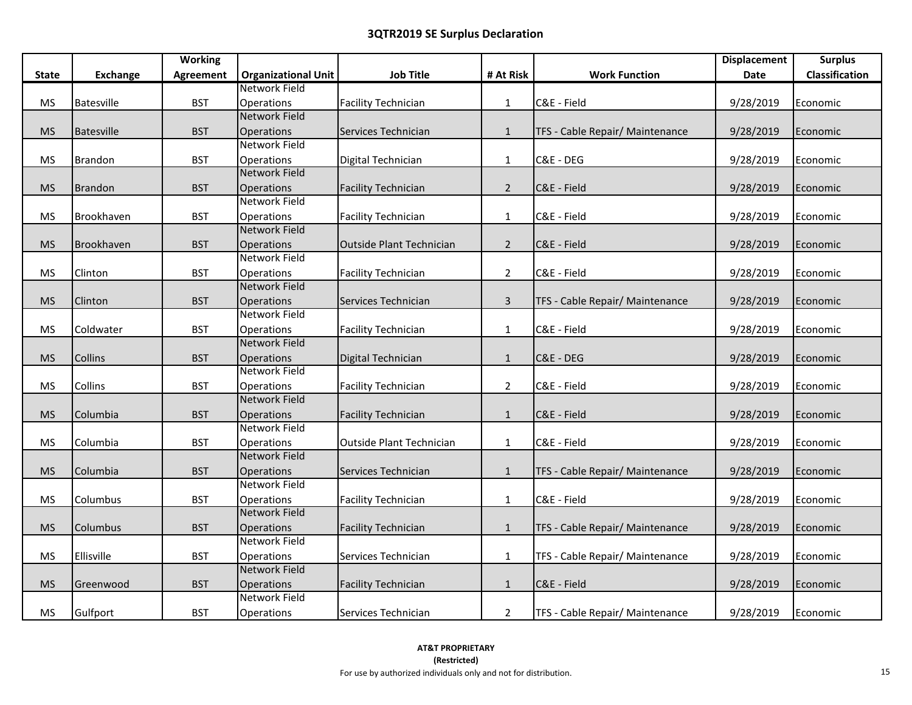## 3QTR2019 SE Surplus Declaration

| State | Exchange | Working Agreement | Organizational Unit | Job Title | # At Risk | Work Function | Displacement Date | Surplus Classification |
|---|---|---|---|---|---|---|---|---|
| MS | Batesville | BST | Network Field Operations | Facility Technician | 1 | C&E - Field | 9/28/2019 | Economic |
| MS | Batesville | BST | Network Field Operations | Services Technician | 1 | TFS - Cable Repair/ Maintenance | 9/28/2019 | Economic |
| MS | Brandon | BST | Network Field Operations | Digital Technician | 1 | C&E - DEG | 9/28/2019 | Economic |
| MS | Brandon | BST | Network Field Operations | Facility Technician | 2 | C&E - Field | 9/28/2019 | Economic |
| MS | Brookhaven | BST | Network Field Operations | Facility Technician | 1 | C&E - Field | 9/28/2019 | Economic |
| MS | Brookhaven | BST | Network Field Operations | Outside Plant Technician | 2 | C&E - Field | 9/28/2019 | Economic |
| MS | Clinton | BST | Network Field Operations | Facility Technician | 2 | C&E - Field | 9/28/2019 | Economic |
| MS | Clinton | BST | Network Field Operations | Services Technician | 3 | TFS - Cable Repair/ Maintenance | 9/28/2019 | Economic |
| MS | Coldwater | BST | Network Field Operations | Facility Technician | 1 | C&E - Field | 9/28/2019 | Economic |
| MS | Collins | BST | Network Field Operations | Digital Technician | 1 | C&E - DEG | 9/28/2019 | Economic |
| MS | Collins | BST | Network Field Operations | Facility Technician | 2 | C&E - Field | 9/28/2019 | Economic |
| MS | Columbia | BST | Network Field Operations | Facility Technician | 1 | C&E - Field | 9/28/2019 | Economic |
| MS | Columbia | BST | Network Field Operations | Outside Plant Technician | 1 | C&E - Field | 9/28/2019 | Economic |
| MS | Columbia | BST | Network Field Operations | Services Technician | 1 | TFS - Cable Repair/ Maintenance | 9/28/2019 | Economic |
| MS | Columbus | BST | Network Field Operations | Facility Technician | 1 | C&E - Field | 9/28/2019 | Economic |
| MS | Columbus | BST | Network Field Operations | Facility Technician | 1 | TFS - Cable Repair/ Maintenance | 9/28/2019 | Economic |
| MS | Ellisville | BST | Network Field Operations | Services Technician | 1 | TFS - Cable Repair/ Maintenance | 9/28/2019 | Economic |
| MS | Greenwood | BST | Network Field Operations | Facility Technician | 1 | C&E - Field | 9/28/2019 | Economic |
| MS | Gulfport | BST | Network Field Operations | Services Technician | 2 | TFS - Cable Repair/ Maintenance | 9/28/2019 | Economic |

**AT&T PROPRIETARY**
**(Restricted)**
For use by authorized individuals only and not for distribution.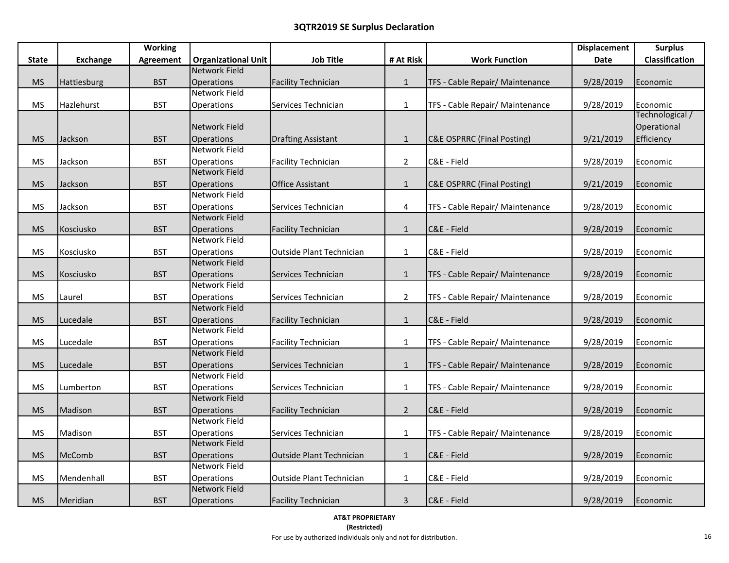## 3QTR2019 SE Surplus Declaration

| State | Exchange | Working Agreement | Organizational Unit | Job Title | # At Risk | Work Function | Displacement Date | Surplus Classification |
|---|---|---|---|---|---|---|---|---|
| MS | Hattiesburg | BST | Network Field Operations | Facility Technician | 1 | TFS - Cable Repair/ Maintenance | 9/28/2019 | Economic |
| MS | Hazlehurst | BST | Network Field Operations | Services Technician | 1 | TFS - Cable Repair/ Maintenance | 9/28/2019 | Economic |
| MS | Jackson | BST | Network Field Operations | Drafting Assistant | 1 | C&E OSPRRC (Final Posting) | 9/21/2019 | Technological / Operational Efficiency |
| MS | Jackson | BST | Network Field Operations | Facility Technician | 2 | C&E - Field | 9/28/2019 | Economic |
| MS | Jackson | BST | Network Field Operations | Office Assistant | 1 | C&E OSPRRC (Final Posting) | 9/21/2019 | Economic |
| MS | Jackson | BST | Network Field Operations | Services Technician | 4 | TFS - Cable Repair/ Maintenance | 9/28/2019 | Economic |
| MS | Kosciusko | BST | Network Field Operations | Facility Technician | 1 | C&E - Field | 9/28/2019 | Economic |
| MS | Kosciusko | BST | Network Field Operations | Outside Plant Technician | 1 | C&E - Field | 9/28/2019 | Economic |
| MS | Kosciusko | BST | Network Field Operations | Services Technician | 1 | TFS - Cable Repair/ Maintenance | 9/28/2019 | Economic |
| MS | Laurel | BST | Network Field Operations | Services Technician | 2 | TFS - Cable Repair/ Maintenance | 9/28/2019 | Economic |
| MS | Lucedale | BST | Network Field Operations | Facility Technician | 1 | C&E - Field | 9/28/2019 | Economic |
| MS | Lucedale | BST | Network Field Operations | Facility Technician | 1 | TFS - Cable Repair/ Maintenance | 9/28/2019 | Economic |
| MS | Lucedale | BST | Network Field Operations | Services Technician | 1 | TFS - Cable Repair/ Maintenance | 9/28/2019 | Economic |
| MS | Lumberton | BST | Network Field Operations | Services Technician | 1 | TFS - Cable Repair/ Maintenance | 9/28/2019 | Economic |
| MS | Madison | BST | Network Field Operations | Facility Technician | 2 | C&E - Field | 9/28/2019 | Economic |
| MS | Madison | BST | Network Field Operations | Services Technician | 1 | TFS - Cable Repair/ Maintenance | 9/28/2019 | Economic |
| MS | McComb | BST | Network Field Operations | Outside Plant Technician | 1 | C&E - Field | 9/28/2019 | Economic |
| MS | Mendenhall | BST | Network Field Operations | Outside Plant Technician | 1 | C&E - Field | 9/28/2019 | Economic |
| MS | Meridian | BST | Network Field Operations | Facility Technician | 3 | C&E - Field | 9/28/2019 | Economic |

**AT&T PROPRIETARY**
**(Restricted)**
For use by authorized individuals only and not for distribution.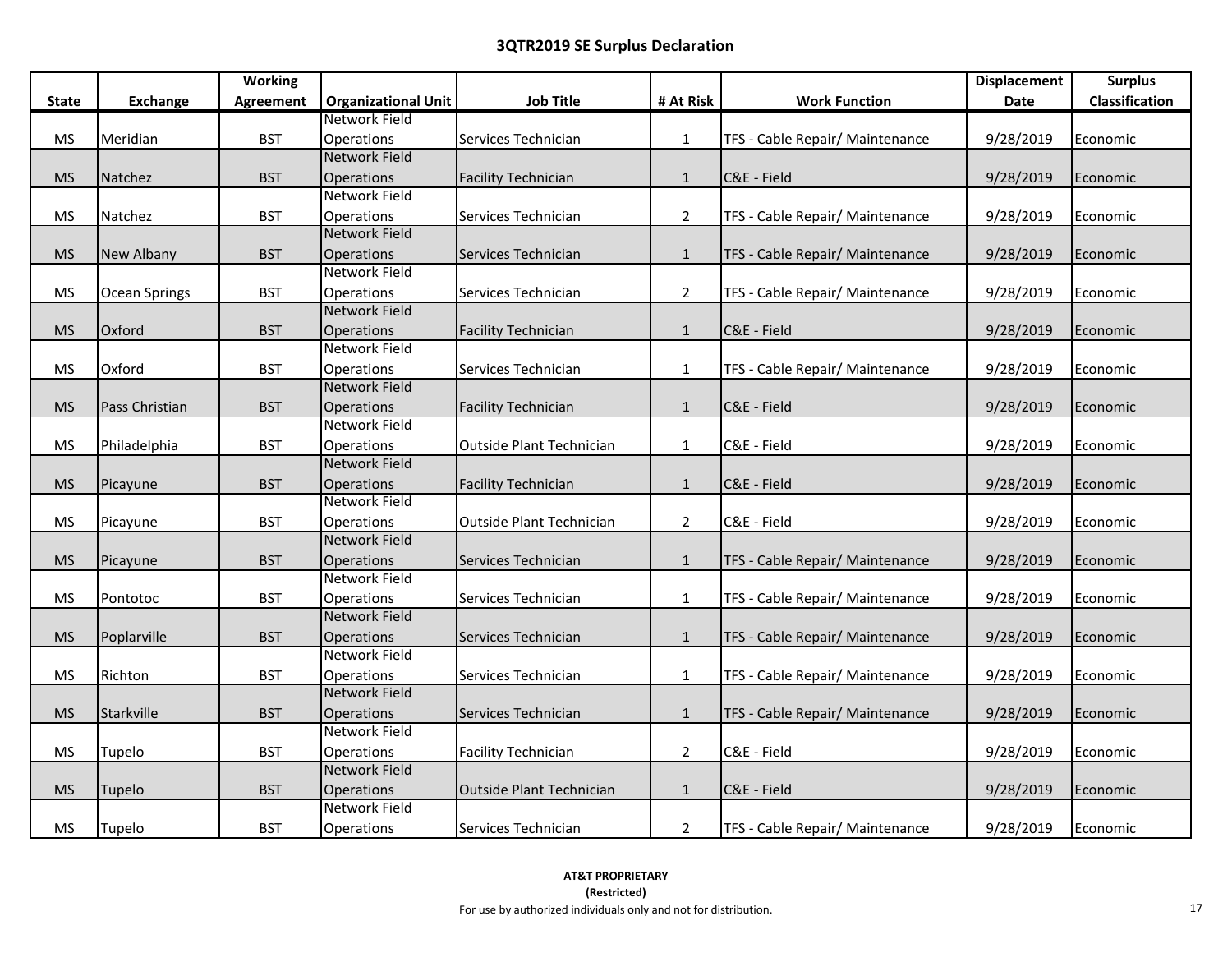## 3QTR2019 SE Surplus Declaration

| State | Exchange | Working Agreement | Organizational Unit | Job Title | # At Risk | Work Function | Displacement Date | Surplus Classification |
|---|---|---|---|---|---|---|---|---|
| MS | Meridian | BST | Network Field Operations | Services Technician | 1 | TFS - Cable Repair/ Maintenance | 9/28/2019 | Economic |
| MS | Natchez | BST | Network Field Operations | Facility Technician | 1 | C&E - Field | 9/28/2019 | Economic |
| MS | Natchez | BST | Network Field Operations | Services Technician | 2 | TFS - Cable Repair/ Maintenance | 9/28/2019 | Economic |
| MS | New Albany | BST | Network Field Operations | Services Technician | 1 | TFS - Cable Repair/ Maintenance | 9/28/2019 | Economic |
| MS | Ocean Springs | BST | Network Field Operations | Services Technician | 2 | TFS - Cable Repair/ Maintenance | 9/28/2019 | Economic |
| MS | Oxford | BST | Network Field Operations | Facility Technician | 1 | C&E - Field | 9/28/2019 | Economic |
| MS | Oxford | BST | Network Field Operations | Services Technician | 1 | TFS - Cable Repair/ Maintenance | 9/28/2019 | Economic |
| MS | Pass Christian | BST | Network Field Operations | Facility Technician | 1 | C&E - Field | 9/28/2019 | Economic |
| MS | Philadelphia | BST | Network Field Operations | Outside Plant Technician | 1 | C&E - Field | 9/28/2019 | Economic |
| MS | Picayune | BST | Network Field Operations | Facility Technician | 1 | C&E - Field | 9/28/2019 | Economic |
| MS | Picayune | BST | Network Field Operations | Outside Plant Technician | 2 | C&E - Field | 9/28/2019 | Economic |
| MS | Picayune | BST | Network Field Operations | Services Technician | 1 | TFS - Cable Repair/ Maintenance | 9/28/2019 | Economic |
| MS | Pontotoc | BST | Network Field Operations | Services Technician | 1 | TFS - Cable Repair/ Maintenance | 9/28/2019 | Economic |
| MS | Poplarville | BST | Network Field Operations | Services Technician | 1 | TFS - Cable Repair/ Maintenance | 9/28/2019 | Economic |
| MS | Richton | BST | Network Field Operations | Services Technician | 1 | TFS - Cable Repair/ Maintenance | 9/28/2019 | Economic |
| MS | Starkville | BST | Network Field Operations | Services Technician | 1 | TFS - Cable Repair/ Maintenance | 9/28/2019 | Economic |
| MS | Tupelo | BST | Network Field Operations | Facility Technician | 2 | C&E - Field | 9/28/2019 | Economic |
| MS | Tupelo | BST | Network Field Operations | Outside Plant Technician | 1 | C&E - Field | 9/28/2019 | Economic |
| MS | Tupelo | BST | Network Field Operations | Services Technician | 2 | TFS - Cable Repair/ Maintenance | 9/28/2019 | Economic |

**AT&T PROPRIETARY**
**(Restricted)**
For use by authorized individuals only and not for distribution.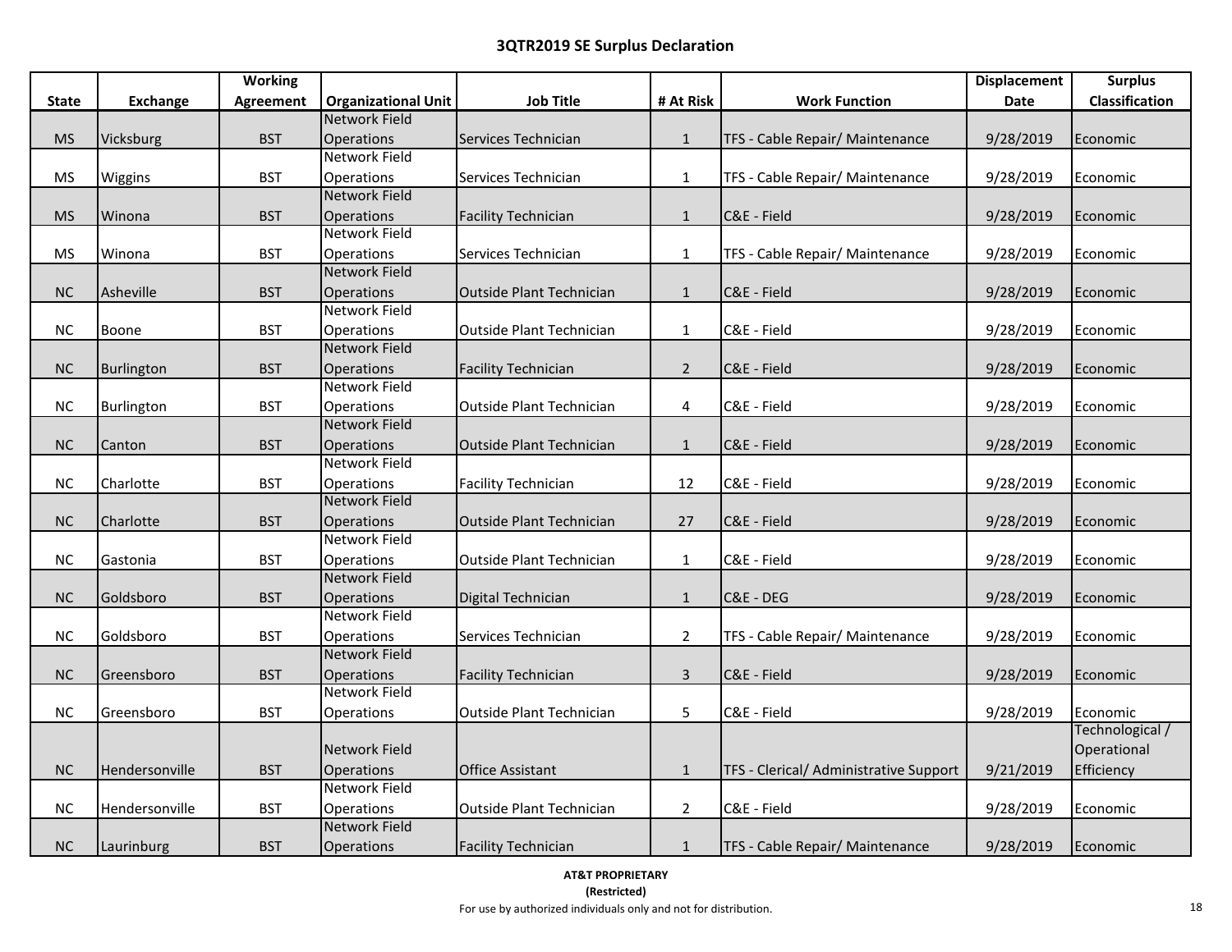## 3QTR2019 SE Surplus Declaration

| State | Exchange | Working Agreement | Organizational Unit | Job Title | # At Risk | Work Function | Displacement Date | Surplus Classification |
|---|---|---|---|---|---|---|---|---|
| MS | Vicksburg | BST | Network Field Operations | Services Technician | 1 | TFS - Cable Repair/ Maintenance | 9/28/2019 | Economic |
| MS | Wiggins | BST | Network Field Operations | Services Technician | 1 | TFS - Cable Repair/ Maintenance | 9/28/2019 | Economic |
| MS | Winona | BST | Network Field Operations | Facility Technician | 1 | C&E - Field | 9/28/2019 | Economic |
| MS | Winona | BST | Network Field Operations | Services Technician | 1 | TFS - Cable Repair/ Maintenance | 9/28/2019 | Economic |
| NC | Asheville | BST | Network Field Operations | Outside Plant Technician | 1 | C&E - Field | 9/28/2019 | Economic |
| NC | Boone | BST | Network Field Operations | Outside Plant Technician | 1 | C&E - Field | 9/28/2019 | Economic |
| NC | Burlington | BST | Network Field Operations | Facility Technician | 2 | C&E - Field | 9/28/2019 | Economic |
| NC | Burlington | BST | Network Field Operations | Outside Plant Technician | 4 | C&E - Field | 9/28/2019 | Economic |
| NC | Canton | BST | Network Field Operations | Outside Plant Technician | 1 | C&E - Field | 9/28/2019 | Economic |
| NC | Charlotte | BST | Network Field Operations | Facility Technician | 12 | C&E - Field | 9/28/2019 | Economic |
| NC | Charlotte | BST | Network Field Operations | Outside Plant Technician | 27 | C&E - Field | 9/28/2019 | Economic |
| NC | Gastonia | BST | Network Field Operations | Outside Plant Technician | 1 | C&E - Field | 9/28/2019 | Economic |
| NC | Goldsboro | BST | Network Field Operations | Digital Technician | 1 | C&E - DEG | 9/28/2019 | Economic |
| NC | Goldsboro | BST | Network Field Operations | Services Technician | 2 | TFS - Cable Repair/ Maintenance | 9/28/2019 | Economic |
| NC | Greensboro | BST | Network Field Operations | Facility Technician | 3 | C&E - Field | 9/28/2019 | Economic |
| NC | Greensboro | BST | Network Field Operations | Outside Plant Technician | 5 | C&E - Field | 9/28/2019 | Economic |
| NC | Hendersonville | BST | Network Field Operations | Office Assistant | 1 | TFS - Clerical/ Administrative Support | 9/21/2019 | Technological / Operational Efficiency |
| NC | Hendersonville | BST | Network Field Operations | Outside Plant Technician | 2 | C&E - Field | 9/28/2019 | Economic |
| NC | Laurinburg | BST | Network Field Operations | Facility Technician | 1 | TFS - Cable Repair/ Maintenance | 9/28/2019 | Economic |

**AT&T PROPRIETARY**
**(Restricted)**
For use by authorized individuals only and not for distribution.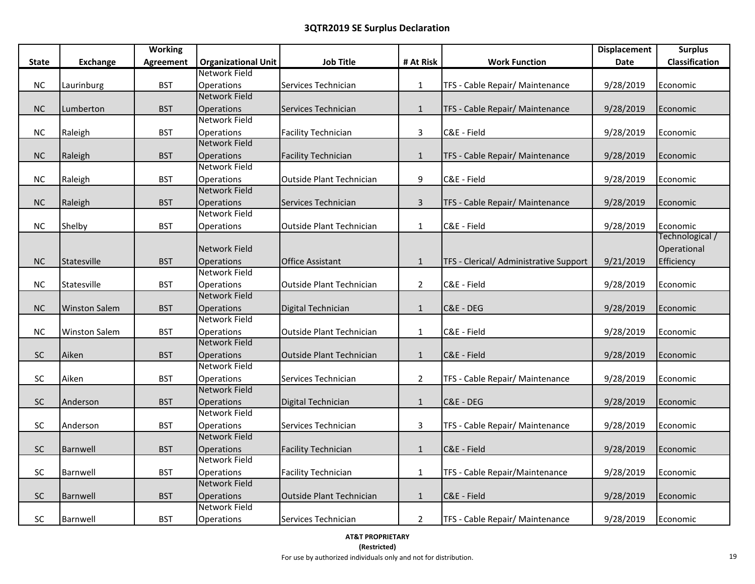# 3QTR2019 SE Surplus Declaration

| State | Exchange | Working Agreement | Organizational Unit | Job Title | # At Risk | Work Function | Displacement Date | Surplus Classification |
|---|---|---|---|---|---|---|---|---|
| NC | Laurinburg | BST | Network Field Operations | Services Technician | 1 | TFS - Cable Repair/ Maintenance | 9/28/2019 | Economic |
| NC | Lumberton | BST | Network Field Operations | Services Technician | 1 | TFS - Cable Repair/ Maintenance | 9/28/2019 | Economic |
| NC | Raleigh | BST | Network Field Operations | Facility Technician | 3 | C&E - Field | 9/28/2019 | Economic |
| NC | Raleigh | BST | Network Field Operations | Facility Technician | 1 | TFS - Cable Repair/ Maintenance | 9/28/2019 | Economic |
| NC | Raleigh | BST | Network Field Operations | Outside Plant Technician | 9 | C&E - Field | 9/28/2019 | Economic |
| NC | Raleigh | BST | Network Field Operations | Services Technician | 3 | TFS - Cable Repair/ Maintenance | 9/28/2019 | Economic |
| NC | Shelby | BST | Network Field Operations | Outside Plant Technician | 1 | C&E - Field | 9/28/2019 | Economic |
| NC | Statesville | BST | Network Field Operations | Office Assistant | 1 | TFS - Clerical/ Administrative Support | 9/21/2019 | Technological / Operational Efficiency |
| NC | Statesville | BST | Network Field Operations | Outside Plant Technician | 2 | C&E - Field | 9/28/2019 | Economic |
| NC | Winston Salem | BST | Network Field Operations | Digital Technician | 1 | C&E - DEG | 9/28/2019 | Economic |
| NC | Winston Salem | BST | Network Field Operations | Outside Plant Technician | 1 | C&E - Field | 9/28/2019 | Economic |
| SC | Aiken | BST | Network Field Operations | Outside Plant Technician | 1 | C&E - Field | 9/28/2019 | Economic |
| SC | Aiken | BST | Network Field Operations | Services Technician | 2 | TFS - Cable Repair/ Maintenance | 9/28/2019 | Economic |
| SC | Anderson | BST | Network Field Operations | Digital Technician | 1 | C&E - DEG | 9/28/2019 | Economic |
| SC | Anderson | BST | Network Field Operations | Services Technician | 3 | TFS - Cable Repair/ Maintenance | 9/28/2019 | Economic |
| SC | Barnwell | BST | Network Field Operations | Facility Technician | 1 | C&E - Field | 9/28/2019 | Economic |
| SC | Barnwell | BST | Network Field Operations | Facility Technician | 1 | TFS - Cable Repair/Maintenance | 9/28/2019 | Economic |
| SC | Barnwell | BST | Network Field Operations | Outside Plant Technician | 1 | C&E - Field | 9/28/2019 | Economic |
| SC | Barnwell | BST | Network Field Operations | Services Technician | 2 | TFS - Cable Repair/ Maintenance | 9/28/2019 | Economic |

**AT&T PROPRIETARY**
**(Restricted)**
For use by authorized individuals only and not for distribution.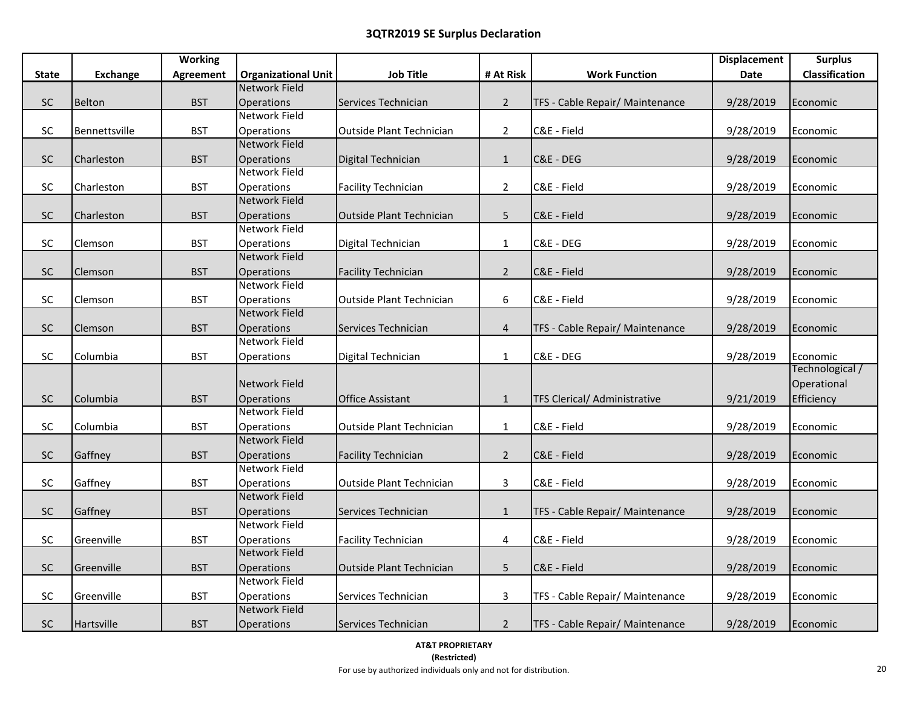## 3QTR2019 SE Surplus Declaration

| State | Exchange | Working Agreement | Organizational Unit | Job Title | # At Risk | Work Function | Displacement Date | Surplus Classification |
|---|---|---|---|---|---|---|---|---|
| SC | Belton | BST | Network Field Operations | Services Technician | 2 | TFS - Cable Repair/ Maintenance | 9/28/2019 | Economic |
| SC | Bennettsville | BST | Network Field Operations | Outside Plant Technician | 2 | C&E - Field | 9/28/2019 | Economic |
| SC | Charleston | BST | Network Field Operations | Digital Technician | 1 | C&E - DEG | 9/28/2019 | Economic |
| SC | Charleston | BST | Network Field Operations | Facility Technician | 2 | C&E - Field | 9/28/2019 | Economic |
| SC | Charleston | BST | Network Field Operations | Outside Plant Technician | 5 | C&E - Field | 9/28/2019 | Economic |
| SC | Clemson | BST | Network Field Operations | Digital Technician | 1 | C&E - DEG | 9/28/2019 | Economic |
| SC | Clemson | BST | Network Field Operations | Facility Technician | 2 | C&E - Field | 9/28/2019 | Economic |
| SC | Clemson | BST | Network Field Operations | Outside Plant Technician | 6 | C&E - Field | 9/28/2019 | Economic |
| SC | Clemson | BST | Network Field Operations | Services Technician | 4 | TFS - Cable Repair/ Maintenance | 9/28/2019 | Economic |
| SC | Columbia | BST | Network Field Operations | Digital Technician | 1 | C&E - DEG | 9/28/2019 | Economic |
| SC | Columbia | BST | Network Field Operations | Office Assistant | 1 | TFS Clerical/ Administrative | 9/21/2019 | Technological / Operational Efficiency |
| SC | Columbia | BST | Network Field Operations | Outside Plant Technician | 1 | C&E - Field | 9/28/2019 | Economic |
| SC | Gaffney | BST | Network Field Operations | Facility Technician | 2 | C&E - Field | 9/28/2019 | Economic |
| SC | Gaffney | BST | Network Field Operations | Outside Plant Technician | 3 | C&E - Field | 9/28/2019 | Economic |
| SC | Gaffney | BST | Network Field Operations | Services Technician | 1 | TFS - Cable Repair/ Maintenance | 9/28/2019 | Economic |
| SC | Greenville | BST | Network Field Operations | Facility Technician | 4 | C&E - Field | 9/28/2019 | Economic |
| SC | Greenville | BST | Network Field Operations | Outside Plant Technician | 5 | C&E - Field | 9/28/2019 | Economic |
| SC | Greenville | BST | Network Field Operations | Services Technician | 3 | TFS - Cable Repair/ Maintenance | 9/28/2019 | Economic |
| SC | Hartsville | BST | Network Field Operations | Services Technician | 2 | TFS - Cable Repair/ Maintenance | 9/28/2019 | Economic |

**AT&T PROPRIETARY**
**(Restricted)**
For use by authorized individuals only and not for distribution.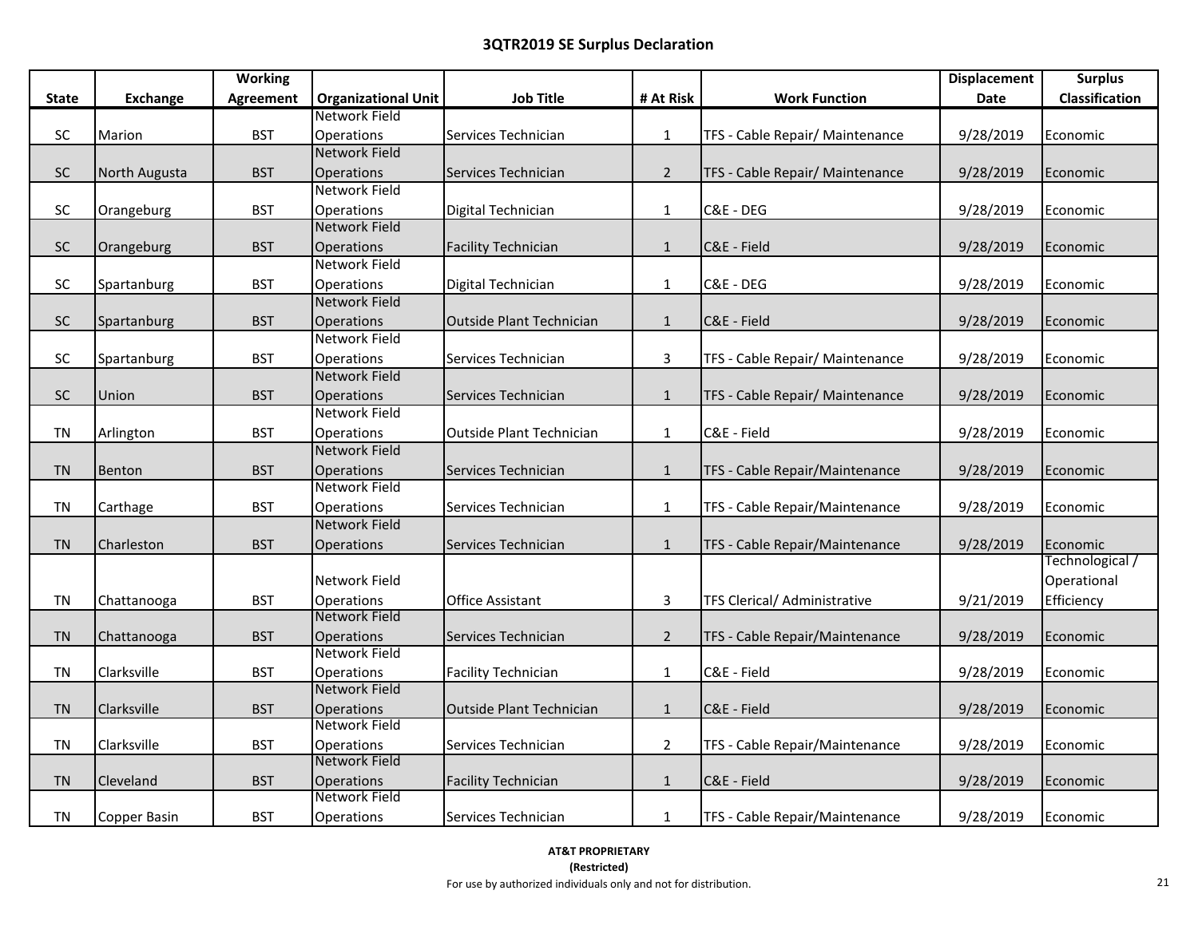# 3QTR2019 SE Surplus Declaration

| State | Exchange | Working Agreement | Organizational Unit | Job Title | # At Risk | Work Function | Displacement Date | Surplus Classification |
|---|---|---|---|---|---|---|---|---|
| SC | Marion | BST | Network Field Operations | Services Technician | 1 | TFS - Cable Repair/ Maintenance | 9/28/2019 | Economic |
| SC | North Augusta | BST | Network Field Operations | Services Technician | 2 | TFS - Cable Repair/ Maintenance | 9/28/2019 | Economic |
| SC | Orangeburg | BST | Network Field Operations | Digital Technician | 1 | C&E - DEG | 9/28/2019 | Economic |
| SC | Orangeburg | BST | Network Field Operations | Facility Technician | 1 | C&E - Field | 9/28/2019 | Economic |
| SC | Spartanburg | BST | Network Field Operations | Digital Technician | 1 | C&E - DEG | 9/28/2019 | Economic |
| SC | Spartanburg | BST | Network Field Operations | Outside Plant Technician | 1 | C&E - Field | 9/28/2019 | Economic |
| SC | Spartanburg | BST | Network Field Operations | Services Technician | 3 | TFS - Cable Repair/ Maintenance | 9/28/2019 | Economic |
| SC | Union | BST | Network Field Operations | Services Technician | 1 | TFS - Cable Repair/ Maintenance | 9/28/2019 | Economic |
| TN | Arlington | BST | Network Field Operations | Outside Plant Technician | 1 | C&E - Field | 9/28/2019 | Economic |
| TN | Benton | BST | Network Field Operations | Services Technician | 1 | TFS - Cable Repair/Maintenance | 9/28/2019 | Economic |
| TN | Carthage | BST | Network Field Operations | Services Technician | 1 | TFS - Cable Repair/Maintenance | 9/28/2019 | Economic |
| TN | Charleston | BST | Network Field Operations | Services Technician | 1 | TFS - Cable Repair/Maintenance | 9/28/2019 | Economic |
| TN | Chattanooga | BST | Network Field Operations | Office Assistant | 3 | TFS Clerical/ Administrative | 9/21/2019 | Technological / Operational Efficiency |
| TN | Chattanooga | BST | Network Field Operations | Services Technician | 2 | TFS - Cable Repair/Maintenance | 9/28/2019 | Economic |
| TN | Clarksville | BST | Network Field Operations | Facility Technician | 1 | C&E - Field | 9/28/2019 | Economic |
| TN | Clarksville | BST | Network Field Operations | Outside Plant Technician | 1 | C&E - Field | 9/28/2019 | Economic |
| TN | Clarksville | BST | Network Field Operations | Services Technician | 2 | TFS - Cable Repair/Maintenance | 9/28/2019 | Economic |
| TN | Cleveland | BST | Network Field Operations | Facility Technician | 1 | C&E - Field | 9/28/2019 | Economic |
| TN | Copper Basin | BST | Network Field Operations | Services Technician | 1 | TFS - Cable Repair/Maintenance | 9/28/2019 | Economic |

**AT&T PROPRIETARY**
**(Restricted)**
For use by authorized individuals only and not for distribution.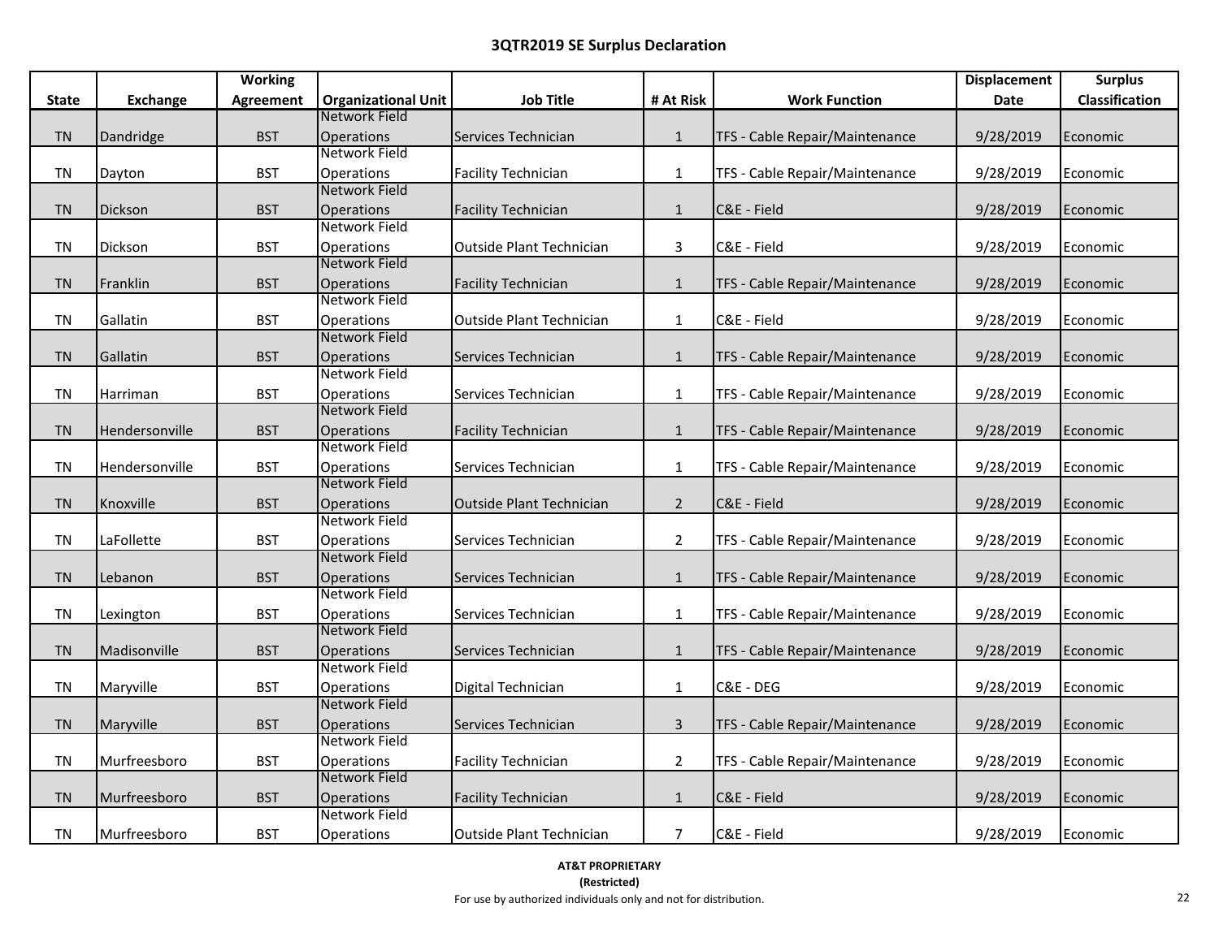## 3QTR2019 SE Surplus Declaration

| State | Exchange | Working Agreement | Organizational Unit | Job Title | # At Risk | Work Function | Displacement Date | Surplus Classification |
|---|---|---|---|---|---|---|---|---|
| TN | Dandridge | BST | Network Field Operations | Services Technician | 1 | TFS - Cable Repair/Maintenance | 9/28/2019 | Economic |
| TN | Dayton | BST | Network Field Operations | Facility Technician | 1 | TFS - Cable Repair/Maintenance | 9/28/2019 | Economic |
| TN | Dickson | BST | Network Field Operations | Facility Technician | 1 | C&E - Field | 9/28/2019 | Economic |
| TN | Dickson | BST | Network Field Operations | Outside Plant Technician | 3 | C&E - Field | 9/28/2019 | Economic |
| TN | Franklin | BST | Network Field Operations | Facility Technician | 1 | TFS - Cable Repair/Maintenance | 9/28/2019 | Economic |
| TN | Gallatin | BST | Network Field Operations | Outside Plant Technician | 1 | C&E - Field | 9/28/2019 | Economic |
| TN | Gallatin | BST | Network Field Operations | Services Technician | 1 | TFS - Cable Repair/Maintenance | 9/28/2019 | Economic |
| TN | Harriman | BST | Network Field Operations | Services Technician | 1 | TFS - Cable Repair/Maintenance | 9/28/2019 | Economic |
| TN | Hendersonville | BST | Network Field Operations | Facility Technician | 1 | TFS - Cable Repair/Maintenance | 9/28/2019 | Economic |
| TN | Hendersonville | BST | Network Field Operations | Services Technician | 1 | TFS - Cable Repair/Maintenance | 9/28/2019 | Economic |
| TN | Knoxville | BST | Network Field Operations | Outside Plant Technician | 2 | C&E - Field | 9/28/2019 | Economic |
| TN | LaFollette | BST | Network Field Operations | Services Technician | 2 | TFS - Cable Repair/Maintenance | 9/28/2019 | Economic |
| TN | Lebanon | BST | Network Field Operations | Services Technician | 1 | TFS - Cable Repair/Maintenance | 9/28/2019 | Economic |
| TN | Lexington | BST | Network Field Operations | Services Technician | 1 | TFS - Cable Repair/Maintenance | 9/28/2019 | Economic |
| TN | Madisonville | BST | Network Field Operations | Services Technician | 1 | TFS - Cable Repair/Maintenance | 9/28/2019 | Economic |
| TN | Maryville | BST | Network Field Operations | Digital Technician | 1 | C&E - DEG | 9/28/2019 | Economic |
| TN | Maryville | BST | Network Field Operations | Services Technician | 3 | TFS - Cable Repair/Maintenance | 9/28/2019 | Economic |
| TN | Murfreesboro | BST | Network Field Operations | Facility Technician | 2 | TFS - Cable Repair/Maintenance | 9/28/2019 | Economic |
| TN | Murfreesboro | BST | Network Field Operations | Facility Technician | 1 | C&E - Field | 9/28/2019 | Economic |
| TN | Murfreesboro | BST | Network Field Operations | Outside Plant Technician | 7 | C&E - Field | 9/28/2019 | Economic |

**AT&T PROPRIETARY**
**(Restricted)**
For use by authorized individuals only and not for distribution.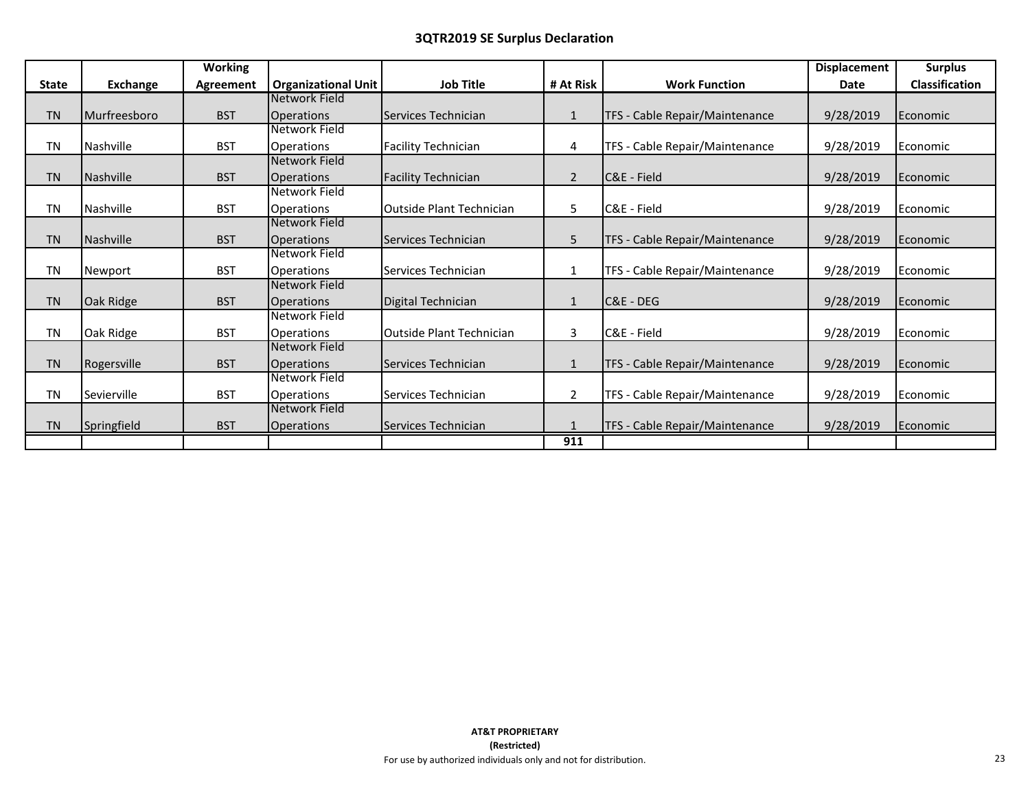### 3QTR2019 SE Surplus Declaration

| State | Exchange | Working Agreement | Organizational Unit | Job Title | # At Risk | Work Function | Displacement Date | Surplus Classification |
|---|---|---|---|---|---|---|---|---|
| TN | Murfreesboro | BST | Network Field Operations | Services Technician | 1 | TFS - Cable Repair/Maintenance | 9/28/2019 | Economic |
| TN | Nashville | BST | Network Field Operations | Facility Technician | 4 | TFS - Cable Repair/Maintenance | 9/28/2019 | Economic |
| TN | Nashville | BST | Network Field Operations | Facility Technician | 2 | C&E - Field | 9/28/2019 | Economic |
| TN | Nashville | BST | Network Field Operations | Outside Plant Technician | 5 | C&E - Field | 9/28/2019 | Economic |
| TN | Nashville | BST | Network Field Operations | Services Technician | 5 | TFS - Cable Repair/Maintenance | 9/28/2019 | Economic |
| TN | Newport | BST | Network Field Operations | Services Technician | 1 | TFS - Cable Repair/Maintenance | 9/28/2019 | Economic |
| TN | Oak Ridge | BST | Network Field Operations | Digital Technician | 1 | C&E - DEG | 9/28/2019 | Economic |
| TN | Oak Ridge | BST | Network Field Operations | Outside Plant Technician | 3 | C&E - Field | 9/28/2019 | Economic |
| TN | Rogersville | BST | Network Field Operations | Services Technician | 1 | TFS - Cable Repair/Maintenance | 9/28/2019 | Economic |
| TN | Sevierville | BST | Network Field Operations | Services Technician | 2 | TFS - Cable Repair/Maintenance | 9/28/2019 | Economic |
| TN | Springfield | BST | Network Field Operations | Services Technician | 1 | TFS - Cable Repair/Maintenance | 9/28/2019 | Economic |
| | | | | | **911** | | | |

**AT&T PROPRIETARY**
**(Restricted)**
For use by authorized individuals only and not for distribution.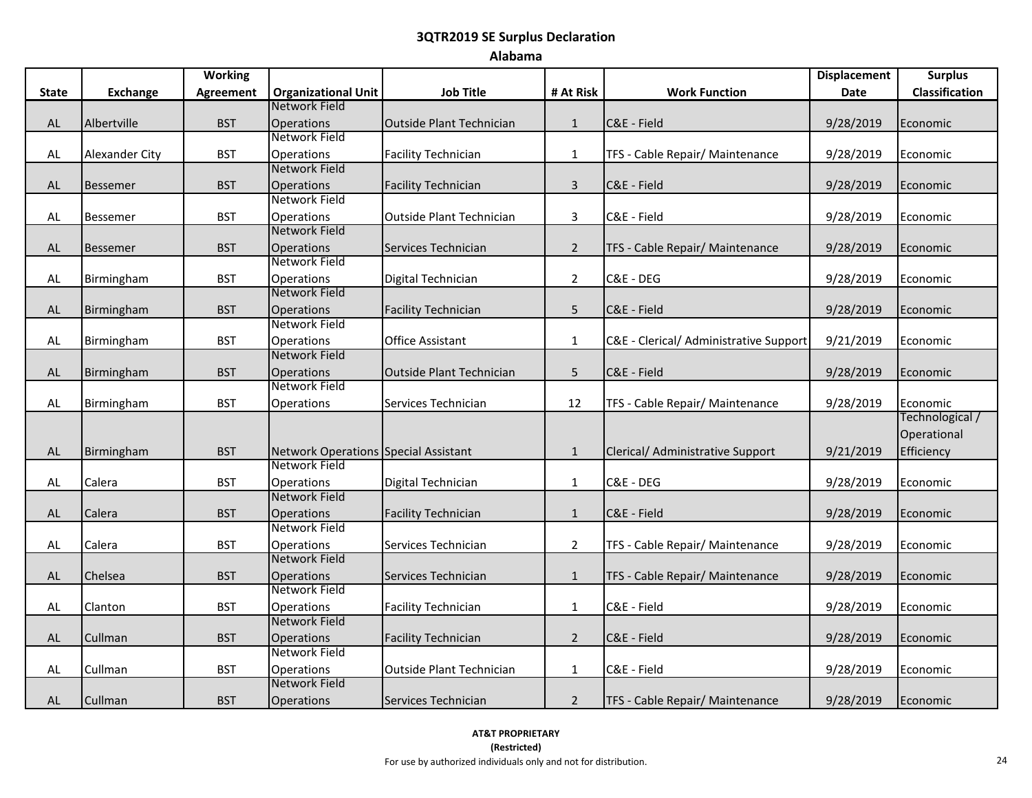## 3QTR2019 SE Surplus Declaration

### Alabama

| State | Exchange | Working Agreement | Organizational Unit | Job Title | # At Risk | Work Function | Displacement Date | Surplus Classification |
|---|---|---|---|---|---|---|---|---|
| AL | Albertville | BST | Network Field Operations | Outside Plant Technician | 1 | C&E - Field | 9/28/2019 | Economic |
| AL | Alexander City | BST | Network Field Operations | Facility Technician | 1 | TFS - Cable Repair/ Maintenance | 9/28/2019 | Economic |
| AL | Bessemer | BST | Network Field Operations | Facility Technician | 3 | C&E - Field | 9/28/2019 | Economic |
| AL | Bessemer | BST | Network Field Operations | Outside Plant Technician | 3 | C&E - Field | 9/28/2019 | Economic |
| AL | Bessemer | BST | Network Field Operations | Services Technician | 2 | TFS - Cable Repair/ Maintenance | 9/28/2019 | Economic |
| AL | Birmingham | BST | Network Field Operations | Digital Technician | 2 | C&E - DEG | 9/28/2019 | Economic |
| AL | Birmingham | BST | Network Field Operations | Facility Technician | 5 | C&E - Field | 9/28/2019 | Economic |
| AL | Birmingham | BST | Network Field Operations | Office Assistant | 1 | C&E - Clerical/ Administrative Support | 9/21/2019 | Economic |
| AL | Birmingham | BST | Network Field Operations | Outside Plant Technician | 5 | C&E - Field | 9/28/2019 | Economic |
| AL | Birmingham | BST | Network Field Operations | Services Technician | 12 | TFS - Cable Repair/ Maintenance | 9/28/2019 | Economic |
| AL | Birmingham | BST | Network Operations | Special Assistant | 1 | Clerical/ Administrative Support | 9/21/2019 | Technological / Operational Efficiency |
| AL | Calera | BST | Network Field Operations | Digital Technician | 1 | C&E - DEG | 9/28/2019 | Economic |
| AL | Calera | BST | Network Field Operations | Facility Technician | 1 | C&E - Field | 9/28/2019 | Economic |
| AL | Calera | BST | Network Field Operations | Services Technician | 2 | TFS - Cable Repair/ Maintenance | 9/28/2019 | Economic |
| AL | Chelsea | BST | Network Field Operations | Services Technician | 1 | TFS - Cable Repair/ Maintenance | 9/28/2019 | Economic |
| AL | Clanton | BST | Network Field Operations | Facility Technician | 1 | C&E - Field | 9/28/2019 | Economic |
| AL | Cullman | BST | Network Field Operations | Facility Technician | 2 | C&E - Field | 9/28/2019 | Economic |
| AL | Cullman | BST | Network Field Operations | Outside Plant Technician | 1 | C&E - Field | 9/28/2019 | Economic |
| AL | Cullman | BST | Network Field Operations | Services Technician | 2 | TFS - Cable Repair/ Maintenance | 9/28/2019 | Economic |

**AT&T PROPRIETARY**
**(Restricted)**
For use by authorized individuals only and not for distribution.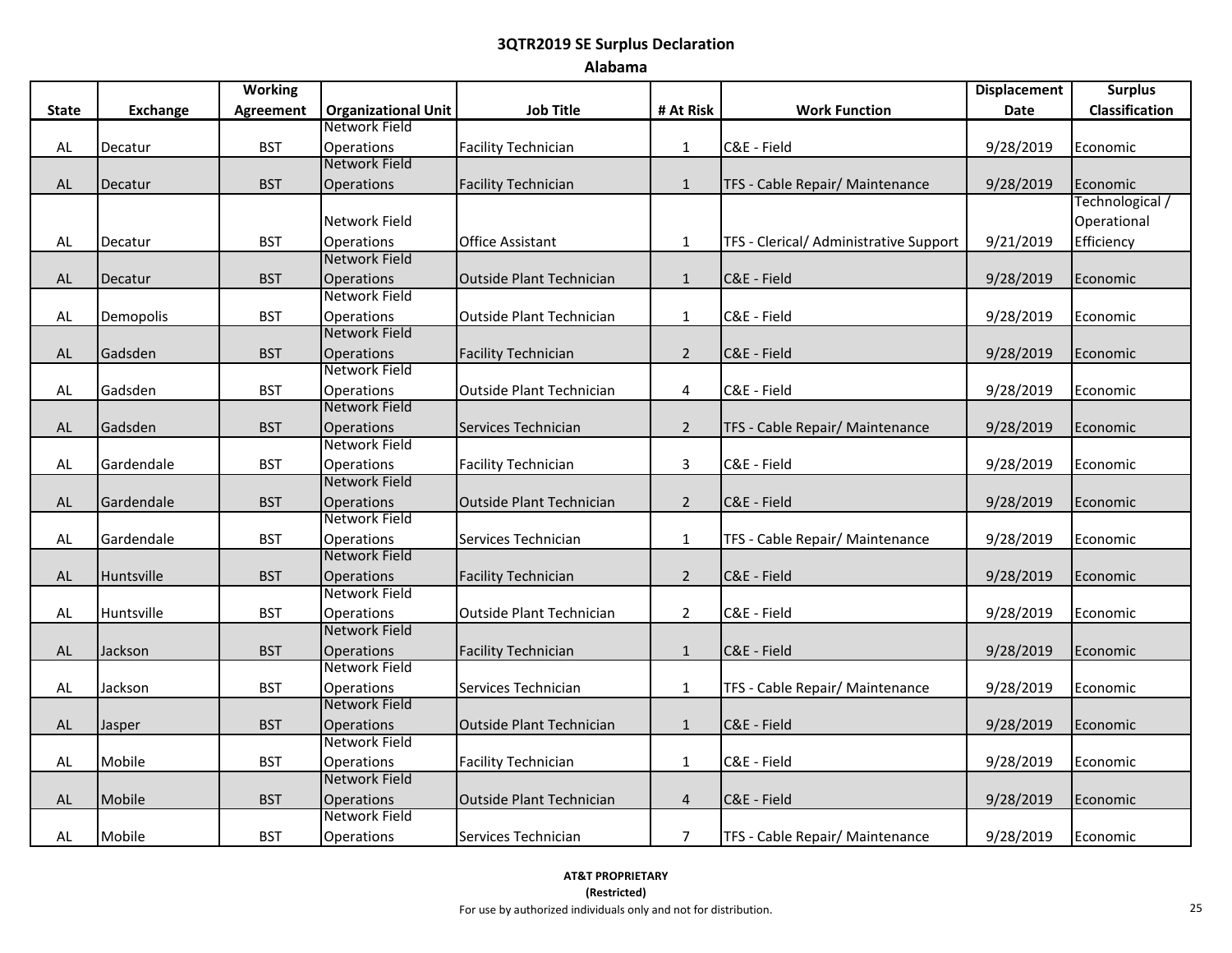# 3QTR2019 SE Surplus Declaration

## Alabama

| State | Exchange | Working Agreement | Organizational Unit | Job Title | # At Risk | Work Function | Displacement Date | Surplus Classification |
|---|---|---|---|---|---|---|---|---|
| AL | Decatur | BST | Network Field Operations | Facility Technician | 1 | C&E - Field | 9/28/2019 | Economic |
| AL | Decatur | BST | Network Field Operations | Facility Technician | 1 | TFS - Cable Repair/ Maintenance | 9/28/2019 | Economic |
| AL | Decatur | BST | Network Field Operations | Office Assistant | 1 | TFS - Clerical/ Administrative Support | 9/21/2019 | Technological / Operational Efficiency |
| AL | Decatur | BST | Network Field Operations | Outside Plant Technician | 1 | C&E - Field | 9/28/2019 | Economic |
| AL | Demopolis | BST | Network Field Operations | Outside Plant Technician | 1 | C&E - Field | 9/28/2019 | Economic |
| AL | Gadsden | BST | Network Field Operations | Facility Technician | 2 | C&E - Field | 9/28/2019 | Economic |
| AL | Gadsden | BST | Network Field Operations | Outside Plant Technician | 4 | C&E - Field | 9/28/2019 | Economic |
| AL | Gadsden | BST | Network Field Operations | Services Technician | 2 | TFS - Cable Repair/ Maintenance | 9/28/2019 | Economic |
| AL | Gardendale | BST | Network Field Operations | Facility Technician | 3 | C&E - Field | 9/28/2019 | Economic |
| AL | Gardendale | BST | Network Field Operations | Outside Plant Technician | 2 | C&E - Field | 9/28/2019 | Economic |
| AL | Gardendale | BST | Network Field Operations | Services Technician | 1 | TFS - Cable Repair/ Maintenance | 9/28/2019 | Economic |
| AL | Huntsville | BST | Network Field Operations | Facility Technician | 2 | C&E - Field | 9/28/2019 | Economic |
| AL | Huntsville | BST | Network Field Operations | Outside Plant Technician | 2 | C&E - Field | 9/28/2019 | Economic |
| AL | Jackson | BST | Network Field Operations | Facility Technician | 1 | C&E - Field | 9/28/2019 | Economic |
| AL | Jackson | BST | Network Field Operations | Services Technician | 1 | TFS - Cable Repair/ Maintenance | 9/28/2019 | Economic |
| AL | Jasper | BST | Network Field Operations | Outside Plant Technician | 1 | C&E - Field | 9/28/2019 | Economic |
| AL | Mobile | BST | Network Field Operations | Facility Technician | 1 | C&E - Field | 9/28/2019 | Economic |
| AL | Mobile | BST | Network Field Operations | Outside Plant Technician | 4 | C&E - Field | 9/28/2019 | Economic |
| AL | Mobile | BST | Network Field Operations | Services Technician | 7 | TFS - Cable Repair/ Maintenance | 9/28/2019 | Economic |

**AT&T PROPRIETARY**
**(Restricted)**
For use by authorized individuals only and not for distribution.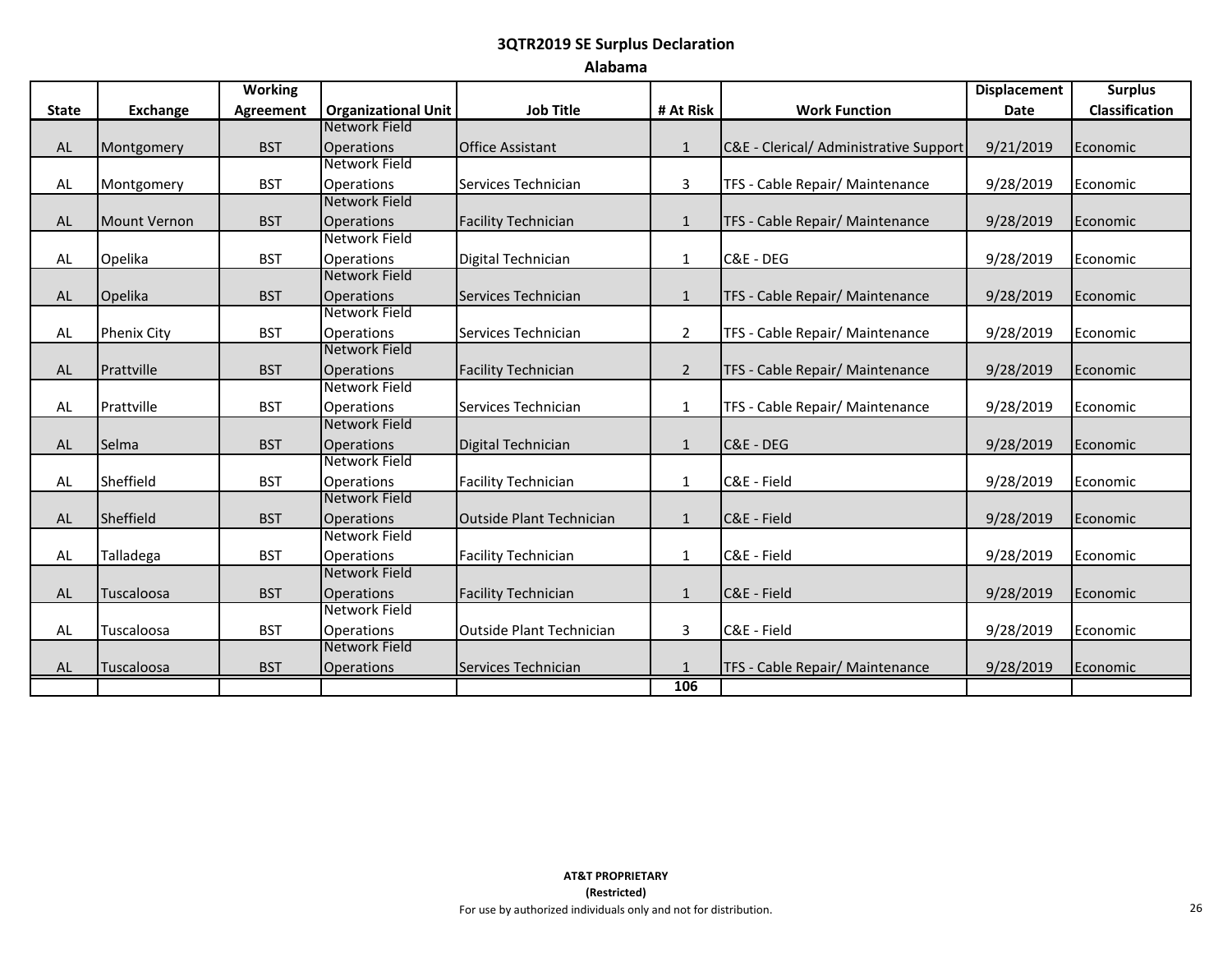# 3QTR2019 SE Surplus Declaration

## Alabama

| State | Exchange | Working Agreement | Organizational Unit | Job Title | # At Risk | Work Function | Displacement Date | Surplus Classification |
|---|---|---|---|---|---|---|---|---|
| AL | Montgomery | BST | Network Field Operations | Office Assistant | 1 | C&E - Clerical/ Administrative Support | 9/21/2019 | Economic |
| AL | Montgomery | BST | Network Field Operations | Services Technician | 3 | TFS - Cable Repair/ Maintenance | 9/28/2019 | Economic |
| AL | Mount Vernon | BST | Network Field Operations | Facility Technician | 1 | TFS - Cable Repair/ Maintenance | 9/28/2019 | Economic |
| AL | Opelika | BST | Network Field Operations | Digital Technician | 1 | C&E - DEG | 9/28/2019 | Economic |
| AL | Opelika | BST | Network Field Operations | Services Technician | 1 | TFS - Cable Repair/ Maintenance | 9/28/2019 | Economic |
| AL | Phenix City | BST | Network Field Operations | Services Technician | 2 | TFS - Cable Repair/ Maintenance | 9/28/2019 | Economic |
| AL | Prattville | BST | Network Field Operations | Facility Technician | 2 | TFS - Cable Repair/ Maintenance | 9/28/2019 | Economic |
| AL | Prattville | BST | Network Field Operations | Services Technician | 1 | TFS - Cable Repair/ Maintenance | 9/28/2019 | Economic |
| AL | Selma | BST | Network Field Operations | Digital Technician | 1 | C&E - DEG | 9/28/2019 | Economic |
| AL | Sheffield | BST | Network Field Operations | Facility Technician | 1 | C&E - Field | 9/28/2019 | Economic |
| AL | Sheffield | BST | Network Field Operations | Outside Plant Technician | 1 | C&E - Field | 9/28/2019 | Economic |
| AL | Talladega | BST | Network Field Operations | Facility Technician | 1 | C&E - Field | 9/28/2019 | Economic |
| AL | Tuscaloosa | BST | Network Field Operations | Facility Technician | 1 | C&E - Field | 9/28/2019 | Economic |
| AL | Tuscaloosa | BST | Network Field Operations | Outside Plant Technician | 3 | C&E - Field | 9/28/2019 | Economic |
| AL | Tuscaloosa | BST | Network Field Operations | Services Technician | 1 | TFS - Cable Repair/ Maintenance | 9/28/2019 | Economic |
| | | | | | 106 | | | |

**AT&T PROPRIETARY**
**(Restricted)**
For use by authorized individuals only and not for distribution.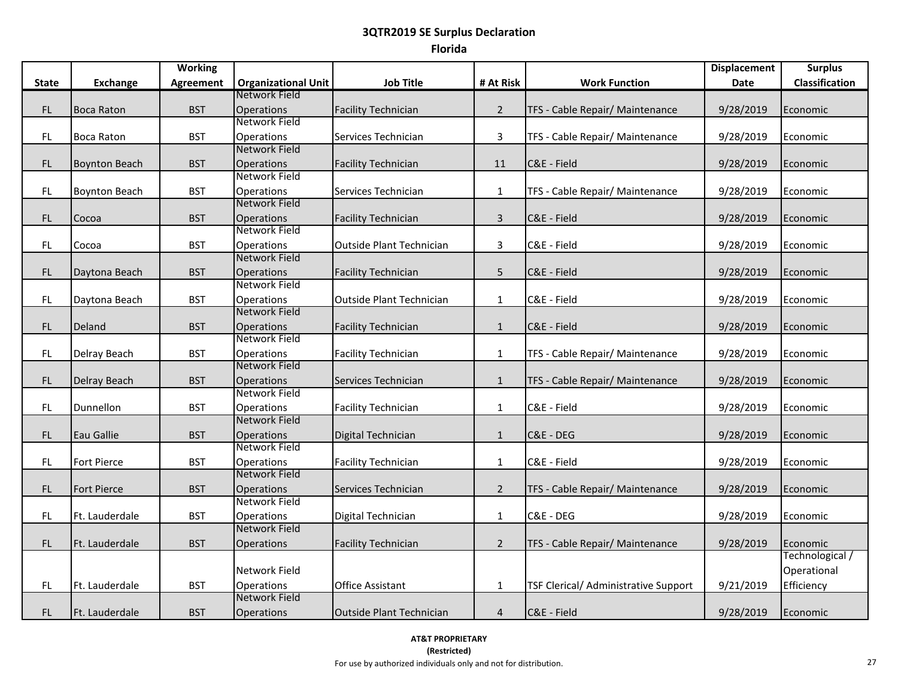# 3QTR2019 SE Surplus Declaration

## Florida

| State | Exchange | Working Agreement | Organizational Unit | Job Title | # At Risk | Work Function | Displacement Date | Surplus Classification |
|---|---|---|---|---|---|---|---|---|
| FL | Boca Raton | BST | Network Field Operations | Facility Technician | 2 | TFS - Cable Repair/ Maintenance | 9/28/2019 | Economic |
| FL | Boca Raton | BST | Network Field Operations | Services Technician | 3 | TFS - Cable Repair/ Maintenance | 9/28/2019 | Economic |
| FL | Boynton Beach | BST | Network Field Operations | Facility Technician | 11 | C&E - Field | 9/28/2019 | Economic |
| FL | Boynton Beach | BST | Network Field Operations | Services Technician | 1 | TFS - Cable Repair/ Maintenance | 9/28/2019 | Economic |
| FL | Cocoa | BST | Network Field Operations | Facility Technician | 3 | C&E - Field | 9/28/2019 | Economic |
| FL | Cocoa | BST | Network Field Operations | Outside Plant Technician | 3 | C&E - Field | 9/28/2019 | Economic |
| FL | Daytona Beach | BST | Network Field Operations | Facility Technician | 5 | C&E - Field | 9/28/2019 | Economic |
| FL | Daytona Beach | BST | Network Field Operations | Outside Plant Technician | 1 | C&E - Field | 9/28/2019 | Economic |
| FL | Deland | BST | Network Field Operations | Facility Technician | 1 | C&E - Field | 9/28/2019 | Economic |
| FL | Delray Beach | BST | Network Field Operations | Facility Technician | 1 | TFS - Cable Repair/ Maintenance | 9/28/2019 | Economic |
| FL | Delray Beach | BST | Network Field Operations | Services Technician | 1 | TFS - Cable Repair/ Maintenance | 9/28/2019 | Economic |
| FL | Dunnellon | BST | Network Field Operations | Facility Technician | 1 | C&E - Field | 9/28/2019 | Economic |
| FL | Eau Gallie | BST | Network Field Operations | Digital Technician | 1 | C&E - DEG | 9/28/2019 | Economic |
| FL | Fort Pierce | BST | Network Field Operations | Facility Technician | 1 | C&E - Field | 9/28/2019 | Economic |
| FL | Fort Pierce | BST | Network Field Operations | Services Technician | 2 | TFS - Cable Repair/ Maintenance | 9/28/2019 | Economic |
| FL | Ft. Lauderdale | BST | Network Field Operations | Digital Technician | 1 | C&E - DEG | 9/28/2019 | Economic |
| FL | Ft. Lauderdale | BST | Network Field Operations | Facility Technician | 2 | TFS - Cable Repair/ Maintenance | 9/28/2019 | Economic |
| FL | Ft. Lauderdale | BST | Network Field Operations | Office Assistant | 1 | TSF Clerical/ Administrative Support | 9/21/2019 | Technological / Operational Efficiency |
| FL | Ft. Lauderdale | BST | Network Field Operations | Outside Plant Technician | 4 | C&E - Field | 9/28/2019 | Economic |

**AT&T PROPRIETARY**
**(Restricted)**
For use by authorized individuals only and not for distribution.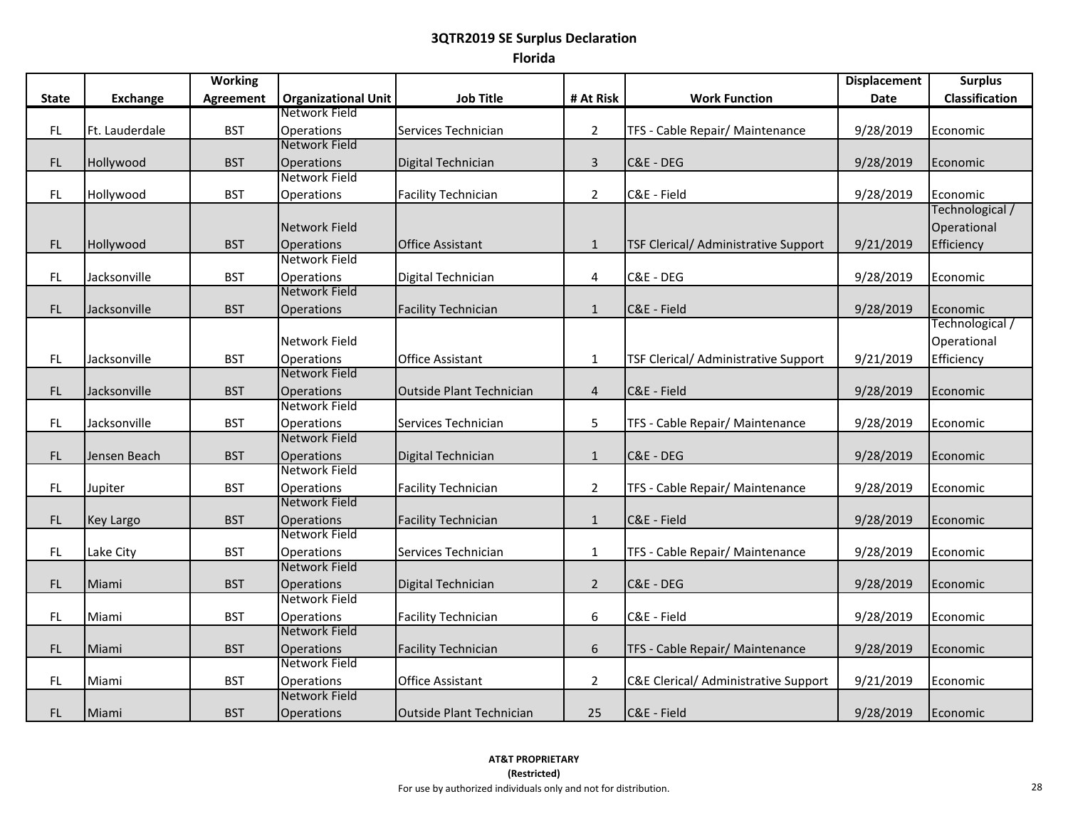# 3QTR2019 SE Surplus Declaration

## Florida

| State | Exchange | Working Agreement | Organizational Unit | Job Title | # At Risk | Work Function | Displacement Date | Surplus Classification |
|---|---|---|---|---|---|---|---|---|
| FL | Ft. Lauderdale | BST | Network Field Operations | Services Technician | 2 | TFS - Cable Repair/ Maintenance | 9/28/2019 | Economic |
| FL | Hollywood | BST | Network Field Operations | Digital Technician | 3 | C&E - DEG | 9/28/2019 | Economic |
| FL | Hollywood | BST | Network Field Operations | Facility Technician | 2 | C&E - Field | 9/28/2019 | Economic |
| FL | Hollywood | BST | Network Field Operations | Office Assistant | 1 | TSF Clerical/ Administrative Support | 9/21/2019 | Technological / Operational Efficiency |
| FL | Jacksonville | BST | Network Field Operations | Digital Technician | 4 | C&E - DEG | 9/28/2019 | Economic |
| FL | Jacksonville | BST | Network Field Operations | Facility Technician | 1 | C&E - Field | 9/28/2019 | Economic |
| FL | Jacksonville | BST | Network Field Operations | Office Assistant | 1 | TSF Clerical/ Administrative Support | 9/21/2019 | Technological / Operational Efficiency |
| FL | Jacksonville | BST | Network Field Operations | Outside Plant Technician | 4 | C&E - Field | 9/28/2019 | Economic |
| FL | Jacksonville | BST | Network Field Operations | Services Technician | 5 | TFS - Cable Repair/ Maintenance | 9/28/2019 | Economic |
| FL | Jensen Beach | BST | Network Field Operations | Digital Technician | 1 | C&E - DEG | 9/28/2019 | Economic |
| FL | Jupiter | BST | Network Field Operations | Facility Technician | 2 | TFS - Cable Repair/ Maintenance | 9/28/2019 | Economic |
| FL | Key Largo | BST | Network Field Operations | Facility Technician | 1 | C&E - Field | 9/28/2019 | Economic |
| FL | Lake City | BST | Network Field Operations | Services Technician | 1 | TFS - Cable Repair/ Maintenance | 9/28/2019 | Economic |
| FL | Miami | BST | Network Field Operations | Digital Technician | 2 | C&E - DEG | 9/28/2019 | Economic |
| FL | Miami | BST | Network Field Operations | Facility Technician | 6 | C&E - Field | 9/28/2019 | Economic |
| FL | Miami | BST | Network Field Operations | Facility Technician | 6 | TFS - Cable Repair/ Maintenance | 9/28/2019 | Economic |
| FL | Miami | BST | Network Field Operations | Office Assistant | 2 | C&E Clerical/ Administrative Support | 9/21/2019 | Economic |
| FL | Miami | BST | Network Field Operations | Outside Plant Technician | 25 | C&E - Field | 9/28/2019 | Economic |

**AT&T PROPRIETARY**
**(Restricted)**
For use by authorized individuals only and not for distribution.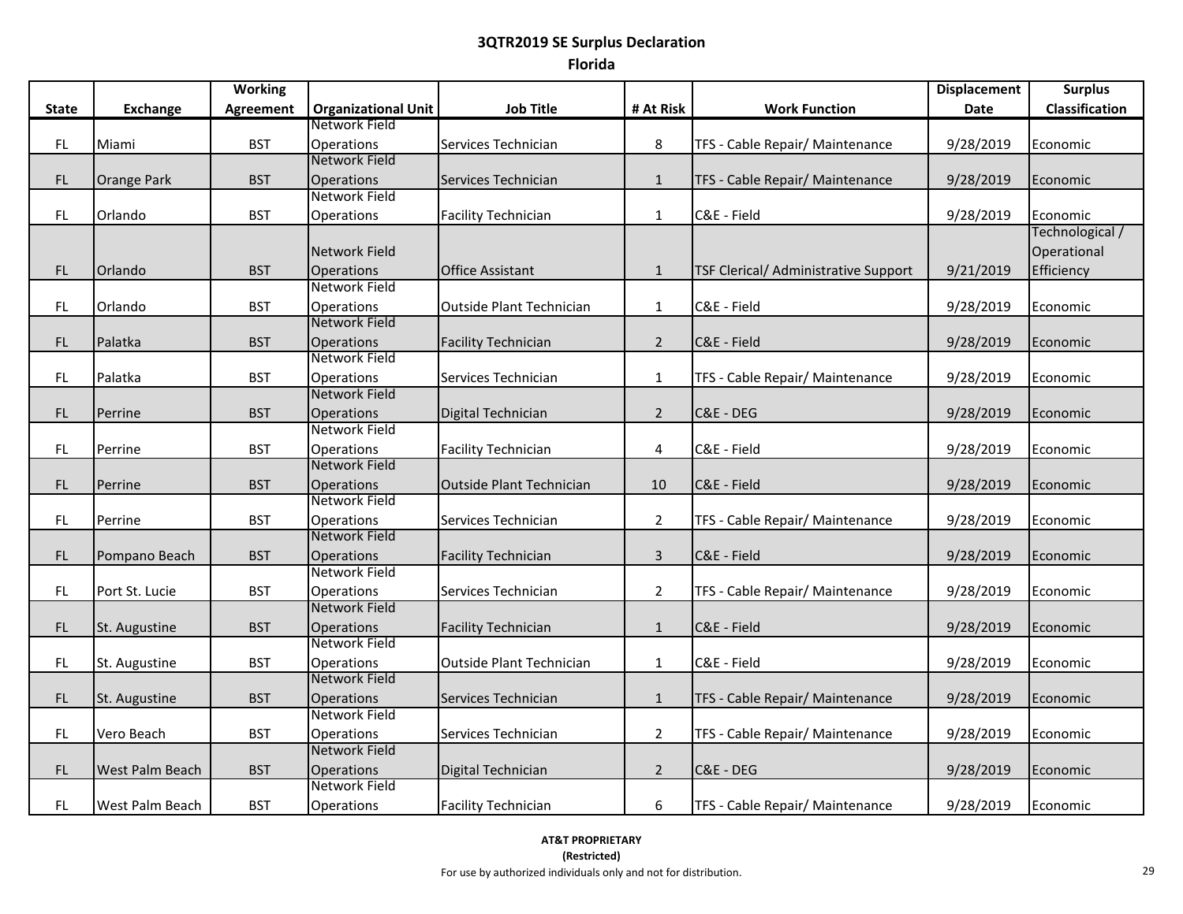# 3QTR2019 SE Surplus Declaration

## Florida

| State | Exchange | Working Agreement | Organizational Unit | Job Title | # At Risk | Work Function | Displacement Date | Surplus Classification |
|---|---|---|---|---|---|---|---|---|
| FL | Miami | BST | Network Field Operations | Services Technician | 8 | TFS - Cable Repair/ Maintenance | 9/28/2019 | Economic |
| FL | Orange Park | BST | Network Field Operations | Services Technician | 1 | TFS - Cable Repair/ Maintenance | 9/28/2019 | Economic |
| FL | Orlando | BST | Network Field Operations | Facility Technician | 1 | C&E - Field | 9/28/2019 | Economic |
| FL | Orlando | BST | Network Field Operations | Office Assistant | 1 | TSF Clerical/ Administrative Support | 9/21/2019 | Technological / Operational Efficiency |
| FL | Orlando | BST | Network Field Operations | Outside Plant Technician | 1 | C&E - Field | 9/28/2019 | Economic |
| FL | Palatka | BST | Network Field Operations | Facility Technician | 2 | C&E - Field | 9/28/2019 | Economic |
| FL | Palatka | BST | Network Field Operations | Services Technician | 1 | TFS - Cable Repair/ Maintenance | 9/28/2019 | Economic |
| FL | Perrine | BST | Network Field Operations | Digital Technician | 2 | C&E - DEG | 9/28/2019 | Economic |
| FL | Perrine | BST | Network Field Operations | Facility Technician | 4 | C&E - Field | 9/28/2019 | Economic |
| FL | Perrine | BST | Network Field Operations | Outside Plant Technician | 10 | C&E - Field | 9/28/2019 | Economic |
| FL | Perrine | BST | Network Field Operations | Services Technician | 2 | TFS - Cable Repair/ Maintenance | 9/28/2019 | Economic |
| FL | Pompano Beach | BST | Network Field Operations | Facility Technician | 3 | C&E - Field | 9/28/2019 | Economic |
| FL | Port St. Lucie | BST | Network Field Operations | Services Technician | 2 | TFS - Cable Repair/ Maintenance | 9/28/2019 | Economic |
| FL | St. Augustine | BST | Network Field Operations | Facility Technician | 1 | C&E - Field | 9/28/2019 | Economic |
| FL | St. Augustine | BST | Network Field Operations | Outside Plant Technician | 1 | C&E - Field | 9/28/2019 | Economic |
| FL | St. Augustine | BST | Network Field Operations | Services Technician | 1 | TFS - Cable Repair/ Maintenance | 9/28/2019 | Economic |
| FL | Vero Beach | BST | Network Field Operations | Services Technician | 2 | TFS - Cable Repair/ Maintenance | 9/28/2019 | Economic |
| FL | West Palm Beach | BST | Network Field Operations | Digital Technician | 2 | C&E - DEG | 9/28/2019 | Economic |
| FL | West Palm Beach | BST | Network Field Operations | Facility Technician | 6 | TFS - Cable Repair/ Maintenance | 9/28/2019 | Economic |

**AT&T PROPRIETARY**
**(Restricted)**
For use by authorized individuals only and not for distribution.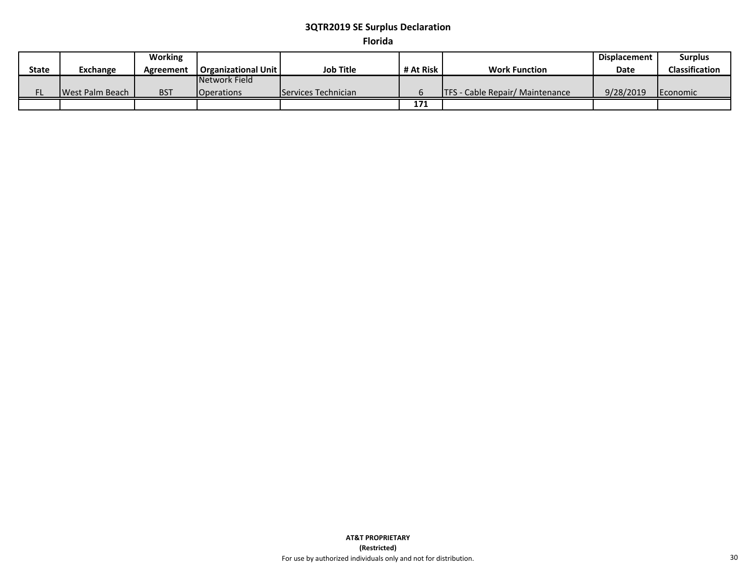## 3QTR2019 SE Surplus Declaration

### Florida

| State | Exchange | Working Agreement | Organizational Unit | Job Title | # At Risk | Work Function | Displacement Date | Surplus Classification |
|---|---|---|---|---|---|---|---|---|
| FL | West Palm Beach | BST | Network Field Operations | Services Technician | 6 | TFS - Cable Repair/ Maintenance | 9/28/2019 | Economic |
| | | | | | **171** | | | |

**AT&T PROPRIETARY**
**(Restricted)**
For use by authorized individuals only and not for distribution.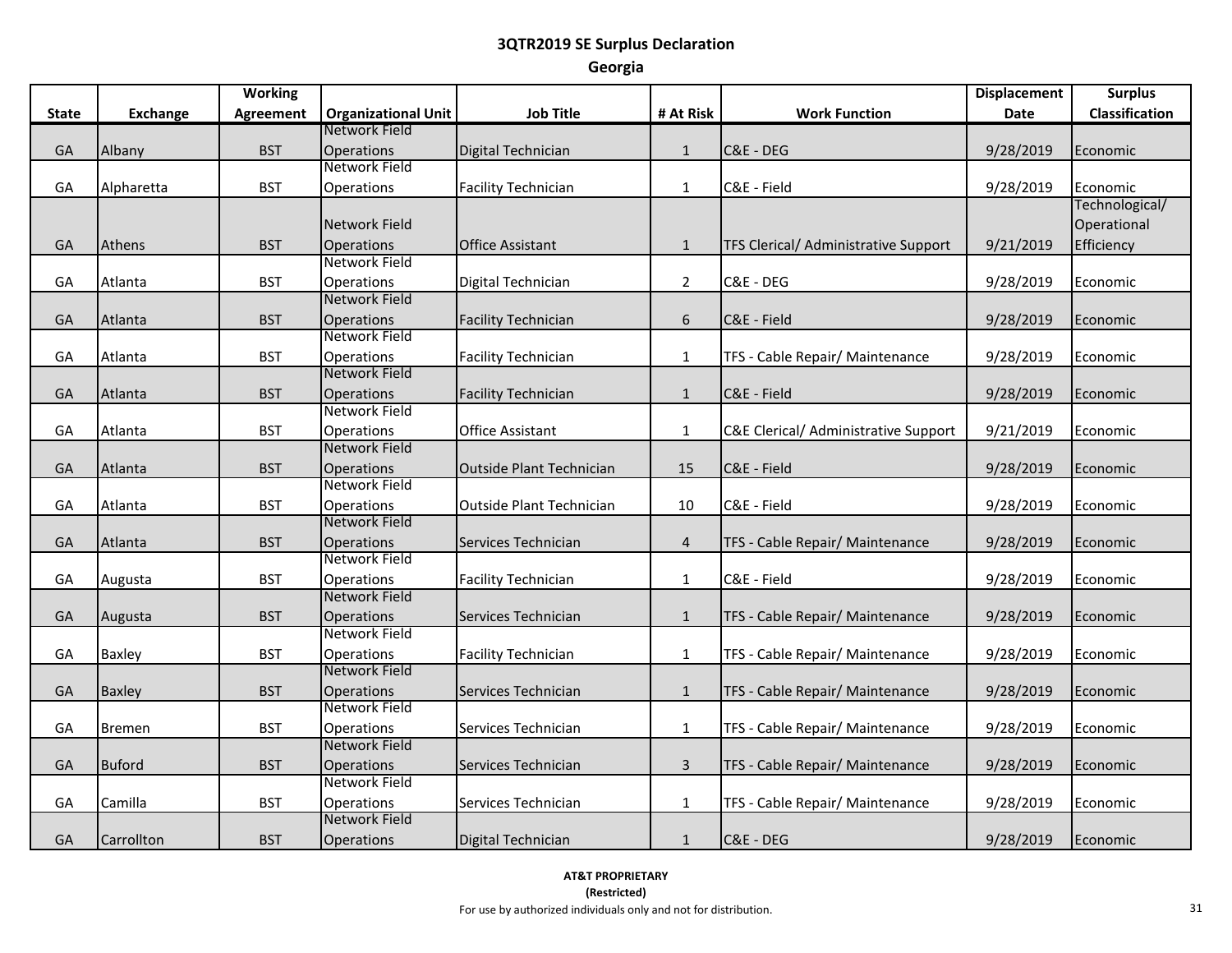## 3QTR2019 SE Surplus Declaration

### Georgia

| State | Exchange | Working Agreement | Organizational Unit | Job Title | # At Risk | Work Function | Displacement Date | Surplus Classification |
|---|---|---|---|---|---|---|---|---|
| GA | Albany | BST | Network Field Operations | Digital Technician | 1 | C&E - DEG | 9/28/2019 | Economic |
| GA | Alpharetta | BST | Network Field Operations | Facility Technician | 1 | C&E - Field | 9/28/2019 | Economic |
| GA | Athens | BST | Network Field Operations | Office Assistant | 1 | TFS Clerical/ Administrative Support | 9/21/2019 | Technological/ Operational Efficiency |
| GA | Atlanta | BST | Network Field Operations | Digital Technician | 2 | C&E - DEG | 9/28/2019 | Economic |
| GA | Atlanta | BST | Network Field Operations | Facility Technician | 6 | C&E - Field | 9/28/2019 | Economic |
| GA | Atlanta | BST | Network Field Operations | Facility Technician | 1 | TFS - Cable Repair/ Maintenance | 9/28/2019 | Economic |
| GA | Atlanta | BST | Network Field Operations | Facility Technician | 1 | C&E - Field | 9/28/2019 | Economic |
| GA | Atlanta | BST | Network Field Operations | Office Assistant | 1 | C&E Clerical/ Administrative Support | 9/21/2019 | Economic |
| GA | Atlanta | BST | Network Field Operations | Outside Plant Technician | 15 | C&E - Field | 9/28/2019 | Economic |
| GA | Atlanta | BST | Network Field Operations | Outside Plant Technician | 10 | C&E - Field | 9/28/2019 | Economic |
| GA | Atlanta | BST | Network Field Operations | Services Technician | 4 | TFS - Cable Repair/ Maintenance | 9/28/2019 | Economic |
| GA | Augusta | BST | Network Field Operations | Facility Technician | 1 | C&E - Field | 9/28/2019 | Economic |
| GA | Augusta | BST | Network Field Operations | Services Technician | 1 | TFS - Cable Repair/ Maintenance | 9/28/2019 | Economic |
| GA | Baxley | BST | Network Field Operations | Facility Technician | 1 | TFS - Cable Repair/ Maintenance | 9/28/2019 | Economic |
| GA | Baxley | BST | Network Field Operations | Services Technician | 1 | TFS - Cable Repair/ Maintenance | 9/28/2019 | Economic |
| GA | Bremen | BST | Network Field Operations | Services Technician | 1 | TFS - Cable Repair/ Maintenance | 9/28/2019 | Economic |
| GA | Buford | BST | Network Field Operations | Services Technician | 3 | TFS - Cable Repair/ Maintenance | 9/28/2019 | Economic |
| GA | Camilla | BST | Network Field Operations | Services Technician | 1 | TFS - Cable Repair/ Maintenance | 9/28/2019 | Economic |
| GA | Carrollton | BST | Network Field Operations | Digital Technician | 1 | C&E - DEG | 9/28/2019 | Economic |

**AT&T PROPRIETARY**
**(Restricted)**
For use by authorized individuals only and not for distribution.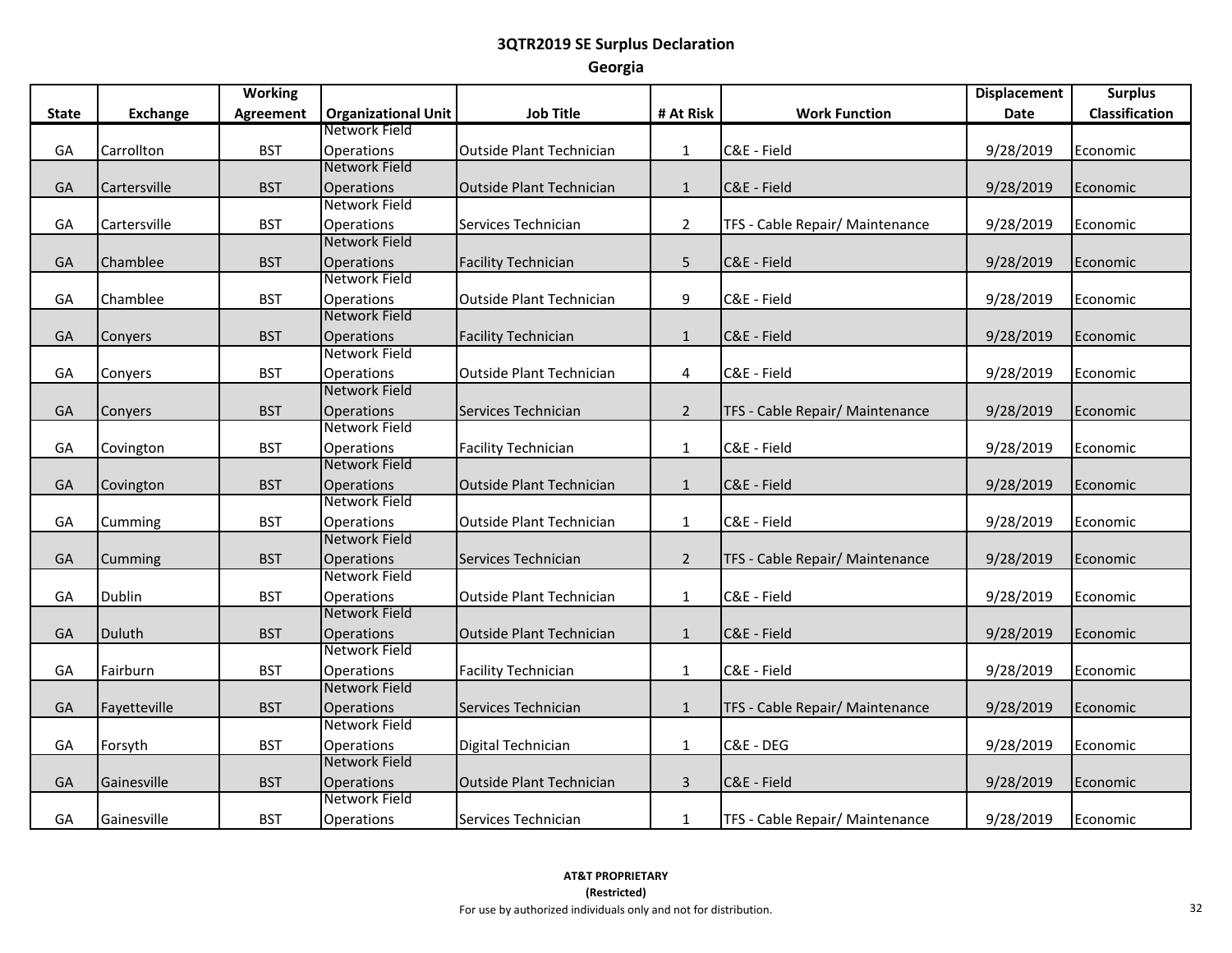# 3QTR2019 SE Surplus Declaration

## Georgia

| State | Exchange | Working Agreement | Organizational Unit | Job Title | # At Risk | Work Function | Displacement Date | Surplus Classification |
|---|---|---|---|---|---|---|---|---|
| GA | Carrollton | BST | Network Field Operations | Outside Plant Technician | 1 | C&E - Field | 9/28/2019 | Economic |
| GA | Cartersville | BST | Network Field Operations | Outside Plant Technician | 1 | C&E - Field | 9/28/2019 | Economic |
| GA | Cartersville | BST | Network Field Operations | Services Technician | 2 | TFS - Cable Repair/ Maintenance | 9/28/2019 | Economic |
| GA | Chamblee | BST | Network Field Operations | Facility Technician | 5 | C&E - Field | 9/28/2019 | Economic |
| GA | Chamblee | BST | Network Field Operations | Outside Plant Technician | 9 | C&E - Field | 9/28/2019 | Economic |
| GA | Conyers | BST | Network Field Operations | Facility Technician | 1 | C&E - Field | 9/28/2019 | Economic |
| GA | Conyers | BST | Network Field Operations | Outside Plant Technician | 4 | C&E - Field | 9/28/2019 | Economic |
| GA | Conyers | BST | Network Field Operations | Services Technician | 2 | TFS - Cable Repair/ Maintenance | 9/28/2019 | Economic |
| GA | Covington | BST | Network Field Operations | Facility Technician | 1 | C&E - Field | 9/28/2019 | Economic |
| GA | Covington | BST | Network Field Operations | Outside Plant Technician | 1 | C&E - Field | 9/28/2019 | Economic |
| GA | Cumming | BST | Network Field Operations | Outside Plant Technician | 1 | C&E - Field | 9/28/2019 | Economic |
| GA | Cumming | BST | Network Field Operations | Services Technician | 2 | TFS - Cable Repair/ Maintenance | 9/28/2019 | Economic |
| GA | Dublin | BST | Network Field Operations | Outside Plant Technician | 1 | C&E - Field | 9/28/2019 | Economic |
| GA | Duluth | BST | Network Field Operations | Outside Plant Technician | 1 | C&E - Field | 9/28/2019 | Economic |
| GA | Fairburn | BST | Network Field Operations | Facility Technician | 1 | C&E - Field | 9/28/2019 | Economic |
| GA | Fayetteville | BST | Network Field Operations | Services Technician | 1 | TFS - Cable Repair/ Maintenance | 9/28/2019 | Economic |
| GA | Forsyth | BST | Network Field Operations | Digital Technician | 1 | C&E - DEG | 9/28/2019 | Economic |
| GA | Gainesville | BST | Network Field Operations | Outside Plant Technician | 3 | C&E - Field | 9/28/2019 | Economic |
| GA | Gainesville | BST | Network Field Operations | Services Technician | 1 | TFS - Cable Repair/ Maintenance | 9/28/2019 | Economic |

**AT&T PROPRIETARY**
**(Restricted)**
For use by authorized individuals only and not for distribution.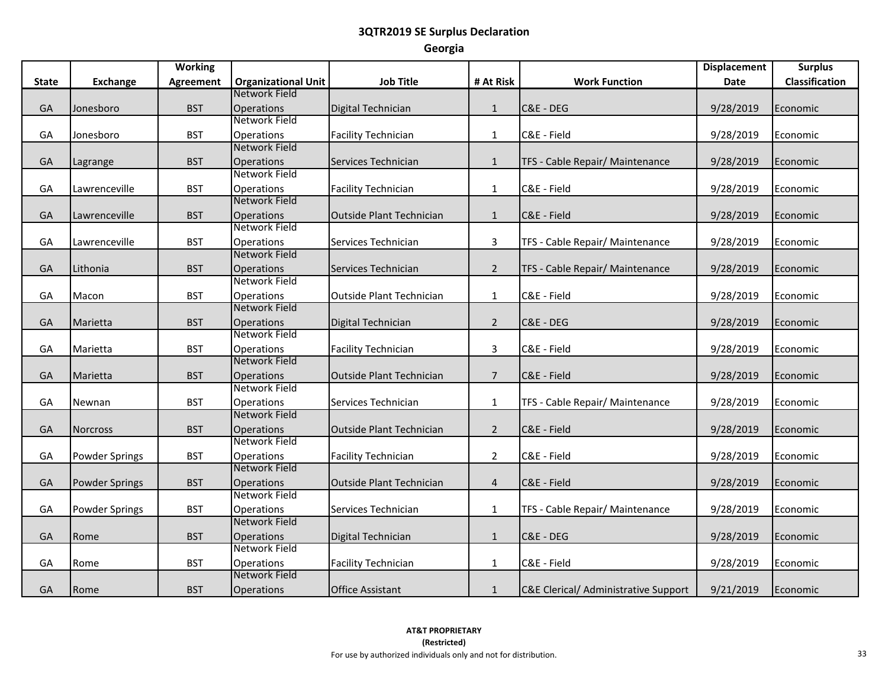# 3QTR2019 SE Surplus Declaration

## Georgia

| State | Exchange | Working Agreement | Organizational Unit | Job Title | # At Risk | Work Function | Displacement Date | Surplus Classification |
|---|---|---|---|---|---|---|---|---|
| GA | Jonesboro | BST | Network Field Operations | Digital Technician | 1 | C&E - DEG | 9/28/2019 | Economic |
| GA | Jonesboro | BST | Network Field Operations | Facility Technician | 1 | C&E - Field | 9/28/2019 | Economic |
| GA | Lagrange | BST | Network Field Operations | Services Technician | 1 | TFS - Cable Repair/ Maintenance | 9/28/2019 | Economic |
| GA | Lawrenceville | BST | Network Field Operations | Facility Technician | 1 | C&E - Field | 9/28/2019 | Economic |
| GA | Lawrenceville | BST | Network Field Operations | Outside Plant Technician | 1 | C&E - Field | 9/28/2019 | Economic |
| GA | Lawrenceville | BST | Network Field Operations | Services Technician | 3 | TFS - Cable Repair/ Maintenance | 9/28/2019 | Economic |
| GA | Lithonia | BST | Network Field Operations | Services Technician | 2 | TFS - Cable Repair/ Maintenance | 9/28/2019 | Economic |
| GA | Macon | BST | Network Field Operations | Outside Plant Technician | 1 | C&E - Field | 9/28/2019 | Economic |
| GA | Marietta | BST | Network Field Operations | Digital Technician | 2 | C&E - DEG | 9/28/2019 | Economic |
| GA | Marietta | BST | Network Field Operations | Facility Technician | 3 | C&E - Field | 9/28/2019 | Economic |
| GA | Marietta | BST | Network Field Operations | Outside Plant Technician | 7 | C&E - Field | 9/28/2019 | Economic |
| GA | Newnan | BST | Network Field Operations | Services Technician | 1 | TFS - Cable Repair/ Maintenance | 9/28/2019 | Economic |
| GA | Norcross | BST | Network Field Operations | Outside Plant Technician | 2 | C&E - Field | 9/28/2019 | Economic |
| GA | Powder Springs | BST | Network Field Operations | Facility Technician | 2 | C&E - Field | 9/28/2019 | Economic |
| GA | Powder Springs | BST | Network Field Operations | Outside Plant Technician | 4 | C&E - Field | 9/28/2019 | Economic |
| GA | Powder Springs | BST | Network Field Operations | Services Technician | 1 | TFS - Cable Repair/ Maintenance | 9/28/2019 | Economic |
| GA | Rome | BST | Network Field Operations | Digital Technician | 1 | C&E - DEG | 9/28/2019 | Economic |
| GA | Rome | BST | Network Field Operations | Facility Technician | 1 | C&E - Field | 9/28/2019 | Economic |
| GA | Rome | BST | Network Field Operations | Office Assistant | 1 | C&E Clerical/ Administrative Support | 9/21/2019 | Economic |

**AT&T PROPRIETARY**
**(Restricted)**
For use by authorized individuals only and not for distribution.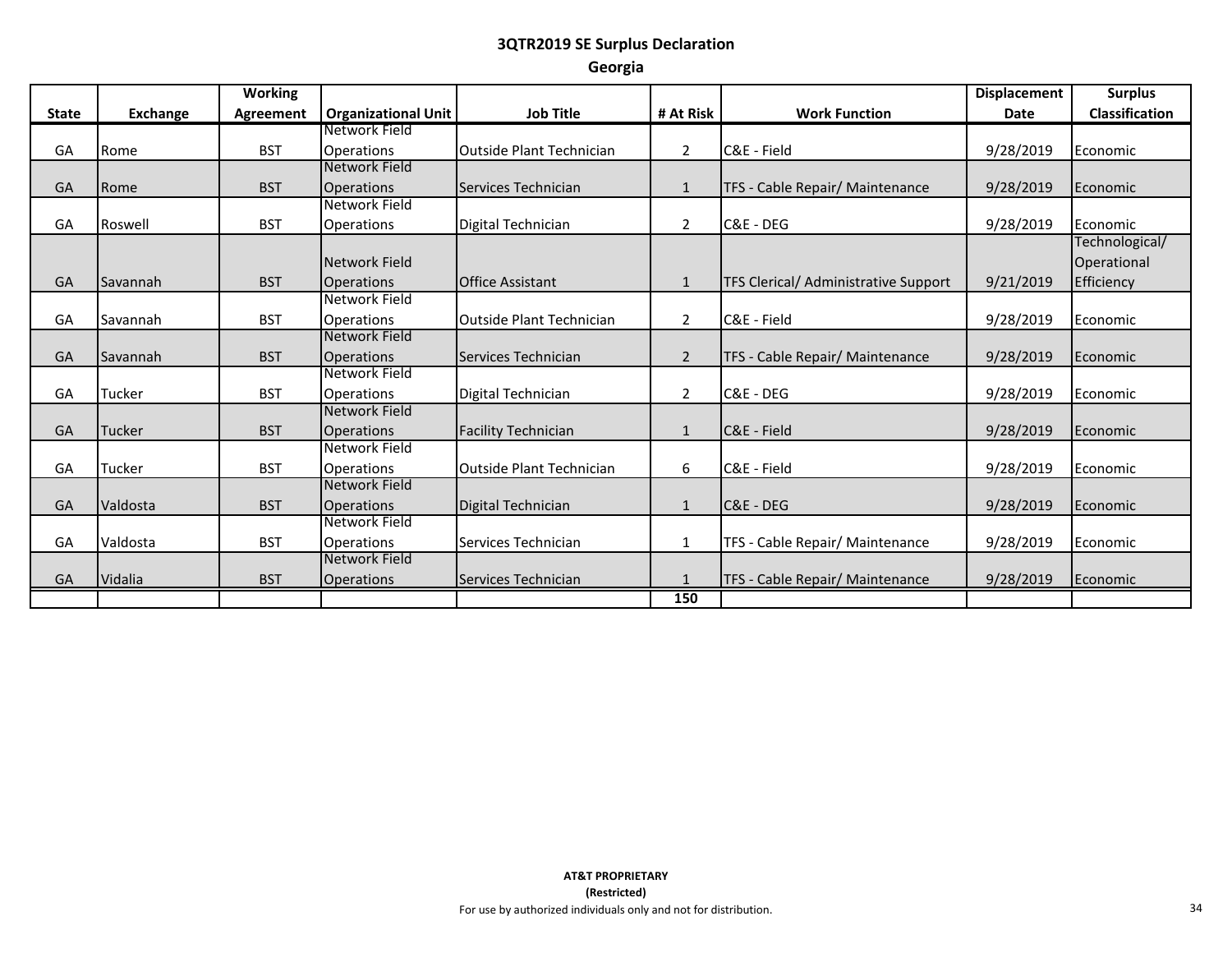## 3QTR2019 SE Surplus Declaration

### Georgia

| State | Exchange | Working Agreement | Organizational Unit | Job Title | # At Risk | Work Function | Displacement Date | Surplus Classification |
|---|---|---|---|---|---|---|---|---|
| GA | Rome | BST | Network Field Operations | Outside Plant Technician | 2 | C&E - Field | 9/28/2019 | Economic |
| GA | Rome | BST | Network Field Operations | Services Technician | 1 | TFS - Cable Repair/ Maintenance | 9/28/2019 | Economic |
| GA | Roswell | BST | Network Field Operations | Digital Technician | 2 | C&E - DEG | 9/28/2019 | Economic |
| GA | Savannah | BST | Network Field Operations | Office Assistant | 1 | TFS Clerical/ Administrative Support | 9/21/2019 | Technological/ Operational Efficiency |
| GA | Savannah | BST | Network Field Operations | Outside Plant Technician | 2 | C&E - Field | 9/28/2019 | Economic |
| GA | Savannah | BST | Network Field Operations | Services Technician | 2 | TFS - Cable Repair/ Maintenance | 9/28/2019 | Economic |
| GA | Tucker | BST | Network Field Operations | Digital Technician | 2 | C&E - DEG | 9/28/2019 | Economic |
| GA | Tucker | BST | Network Field Operations | Facility Technician | 1 | C&E - Field | 9/28/2019 | Economic |
| GA | Tucker | BST | Network Field Operations | Outside Plant Technician | 6 | C&E - Field | 9/28/2019 | Economic |
| GA | Valdosta | BST | Network Field Operations | Digital Technician | 1 | C&E - DEG | 9/28/2019 | Economic |
| GA | Valdosta | BST | Network Field Operations | Services Technician | 1 | TFS - Cable Repair/ Maintenance | 9/28/2019 | Economic |
| GA | Vidalia | BST | Network Field Operations | Services Technician | 1 | TFS - Cable Repair/ Maintenance | 9/28/2019 | Economic |
| | | | | | **150** | | | |

**AT&T PROPRIETARY**
**(Restricted)**
For use by authorized individuals only and not for distribution.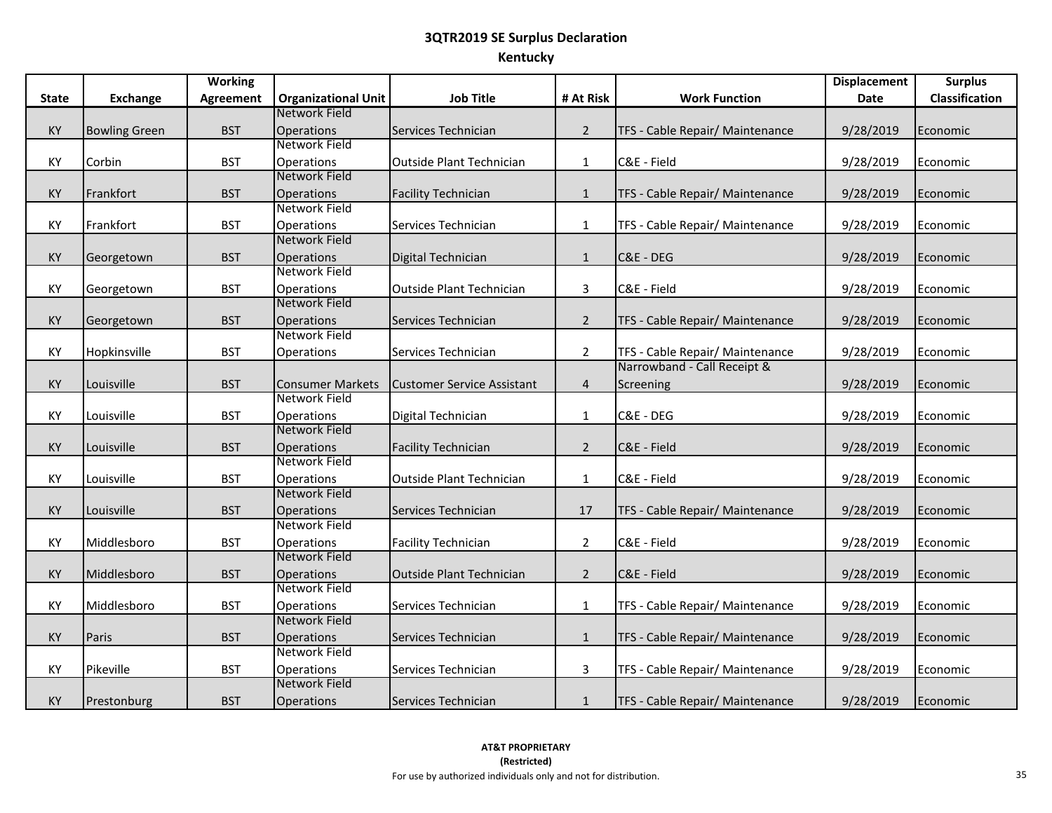# 3QTR2019 SE Surplus Declaration

## Kentucky

| State | Exchange | Working Agreement | Organizational Unit | Job Title | # At Risk | Work Function | Displacement Date | Surplus Classification |
|---|---|---|---|---|---|---|---|---|
| KY | Bowling Green | BST | Network Field Operations | Services Technician | 2 | TFS - Cable Repair/ Maintenance | 9/28/2019 | Economic |
| KY | Corbin | BST | Network Field Operations | Outside Plant Technician | 1 | C&E - Field | 9/28/2019 | Economic |
| KY | Frankfort | BST | Network Field Operations | Facility Technician | 1 | TFS - Cable Repair/ Maintenance | 9/28/2019 | Economic |
| KY | Frankfort | BST | Network Field Operations | Services Technician | 1 | TFS - Cable Repair/ Maintenance | 9/28/2019 | Economic |
| KY | Georgetown | BST | Network Field Operations | Digital Technician | 1 | C&E - DEG | 9/28/2019 | Economic |
| KY | Georgetown | BST | Network Field Operations | Outside Plant Technician | 3 | C&E - Field | 9/28/2019 | Economic |
| KY | Georgetown | BST | Network Field Operations | Services Technician | 2 | TFS - Cable Repair/ Maintenance | 9/28/2019 | Economic |
| KY | Hopkinsville | BST | Network Field Operations | Services Technician | 2 | TFS - Cable Repair/ Maintenance | 9/28/2019 | Economic |
| KY | Louisville | BST | Consumer Markets | Customer Service Assistant | 4 | Narrowband - Call Receipt & Screening | 9/28/2019 | Economic |
| KY | Louisville | BST | Network Field Operations | Digital Technician | 1 | C&E - DEG | 9/28/2019 | Economic |
| KY | Louisville | BST | Network Field Operations | Facility Technician | 2 | C&E - Field | 9/28/2019 | Economic |
| KY | Louisville | BST | Network Field Operations | Outside Plant Technician | 1 | C&E - Field | 9/28/2019 | Economic |
| KY | Louisville | BST | Network Field Operations | Services Technician | 17 | TFS - Cable Repair/ Maintenance | 9/28/2019 | Economic |
| KY | Middlesboro | BST | Network Field Operations | Facility Technician | 2 | C&E - Field | 9/28/2019 | Economic |
| KY | Middlesboro | BST | Network Field Operations | Outside Plant Technician | 2 | C&E - Field | 9/28/2019 | Economic |
| KY | Middlesboro | BST | Network Field Operations | Services Technician | 1 | TFS - Cable Repair/ Maintenance | 9/28/2019 | Economic |
| KY | Paris | BST | Network Field Operations | Services Technician | 1 | TFS - Cable Repair/ Maintenance | 9/28/2019 | Economic |
| KY | Pikeville | BST | Network Field Operations | Services Technician | 3 | TFS - Cable Repair/ Maintenance | 9/28/2019 | Economic |
| KY | Prestonburg | BST | Network Field Operations | Services Technician | 1 | TFS - Cable Repair/ Maintenance | 9/28/2019 | Economic |

**AT&T PROPRIETARY**
**(Restricted)**
For use by authorized individuals only and not for distribution.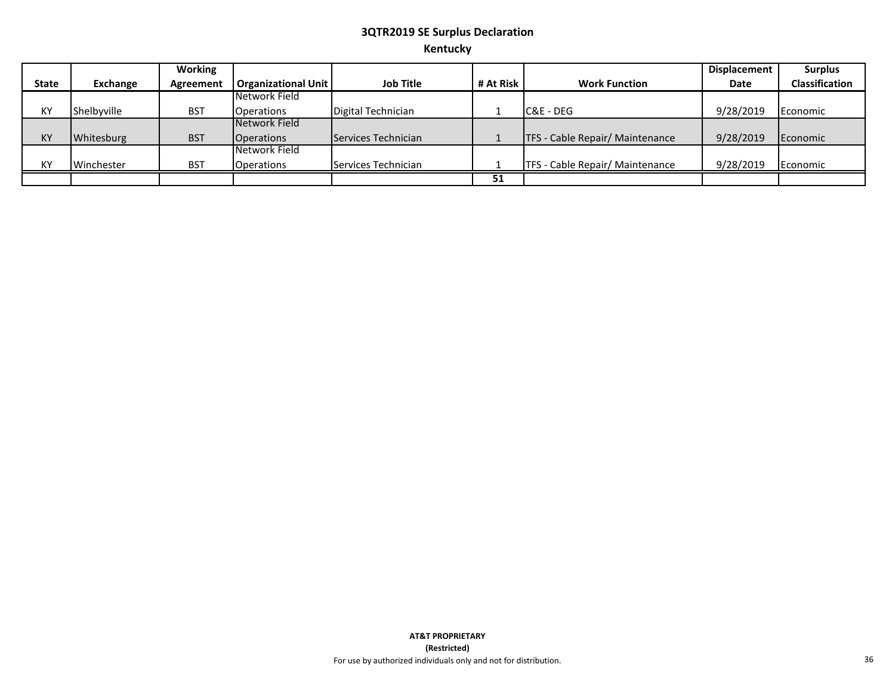### 3QTR2019 SE Surplus Declaration

### Kentucky

| State | Exchange | Working Agreement | Organizational Unit | Job Title | # At Risk | Work Function | Displacement Date | Surplus Classification |
|---|---|---|---|---|---|---|---|---|
| KY | Shelbyville | BST | Network Field Operations | Digital Technician | 1 | C&E - DEG | 9/28/2019 | Economic |
| KY | Whitesburg | BST | Network Field Operations | Services Technician | 1 | TFS - Cable Repair/ Maintenance | 9/28/2019 | Economic |
| KY | Winchester | BST | Network Field Operations | Services Technician | 1 | TFS - Cable Repair/ Maintenance | 9/28/2019 | Economic |
| | | | | | **51** | | | |

**AT&T PROPRIETARY**
**(Restricted)**
For use by authorized individuals only and not for distribution.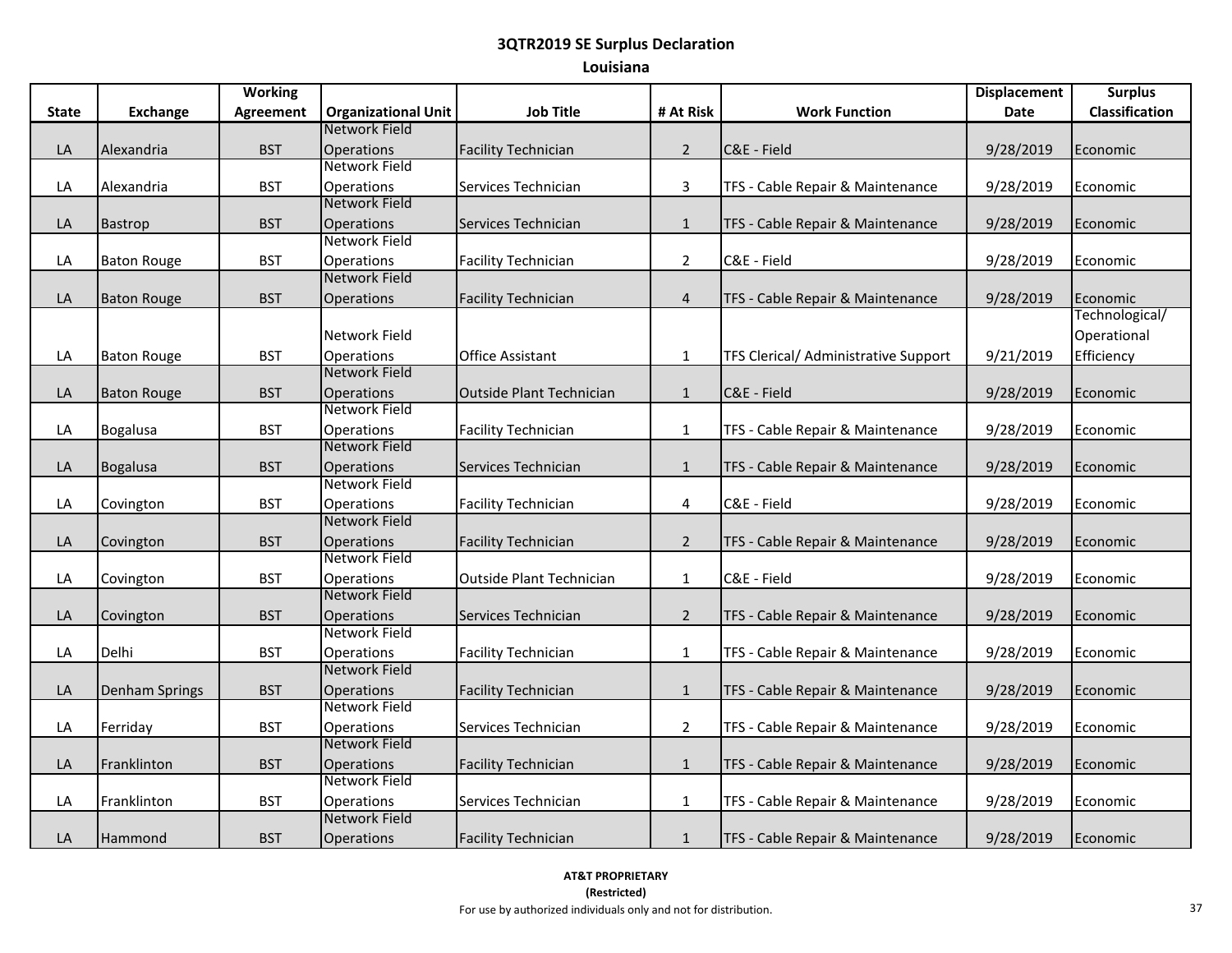# 3QTR2019 SE Surplus Declaration

## Louisiana

| State | Exchange | Working Agreement | Organizational Unit | Job Title | # At Risk | Work Function | Displacement Date | Surplus Classification |
|---|---|---|---|---|---|---|---|---|
| LA | Alexandria | BST | Network Field Operations | Facility Technician | 2 | C&E - Field | 9/28/2019 | Economic |
| LA | Alexandria | BST | Network Field Operations | Services Technician | 3 | TFS - Cable Repair & Maintenance | 9/28/2019 | Economic |
| LA | Bastrop | BST | Network Field Operations | Services Technician | 1 | TFS - Cable Repair & Maintenance | 9/28/2019 | Economic |
| LA | Baton Rouge | BST | Network Field Operations | Facility Technician | 2 | C&E - Field | 9/28/2019 | Economic |
| LA | Baton Rouge | BST | Network Field Operations | Facility Technician | 4 | TFS - Cable Repair & Maintenance | 9/28/2019 | Economic |
| LA | Baton Rouge | BST | Network Field Operations | Office Assistant | 1 | TFS Clerical/ Administrative Support | 9/21/2019 | Technological/ Operational Efficiency |
| LA | Baton Rouge | BST | Network Field Operations | Outside Plant Technician | 1 | C&E - Field | 9/28/2019 | Economic |
| LA | Bogalusa | BST | Network Field Operations | Facility Technician | 1 | TFS - Cable Repair & Maintenance | 9/28/2019 | Economic |
| LA | Bogalusa | BST | Network Field Operations | Services Technician | 1 | TFS - Cable Repair & Maintenance | 9/28/2019 | Economic |
| LA | Covington | BST | Network Field Operations | Facility Technician | 4 | C&E - Field | 9/28/2019 | Economic |
| LA | Covington | BST | Network Field Operations | Facility Technician | 2 | TFS - Cable Repair & Maintenance | 9/28/2019 | Economic |
| LA | Covington | BST | Network Field Operations | Outside Plant Technician | 1 | C&E - Field | 9/28/2019 | Economic |
| LA | Covington | BST | Network Field Operations | Services Technician | 2 | TFS - Cable Repair & Maintenance | 9/28/2019 | Economic |
| LA | Delhi | BST | Network Field Operations | Facility Technician | 1 | TFS - Cable Repair & Maintenance | 9/28/2019 | Economic |
| LA | Denham Springs | BST | Network Field Operations | Facility Technician | 1 | TFS - Cable Repair & Maintenance | 9/28/2019 | Economic |
| LA | Ferriday | BST | Network Field Operations | Services Technician | 2 | TFS - Cable Repair & Maintenance | 9/28/2019 | Economic |
| LA | Franklinton | BST | Network Field Operations | Facility Technician | 1 | TFS - Cable Repair & Maintenance | 9/28/2019 | Economic |
| LA | Franklinton | BST | Network Field Operations | Services Technician | 1 | TFS - Cable Repair & Maintenance | 9/28/2019 | Economic |
| LA | Hammond | BST | Network Field Operations | Facility Technician | 1 | TFS - Cable Repair & Maintenance | 9/28/2019 | Economic |

**AT&T PROPRIETARY**
**(Restricted)**
For use by authorized individuals only and not for distribution.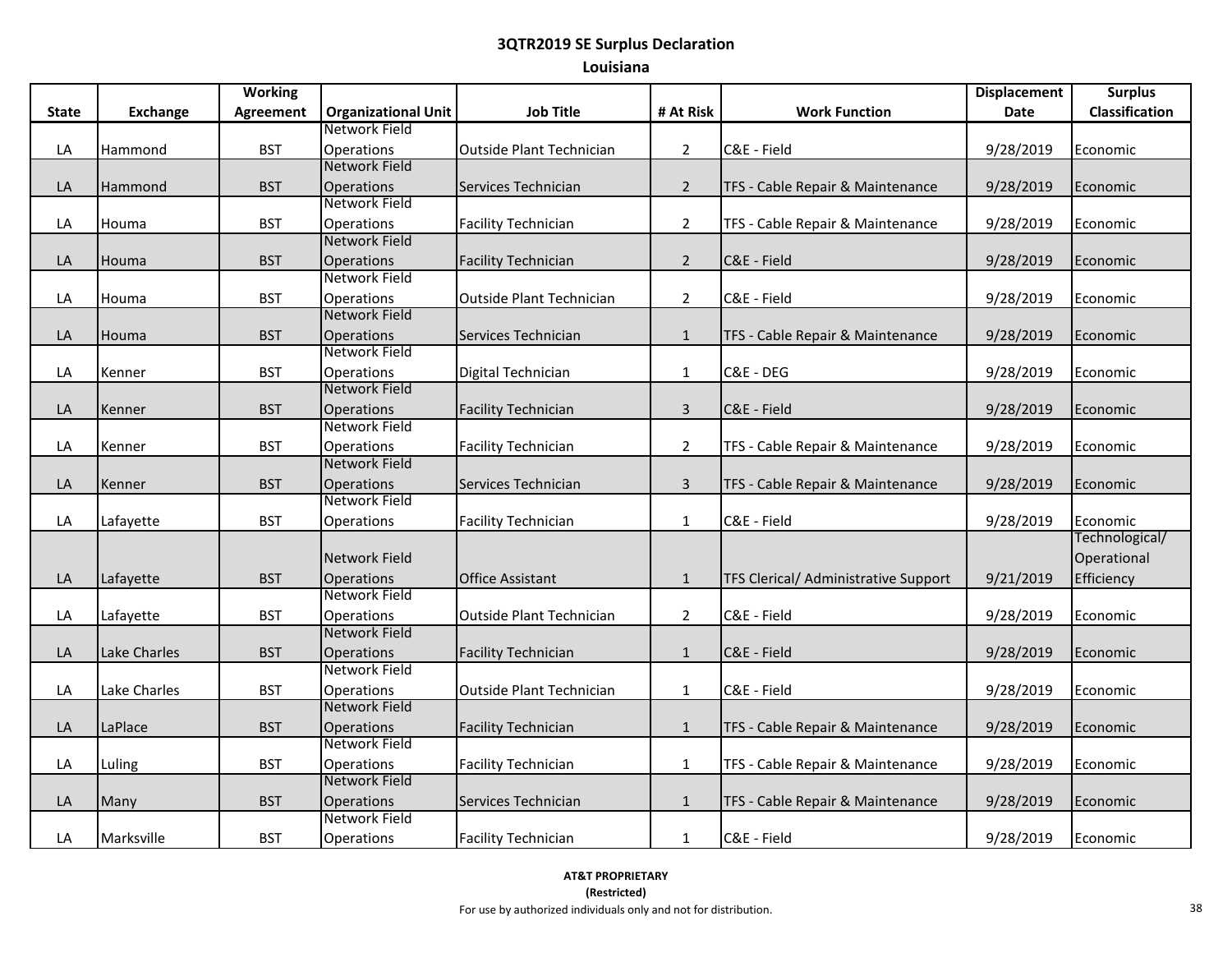## 3QTR2019 SE Surplus Declaration

### Louisiana

| State | Exchange | Working Agreement | Organizational Unit | Job Title | # At Risk | Work Function | Displacement Date | Surplus Classification |
|---|---|---|---|---|---|---|---|---|
| LA | Hammond | BST | Network Field Operations | Outside Plant Technician | 2 | C&E - Field | 9/28/2019 | Economic |
| LA | Hammond | BST | Network Field Operations | Services Technician | 2 | TFS - Cable Repair & Maintenance | 9/28/2019 | Economic |
| LA | Houma | BST | Network Field Operations | Facility Technician | 2 | TFS - Cable Repair & Maintenance | 9/28/2019 | Economic |
| LA | Houma | BST | Network Field Operations | Facility Technician | 2 | C&E - Field | 9/28/2019 | Economic |
| LA | Houma | BST | Network Field Operations | Outside Plant Technician | 2 | C&E - Field | 9/28/2019 | Economic |
| LA | Houma | BST | Network Field Operations | Services Technician | 1 | TFS - Cable Repair & Maintenance | 9/28/2019 | Economic |
| LA | Kenner | BST | Network Field Operations | Digital Technician | 1 | C&E - DEG | 9/28/2019 | Economic |
| LA | Kenner | BST | Network Field Operations | Facility Technician | 3 | C&E - Field | 9/28/2019 | Economic |
| LA | Kenner | BST | Network Field Operations | Facility Technician | 2 | TFS - Cable Repair & Maintenance | 9/28/2019 | Economic |
| LA | Kenner | BST | Network Field Operations | Services Technician | 3 | TFS - Cable Repair & Maintenance | 9/28/2019 | Economic |
| LA | Lafayette | BST | Network Field Operations | Facility Technician | 1 | C&E - Field | 9/28/2019 | Economic |
| LA | Lafayette | BST | Network Field Operations | Office Assistant | 1 | TFS Clerical/ Administrative Support | 9/21/2019 | Technological/ Operational Efficiency |
| LA | Lafayette | BST | Network Field Operations | Outside Plant Technician | 2 | C&E - Field | 9/28/2019 | Economic |
| LA | Lake Charles | BST | Network Field Operations | Facility Technician | 1 | C&E - Field | 9/28/2019 | Economic |
| LA | Lake Charles | BST | Network Field Operations | Outside Plant Technician | 1 | C&E - Field | 9/28/2019 | Economic |
| LA | LaPlace | BST | Network Field Operations | Facility Technician | 1 | TFS - Cable Repair & Maintenance | 9/28/2019 | Economic |
| LA | Luling | BST | Network Field Operations | Facility Technician | 1 | TFS - Cable Repair & Maintenance | 9/28/2019 | Economic |
| LA | Many | BST | Network Field Operations | Services Technician | 1 | TFS - Cable Repair & Maintenance | 9/28/2019 | Economic |
| LA | Marksville | BST | Network Field Operations | Facility Technician | 1 | C&E - Field | 9/28/2019 | Economic |

**AT&T PROPRIETARY**
**(Restricted)**
For use by authorized individuals only and not for distribution.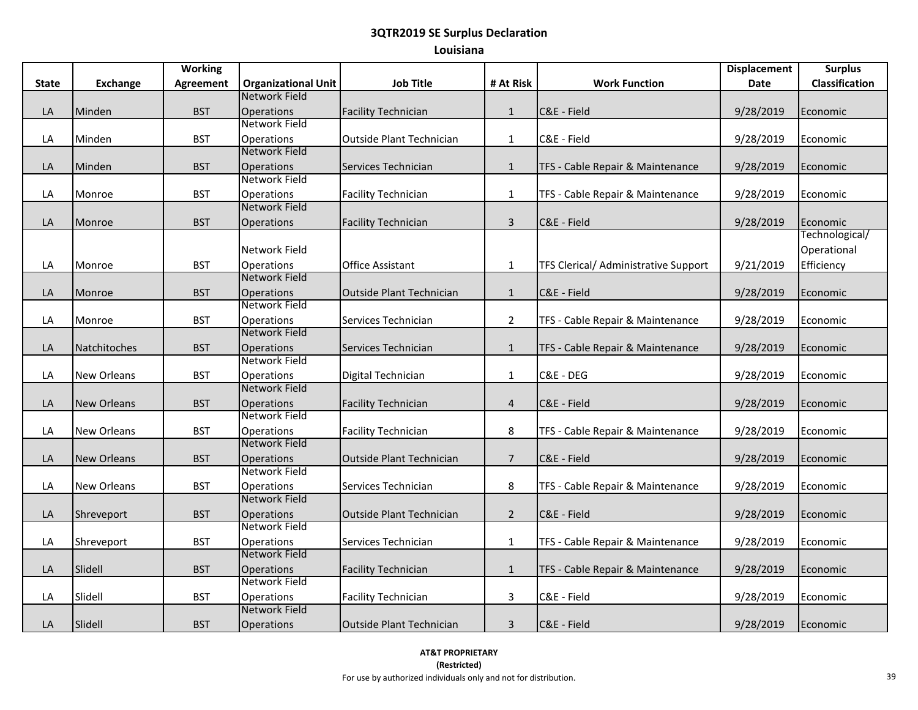# 3QTR2019 SE Surplus Declaration

## Louisiana

| State | Exchange | Working Agreement | Organizational Unit | Job Title | # At Risk | Work Function | Displacement Date | Surplus Classification |
|---|---|---|---|---|---|---|---|---|
| LA | Minden | BST | Network Field Operations | Facility Technician | 1 | C&E - Field | 9/28/2019 | Economic |
| LA | Minden | BST | Network Field Operations | Outside Plant Technician | 1 | C&E - Field | 9/28/2019 | Economic |
| LA | Minden | BST | Network Field Operations | Services Technician | 1 | TFS - Cable Repair & Maintenance | 9/28/2019 | Economic |
| LA | Monroe | BST | Network Field Operations | Facility Technician | 1 | TFS - Cable Repair & Maintenance | 9/28/2019 | Economic |
| LA | Monroe | BST | Network Field Operations | Facility Technician | 3 | C&E - Field | 9/28/2019 | Economic |
| LA | Monroe | BST | Network Field Operations | Office Assistant | 1 | TFS Clerical/ Administrative Support | 9/21/2019 | Technological/ Operational Efficiency |
| LA | Monroe | BST | Network Field Operations | Outside Plant Technician | 1 | C&E - Field | 9/28/2019 | Economic |
| LA | Monroe | BST | Network Field Operations | Services Technician | 2 | TFS - Cable Repair & Maintenance | 9/28/2019 | Economic |
| LA | Natchitoches | BST | Network Field Operations | Services Technician | 1 | TFS - Cable Repair & Maintenance | 9/28/2019 | Economic |
| LA | New Orleans | BST | Network Field Operations | Digital Technician | 1 | C&E - DEG | 9/28/2019 | Economic |
| LA | New Orleans | BST | Network Field Operations | Facility Technician | 4 | C&E - Field | 9/28/2019 | Economic |
| LA | New Orleans | BST | Network Field Operations | Facility Technician | 8 | TFS - Cable Repair & Maintenance | 9/28/2019 | Economic |
| LA | New Orleans | BST | Network Field Operations | Outside Plant Technician | 7 | C&E - Field | 9/28/2019 | Economic |
| LA | New Orleans | BST | Network Field Operations | Services Technician | 8 | TFS - Cable Repair & Maintenance | 9/28/2019 | Economic |
| LA | Shreveport | BST | Network Field Operations | Outside Plant Technician | 2 | C&E - Field | 9/28/2019 | Economic |
| LA | Shreveport | BST | Network Field Operations | Services Technician | 1 | TFS - Cable Repair & Maintenance | 9/28/2019 | Economic |
| LA | Slidell | BST | Network Field Operations | Facility Technician | 1 | TFS - Cable Repair & Maintenance | 9/28/2019 | Economic |
| LA | Slidell | BST | Network Field Operations | Facility Technician | 3 | C&E - Field | 9/28/2019 | Economic |
| LA | Slidell | BST | Network Field Operations | Outside Plant Technician | 3 | C&E - Field | 9/28/2019 | Economic |

**AT&T PROPRIETARY**
**(Restricted)**
For use by authorized individuals only and not for distribution.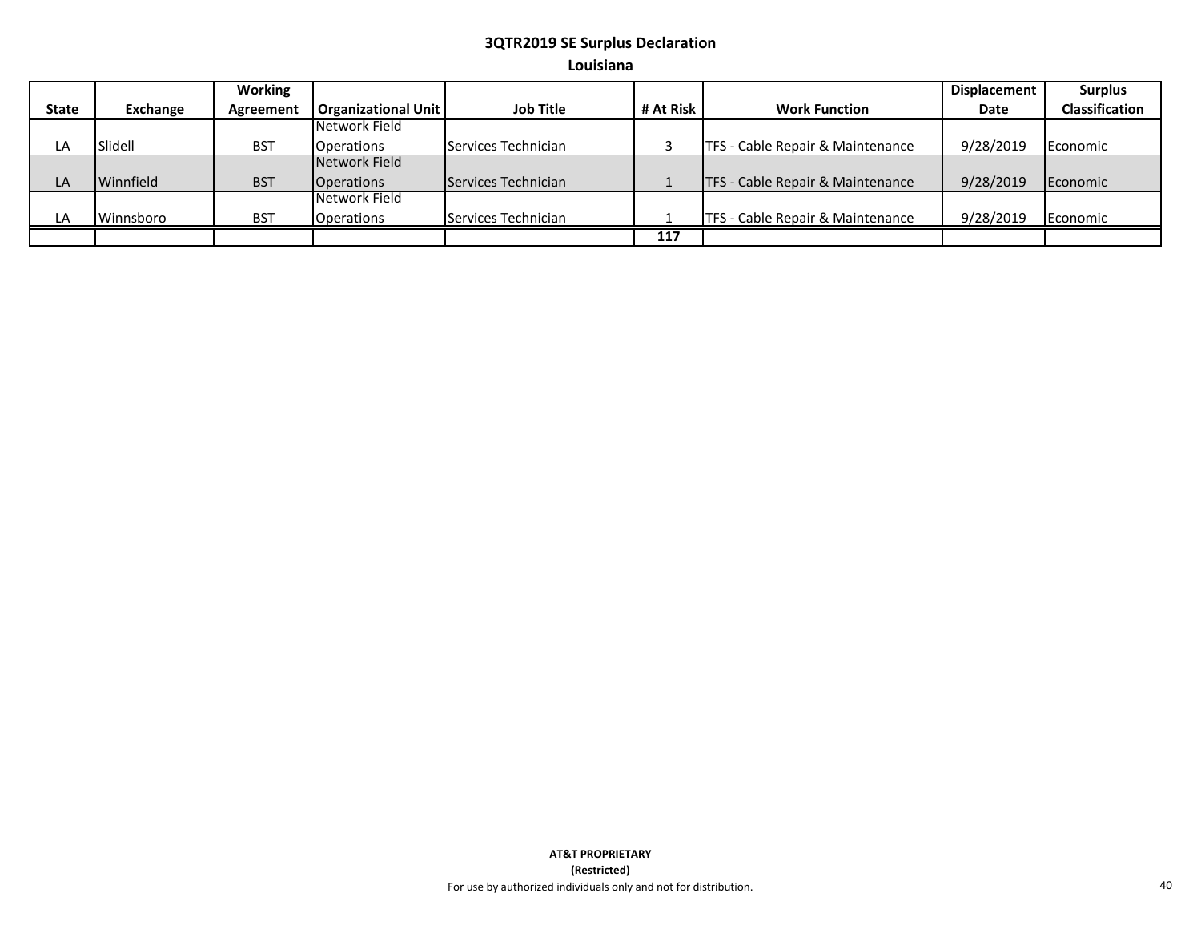# 3QTR2019 SE Surplus Declaration

## Louisiana

| State | Exchange | Working Agreement | Organizational Unit | Job Title | # At Risk | Work Function | Displacement Date | Surplus Classification |
|---|---|---|---|---|---|---|---|---|
| LA | Slidell | BST | Network Field Operations | Services Technician | 3 | TFS - Cable Repair & Maintenance | 9/28/2019 | Economic |
| LA | Winnfield | BST | Network Field Operations | Services Technician | 1 | TFS - Cable Repair & Maintenance | 9/28/2019 | Economic |
| LA | Winnsboro | BST | Network Field Operations | Services Technician | 1 | TFS - Cable Repair & Maintenance | 9/28/2019 | Economic |
| | | | | | **117** | | | |

**AT&T PROPRIETARY**
**(Restricted)**
For use by authorized individuals only and not for distribution.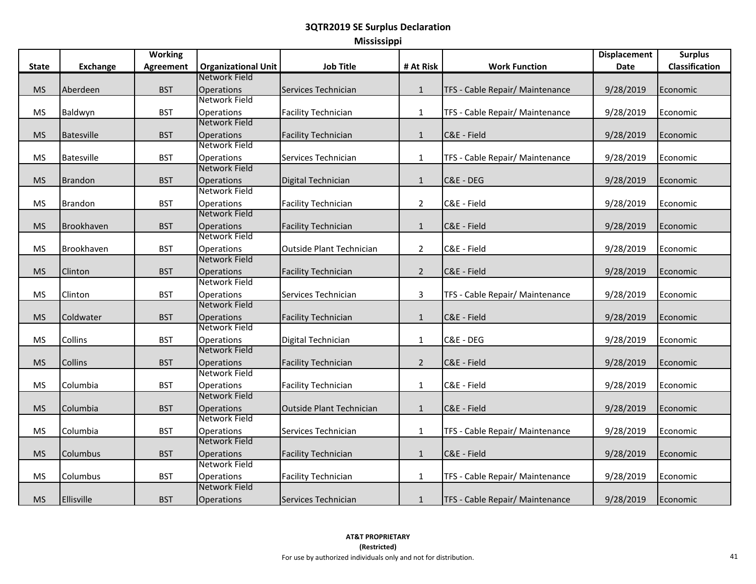# 3QTR2019 SE Surplus Declaration

## Mississippi

| State | Exchange | Working Agreement | Organizational Unit | Job Title | # At Risk | Work Function | Displacement Date | Surplus Classification |
|---|---|---|---|---|---|---|---|---|
| MS | Aberdeen | BST | Network Field Operations | Services Technician | 1 | TFS - Cable Repair/ Maintenance | 9/28/2019 | Economic |
| MS | Baldwyn | BST | Network Field Operations | Facility Technician | 1 | TFS - Cable Repair/ Maintenance | 9/28/2019 | Economic |
| MS | Batesville | BST | Network Field Operations | Facility Technician | 1 | C&E - Field | 9/28/2019 | Economic |
| MS | Batesville | BST | Network Field Operations | Services Technician | 1 | TFS - Cable Repair/ Maintenance | 9/28/2019 | Economic |
| MS | Brandon | BST | Network Field Operations | Digital Technician | 1 | C&E - DEG | 9/28/2019 | Economic |
| MS | Brandon | BST | Network Field Operations | Facility Technician | 2 | C&E - Field | 9/28/2019 | Economic |
| MS | Brookhaven | BST | Network Field Operations | Facility Technician | 1 | C&E - Field | 9/28/2019 | Economic |
| MS | Brookhaven | BST | Network Field Operations | Outside Plant Technician | 2 | C&E - Field | 9/28/2019 | Economic |
| MS | Clinton | BST | Network Field Operations | Facility Technician | 2 | C&E - Field | 9/28/2019 | Economic |
| MS | Clinton | BST | Network Field Operations | Services Technician | 3 | TFS - Cable Repair/ Maintenance | 9/28/2019 | Economic |
| MS | Coldwater | BST | Network Field Operations | Facility Technician | 1 | C&E - Field | 9/28/2019 | Economic |
| MS | Collins | BST | Network Field Operations | Digital Technician | 1 | C&E - DEG | 9/28/2019 | Economic |
| MS | Collins | BST | Network Field Operations | Facility Technician | 2 | C&E - Field | 9/28/2019 | Economic |
| MS | Columbia | BST | Network Field Operations | Facility Technician | 1 | C&E - Field | 9/28/2019 | Economic |
| MS | Columbia | BST | Network Field Operations | Outside Plant Technician | 1 | C&E - Field | 9/28/2019 | Economic |
| MS | Columbia | BST | Network Field Operations | Services Technician | 1 | TFS - Cable Repair/ Maintenance | 9/28/2019 | Economic |
| MS | Columbus | BST | Network Field Operations | Facility Technician | 1 | C&E - Field | 9/28/2019 | Economic |
| MS | Columbus | BST | Network Field Operations | Facility Technician | 1 | TFS - Cable Repair/ Maintenance | 9/28/2019 | Economic |
| MS | Ellisville | BST | Network Field Operations | Services Technician | 1 | TFS - Cable Repair/ Maintenance | 9/28/2019 | Economic |

**AT&T PROPRIETARY**
**(Restricted)**
For use by authorized individuals only and not for distribution.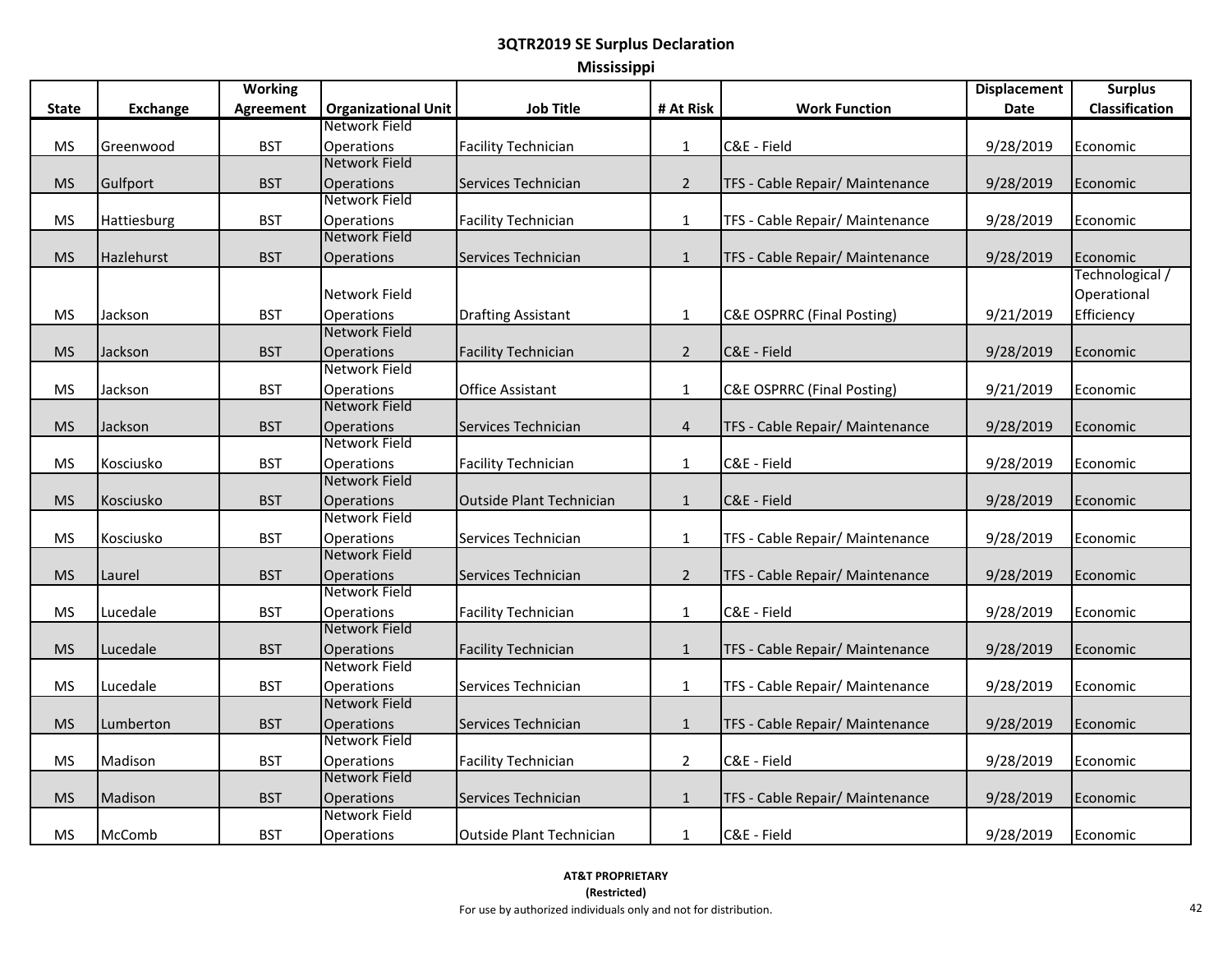# 3QTR2019 SE Surplus Declaration

## Mississippi

| State | Exchange | Working Agreement | Organizational Unit | Job Title | # At Risk | Work Function | Displacement Date | Surplus Classification |
|---|---|---|---|---|---|---|---|---|
| MS | Greenwood | BST | Network Field Operations | Facility Technician | 1 | C&E - Field | 9/28/2019 | Economic |
| MS | Gulfport | BST | Network Field Operations | Services Technician | 2 | TFS - Cable Repair/ Maintenance | 9/28/2019 | Economic |
| MS | Hattiesburg | BST | Network Field Operations | Facility Technician | 1 | TFS - Cable Repair/ Maintenance | 9/28/2019 | Economic |
| MS | Hazlehurst | BST | Network Field Operations | Services Technician | 1 | TFS - Cable Repair/ Maintenance | 9/28/2019 | Economic |
| MS | Jackson | BST | Network Field Operations | Drafting Assistant | 1 | C&E OSPRRC (Final Posting) | 9/21/2019 | Technological / Operational Efficiency |
| MS | Jackson | BST | Network Field Operations | Facility Technician | 2 | C&E - Field | 9/28/2019 | Economic |
| MS | Jackson | BST | Network Field Operations | Office Assistant | 1 | C&E OSPRRC (Final Posting) | 9/21/2019 | Economic |
| MS | Jackson | BST | Network Field Operations | Services Technician | 4 | TFS - Cable Repair/ Maintenance | 9/28/2019 | Economic |
| MS | Kosciusko | BST | Network Field Operations | Facility Technician | 1 | C&E - Field | 9/28/2019 | Economic |
| MS | Kosciusko | BST | Network Field Operations | Outside Plant Technician | 1 | C&E - Field | 9/28/2019 | Economic |
| MS | Kosciusko | BST | Network Field Operations | Services Technician | 1 | TFS - Cable Repair/ Maintenance | 9/28/2019 | Economic |
| MS | Laurel | BST | Network Field Operations | Services Technician | 2 | TFS - Cable Repair/ Maintenance | 9/28/2019 | Economic |
| MS | Lucedale | BST | Network Field Operations | Facility Technician | 1 | C&E - Field | 9/28/2019 | Economic |
| MS | Lucedale | BST | Network Field Operations | Facility Technician | 1 | TFS - Cable Repair/ Maintenance | 9/28/2019 | Economic |
| MS | Lucedale | BST | Network Field Operations | Services Technician | 1 | TFS - Cable Repair/ Maintenance | 9/28/2019 | Economic |
| MS | Lumberton | BST | Network Field Operations | Services Technician | 1 | TFS - Cable Repair/ Maintenance | 9/28/2019 | Economic |
| MS | Madison | BST | Network Field Operations | Facility Technician | 2 | C&E - Field | 9/28/2019 | Economic |
| MS | Madison | BST | Network Field Operations | Services Technician | 1 | TFS - Cable Repair/ Maintenance | 9/28/2019 | Economic |
| MS | McComb | BST | Network Field Operations | Outside Plant Technician | 1 | C&E - Field | 9/28/2019 | Economic |

**AT&T PROPRIETARY**
**(Restricted)**
For use by authorized individuals only and not for distribution.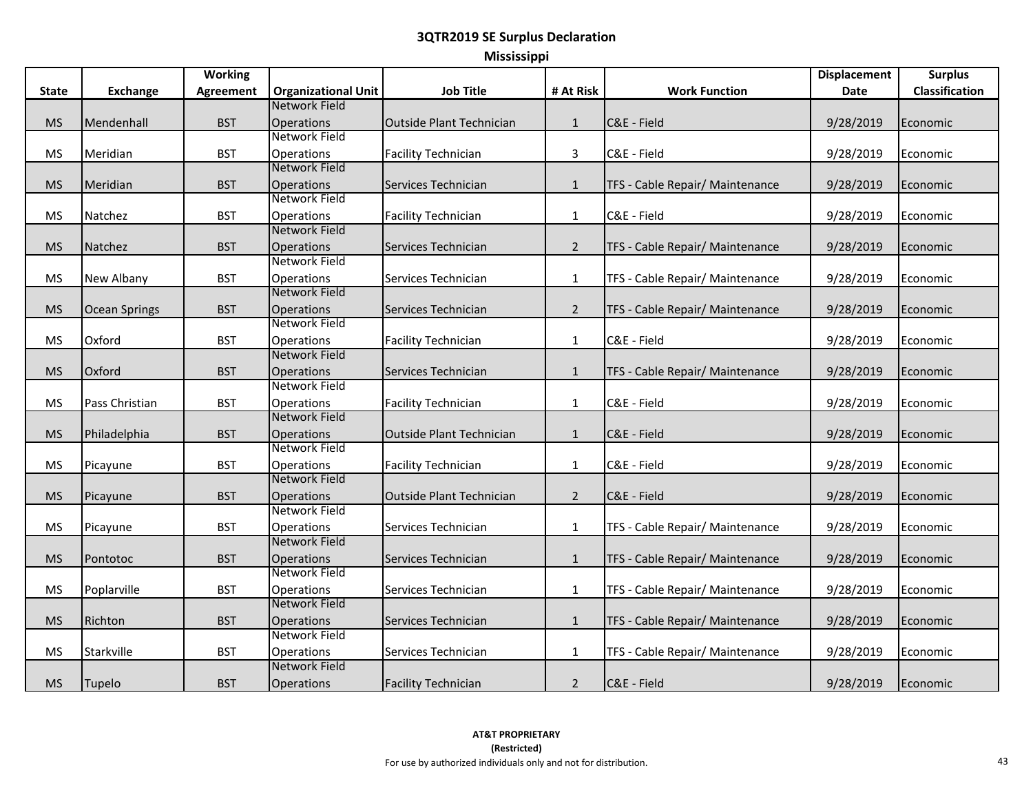# 3QTR2019 SE Surplus Declaration

## Mississippi

| State | Exchange | Working Agreement | Organizational Unit | Job Title | # At Risk | Work Function | Displacement Date | Surplus Classification |
|---|---|---|---|---|---|---|---|---|
| MS | Mendenhall | BST | Network Field Operations | Outside Plant Technician | 1 | C&E - Field | 9/28/2019 | Economic |
| MS | Meridian | BST | Network Field Operations | Facility Technician | 3 | C&E - Field | 9/28/2019 | Economic |
| MS | Meridian | BST | Network Field Operations | Services Technician | 1 | TFS - Cable Repair/ Maintenance | 9/28/2019 | Economic |
| MS | Natchez | BST | Network Field Operations | Facility Technician | 1 | C&E - Field | 9/28/2019 | Economic |
| MS | Natchez | BST | Network Field Operations | Services Technician | 2 | TFS - Cable Repair/ Maintenance | 9/28/2019 | Economic |
| MS | New Albany | BST | Network Field Operations | Services Technician | 1 | TFS - Cable Repair/ Maintenance | 9/28/2019 | Economic |
| MS | Ocean Springs | BST | Network Field Operations | Services Technician | 2 | TFS - Cable Repair/ Maintenance | 9/28/2019 | Economic |
| MS | Oxford | BST | Network Field Operations | Facility Technician | 1 | C&E - Field | 9/28/2019 | Economic |
| MS | Oxford | BST | Network Field Operations | Services Technician | 1 | TFS - Cable Repair/ Maintenance | 9/28/2019 | Economic |
| MS | Pass Christian | BST | Network Field Operations | Facility Technician | 1 | C&E - Field | 9/28/2019 | Economic |
| MS | Philadelphia | BST | Network Field Operations | Outside Plant Technician | 1 | C&E - Field | 9/28/2019 | Economic |
| MS | Picayune | BST | Network Field Operations | Facility Technician | 1 | C&E - Field | 9/28/2019 | Economic |
| MS | Picayune | BST | Network Field Operations | Outside Plant Technician | 2 | C&E - Field | 9/28/2019 | Economic |
| MS | Picayune | BST | Network Field Operations | Services Technician | 1 | TFS - Cable Repair/ Maintenance | 9/28/2019 | Economic |
| MS | Pontotoc | BST | Network Field Operations | Services Technician | 1 | TFS - Cable Repair/ Maintenance | 9/28/2019 | Economic |
| MS | Poplarville | BST | Network Field Operations | Services Technician | 1 | TFS - Cable Repair/ Maintenance | 9/28/2019 | Economic |
| MS | Richton | BST | Network Field Operations | Services Technician | 1 | TFS - Cable Repair/ Maintenance | 9/28/2019 | Economic |
| MS | Starkville | BST | Network Field Operations | Services Technician | 1 | TFS - Cable Repair/ Maintenance | 9/28/2019 | Economic |
| MS | Tupelo | BST | Network Field Operations | Facility Technician | 2 | C&E - Field | 9/28/2019 | Economic |

**AT&T PROPRIETARY**
**(Restricted)**
For use by authorized individuals only and not for distribution.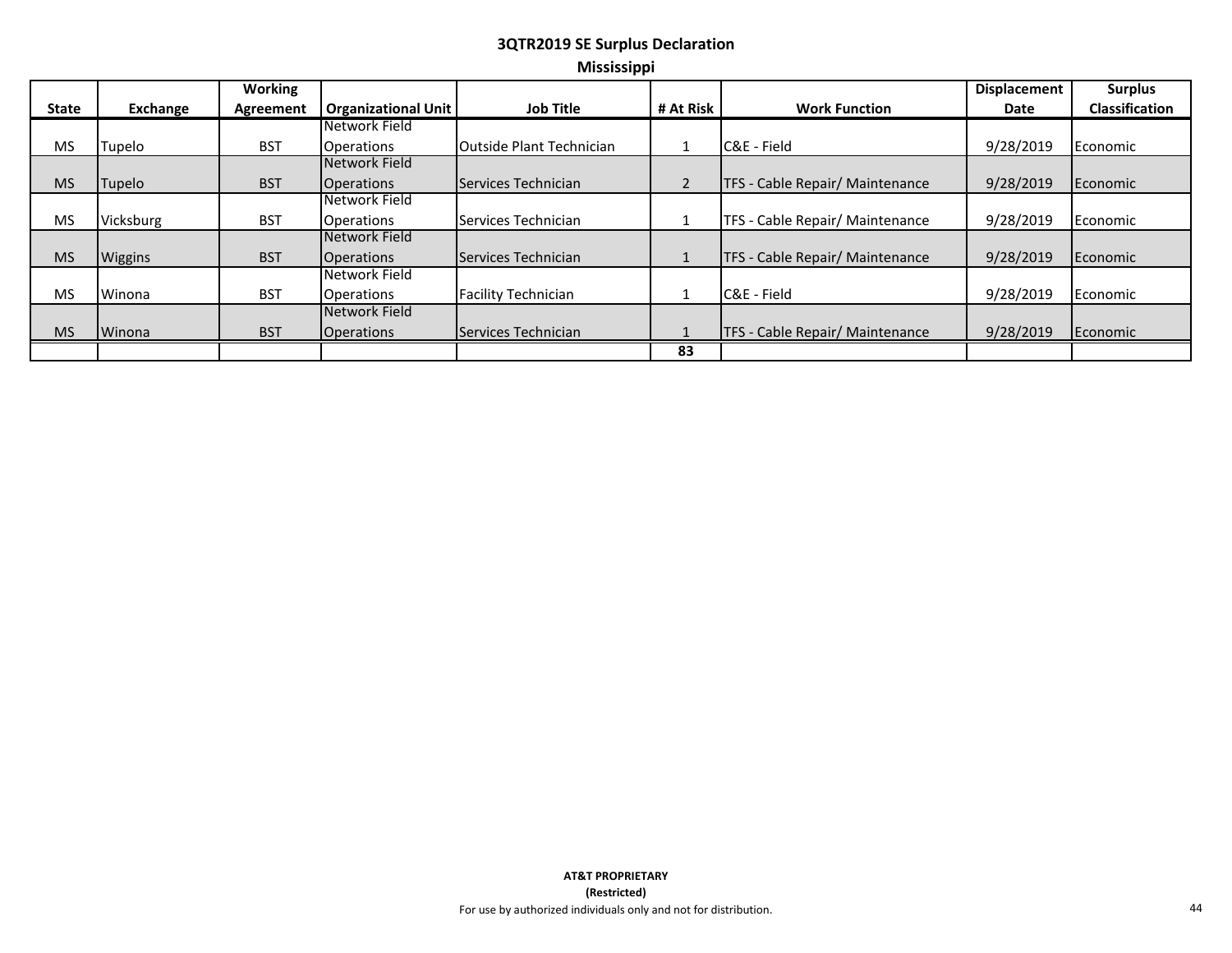## 3QTR2019 SE Surplus Declaration

### Mississippi

| State | Exchange | Working Agreement | Organizational Unit | Job Title | # At Risk | Work Function | Displacement Date | Surplus Classification |
|---|---|---|---|---|---|---|---|---|
| MS | Tupelo | BST | Network Field Operations | Outside Plant Technician | 1 | C&E - Field | 9/28/2019 | Economic |
| MS | Tupelo | BST | Network Field Operations | Services Technician | 2 | TFS - Cable Repair/ Maintenance | 9/28/2019 | Economic |
| MS | Vicksburg | BST | Network Field Operations | Services Technician | 1 | TFS - Cable Repair/ Maintenance | 9/28/2019 | Economic |
| MS | Wiggins | BST | Network Field Operations | Services Technician | 1 | TFS - Cable Repair/ Maintenance | 9/28/2019 | Economic |
| MS | Winona | BST | Network Field Operations | Facility Technician | 1 | C&E - Field | 9/28/2019 | Economic |
| MS | Winona | BST | Network Field Operations | Services Technician | 1 | TFS - Cable Repair/ Maintenance | 9/28/2019 | Economic |
| | | | | | **83** | | | |

**AT&T PROPRIETARY**
**(Restricted)**
For use by authorized individuals only and not for distribution.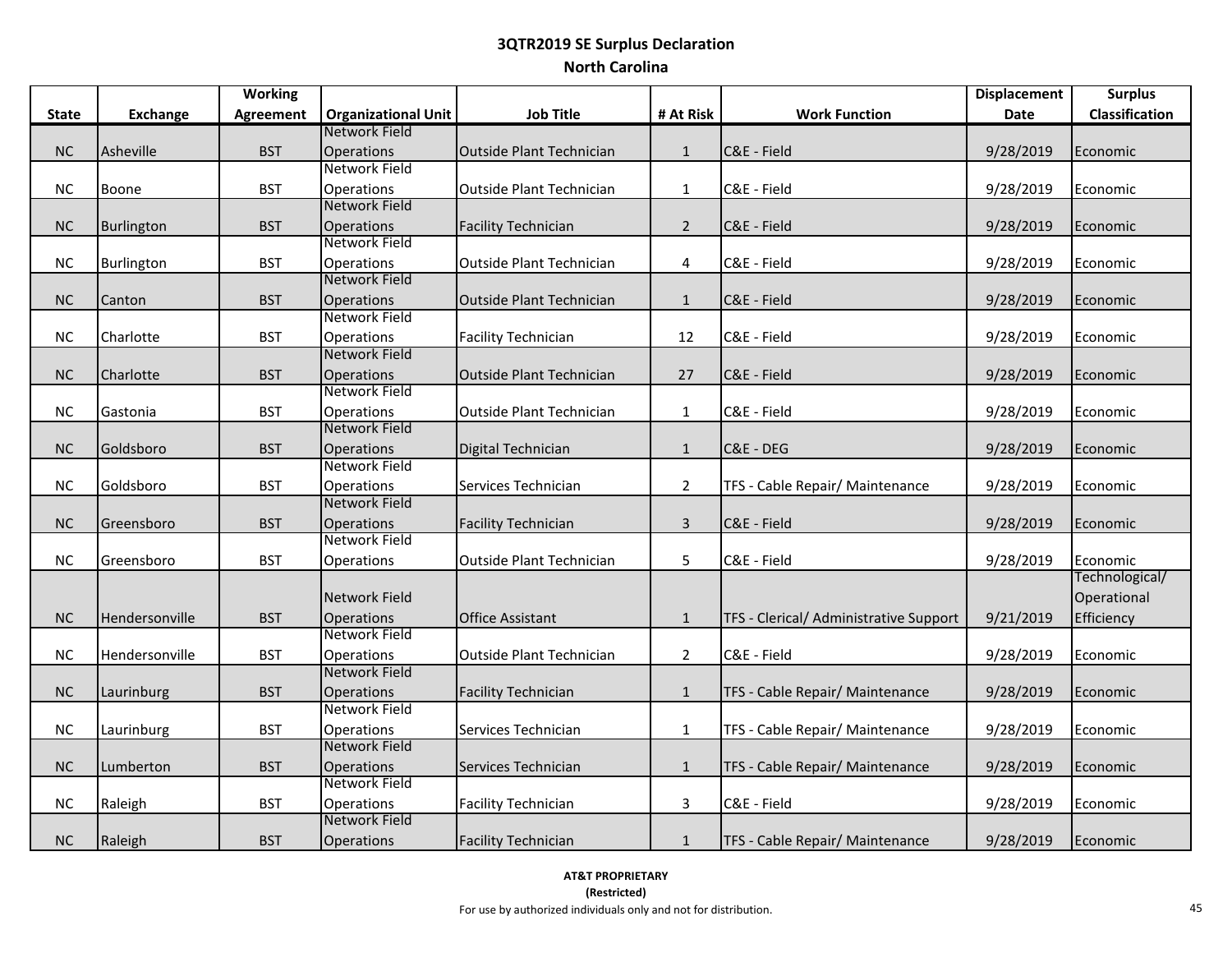# 3QTR2019 SE Surplus Declaration

## North Carolina

| State | Exchange | Working Agreement | Organizational Unit | Job Title | # At Risk | Work Function | Displacement Date | Surplus Classification |
|---|---|---|---|---|---|---|---|---|
| NC | Asheville | BST | Network Field Operations | Outside Plant Technician | 1 | C&E - Field | 9/28/2019 | Economic |
| NC | Boone | BST | Network Field Operations | Outside Plant Technician | 1 | C&E - Field | 9/28/2019 | Economic |
| NC | Burlington | BST | Network Field Operations | Facility Technician | 2 | C&E - Field | 9/28/2019 | Economic |
| NC | Burlington | BST | Network Field Operations | Outside Plant Technician | 4 | C&E - Field | 9/28/2019 | Economic |
| NC | Canton | BST | Network Field Operations | Outside Plant Technician | 1 | C&E - Field | 9/28/2019 | Economic |
| NC | Charlotte | BST | Network Field Operations | Facility Technician | 12 | C&E - Field | 9/28/2019 | Economic |
| NC | Charlotte | BST | Network Field Operations | Outside Plant Technician | 27 | C&E - Field | 9/28/2019 | Economic |
| NC | Gastonia | BST | Network Field Operations | Outside Plant Technician | 1 | C&E - Field | 9/28/2019 | Economic |
| NC | Goldsboro | BST | Network Field Operations | Digital Technician | 1 | C&E - DEG | 9/28/2019 | Economic |
| NC | Goldsboro | BST | Network Field Operations | Services Technician | 2 | TFS - Cable Repair/ Maintenance | 9/28/2019 | Economic |
| NC | Greensboro | BST | Network Field Operations | Facility Technician | 3 | C&E - Field | 9/28/2019 | Economic |
| NC | Greensboro | BST | Network Field Operations | Outside Plant Technician | 5 | C&E - Field | 9/28/2019 | Economic |
| NC | Hendersonville | BST | Network Field Operations | Office Assistant | 1 | TFS - Clerical/ Administrative Support | 9/21/2019 | Technological/ Operational Efficiency |
| NC | Hendersonville | BST | Network Field Operations | Outside Plant Technician | 2 | C&E - Field | 9/28/2019 | Economic |
| NC | Laurinburg | BST | Network Field Operations | Facility Technician | 1 | TFS - Cable Repair/ Maintenance | 9/28/2019 | Economic |
| NC | Laurinburg | BST | Network Field Operations | Services Technician | 1 | TFS - Cable Repair/ Maintenance | 9/28/2019 | Economic |
| NC | Lumberton | BST | Network Field Operations | Services Technician | 1 | TFS - Cable Repair/ Maintenance | 9/28/2019 | Economic |
| NC | Raleigh | BST | Network Field Operations | Facility Technician | 3 | C&E - Field | 9/28/2019 | Economic |
| NC | Raleigh | BST | Network Field Operations | Facility Technician | 1 | TFS - Cable Repair/ Maintenance | 9/28/2019 | Economic |

**AT&T PROPRIETARY**
**(Restricted)**
For use by authorized individuals only and not for distribution.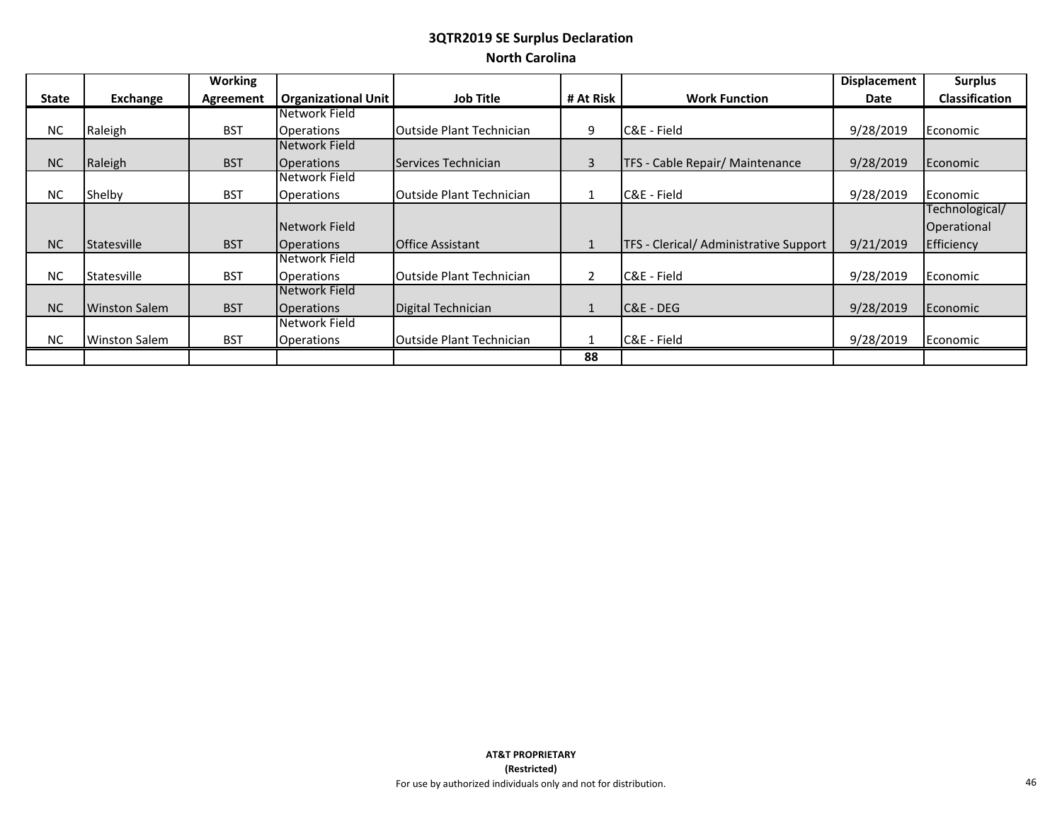## 3QTR2019 SE Surplus Declaration

### North Carolina

| State | Exchange | Working Agreement | Organizational Unit | Job Title | # At Risk | Work Function | Displacement Date | Surplus Classification |
|---|---|---|---|---|---|---|---|---|
| NC | Raleigh | BST | Network Field Operations | Outside Plant Technician | 9 | C&E - Field | 9/28/2019 | Economic |
| NC | Raleigh | BST | Network Field Operations | Services Technician | 3 | TFS - Cable Repair/ Maintenance | 9/28/2019 | Economic |
| NC | Shelby | BST | Network Field Operations | Outside Plant Technician | 1 | C&E - Field | 9/28/2019 | Economic |
| NC | Statesville | BST | Network Field Operations | Office Assistant | 1 | TFS - Clerical/ Administrative Support | 9/21/2019 | Technological/ Operational Efficiency |
| NC | Statesville | BST | Network Field Operations | Outside Plant Technician | 2 | C&E - Field | 9/28/2019 | Economic |
| NC | Winston Salem | BST | Network Field Operations | Digital Technician | 1 | C&E - DEG | 9/28/2019 | Economic |
| NC | Winston Salem | BST | Network Field Operations | Outside Plant Technician | 1 | C&E - Field | 9/28/2019 | Economic |
| | | | | | 88 | | | |

**AT&T PROPRIETARY**
**(Restricted)**
For use by authorized individuals only and not for distribution.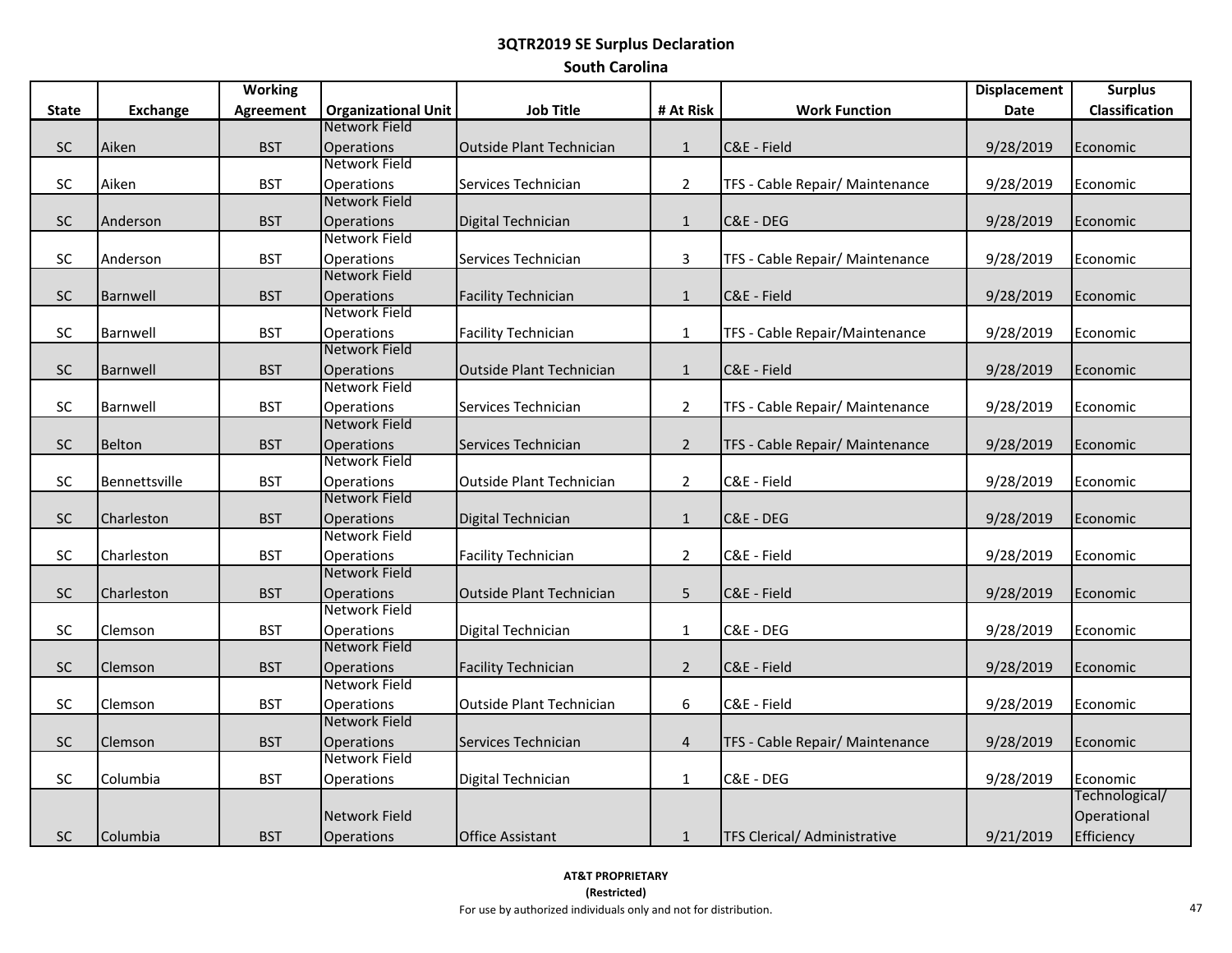## 3QTR2019 SE Surplus Declaration

### South Carolina

| State | Exchange | Working Agreement | Organizational Unit | Job Title | # At Risk | Work Function | Displacement Date | Surplus Classification |
|---|---|---|---|---|---|---|---|---|
| SC | Aiken | BST | Network Field Operations | Outside Plant Technician | 1 | C&E - Field | 9/28/2019 | Economic |
| SC | Aiken | BST | Network Field Operations | Services Technician | 2 | TFS - Cable Repair/ Maintenance | 9/28/2019 | Economic |
| SC | Anderson | BST | Network Field Operations | Digital Technician | 1 | C&E - DEG | 9/28/2019 | Economic |
| SC | Anderson | BST | Network Field Operations | Services Technician | 3 | TFS - Cable Repair/ Maintenance | 9/28/2019 | Economic |
| SC | Barnwell | BST | Network Field Operations | Facility Technician | 1 | C&E - Field | 9/28/2019 | Economic |
| SC | Barnwell | BST | Network Field Operations | Facility Technician | 1 | TFS - Cable Repair/Maintenance | 9/28/2019 | Economic |
| SC | Barnwell | BST | Network Field Operations | Outside Plant Technician | 1 | C&E - Field | 9/28/2019 | Economic |
| SC | Barnwell | BST | Network Field Operations | Services Technician | 2 | TFS - Cable Repair/ Maintenance | 9/28/2019 | Economic |
| SC | Belton | BST | Network Field Operations | Services Technician | 2 | TFS - Cable Repair/ Maintenance | 9/28/2019 | Economic |
| SC | Bennettsville | BST | Network Field Operations | Outside Plant Technician | 2 | C&E - Field | 9/28/2019 | Economic |
| SC | Charleston | BST | Network Field Operations | Digital Technician | 1 | C&E - DEG | 9/28/2019 | Economic |
| SC | Charleston | BST | Network Field Operations | Facility Technician | 2 | C&E - Field | 9/28/2019 | Economic |
| SC | Charleston | BST | Network Field Operations | Outside Plant Technician | 5 | C&E - Field | 9/28/2019 | Economic |
| SC | Clemson | BST | Network Field Operations | Digital Technician | 1 | C&E - DEG | 9/28/2019 | Economic |
| SC | Clemson | BST | Network Field Operations | Facility Technician | 2 | C&E - Field | 9/28/2019 | Economic |
| SC | Clemson | BST | Network Field Operations | Outside Plant Technician | 6 | C&E - Field | 9/28/2019 | Economic |
| SC | Clemson | BST | Network Field Operations | Services Technician | 4 | TFS - Cable Repair/ Maintenance | 9/28/2019 | Economic |
| SC | Columbia | BST | Network Field Operations | Digital Technician | 1 | C&E - DEG | 9/28/2019 | Economic |
| SC | Columbia | BST | Network Field Operations | Office Assistant | 1 | TFS Clerical/ Administrative | 9/21/2019 | Technological/ Operational Efficiency |

**AT&T PROPRIETARY**
**(Restricted)**
For use by authorized individuals only and not for distribution.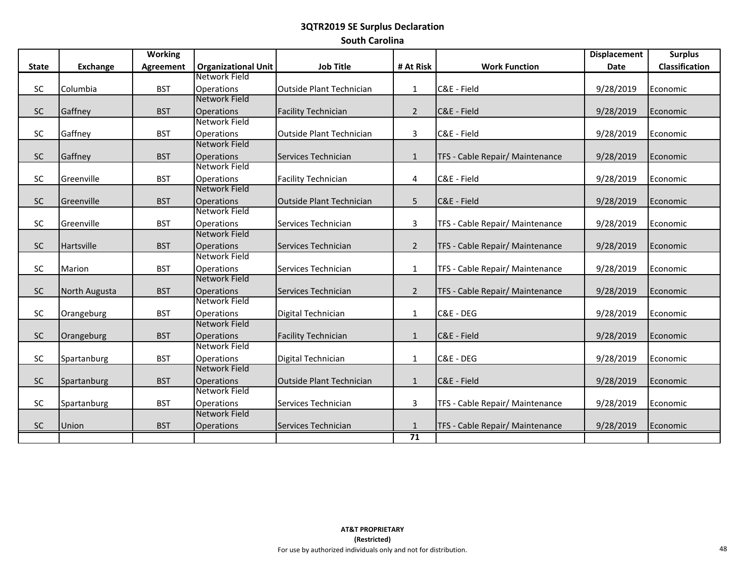# 3QTR2019 SE Surplus Declaration

## South Carolina

| State | Exchange | Working Agreement | Organizational Unit | Job Title | # At Risk | Work Function | Displacement Date | Surplus Classification |
|---|---|---|---|---|---|---|---|---|
| SC | Columbia | BST | Network Field Operations | Outside Plant Technician | 1 | C&E - Field | 9/28/2019 | Economic |
| SC | Gaffney | BST | Network Field Operations | Facility Technician | 2 | C&E - Field | 9/28/2019 | Economic |
| SC | Gaffney | BST | Network Field Operations | Outside Plant Technician | 3 | C&E - Field | 9/28/2019 | Economic |
| SC | Gaffney | BST | Network Field Operations | Services Technician | 1 | TFS - Cable Repair/ Maintenance | 9/28/2019 | Economic |
| SC | Greenville | BST | Network Field Operations | Facility Technician | 4 | C&E - Field | 9/28/2019 | Economic |
| SC | Greenville | BST | Network Field Operations | Outside Plant Technician | 5 | C&E - Field | 9/28/2019 | Economic |
| SC | Greenville | BST | Network Field Operations | Services Technician | 3 | TFS - Cable Repair/ Maintenance | 9/28/2019 | Economic |
| SC | Hartsville | BST | Network Field Operations | Services Technician | 2 | TFS - Cable Repair/ Maintenance | 9/28/2019 | Economic |
| SC | Marion | BST | Network Field Operations | Services Technician | 1 | TFS - Cable Repair/ Maintenance | 9/28/2019 | Economic |
| SC | North Augusta | BST | Network Field Operations | Services Technician | 2 | TFS - Cable Repair/ Maintenance | 9/28/2019 | Economic |
| SC | Orangeburg | BST | Network Field Operations | Digital Technician | 1 | C&E - DEG | 9/28/2019 | Economic |
| SC | Orangeburg | BST | Network Field Operations | Facility Technician | 1 | C&E - Field | 9/28/2019 | Economic |
| SC | Spartanburg | BST | Network Field Operations | Digital Technician | 1 | C&E - DEG | 9/28/2019 | Economic |
| SC | Spartanburg | BST | Network Field Operations | Outside Plant Technician | 1 | C&E - Field | 9/28/2019 | Economic |
| SC | Spartanburg | BST | Network Field Operations | Services Technician | 3 | TFS - Cable Repair/ Maintenance | 9/28/2019 | Economic |
| SC | Union | BST | Network Field Operations | Services Technician | 1 | TFS - Cable Repair/ Maintenance | 9/28/2019 | Economic |
| | | | | | **71** | | | |

**AT&T PROPRIETARY**
**(Restricted)**
For use by authorized individuals only and not for distribution.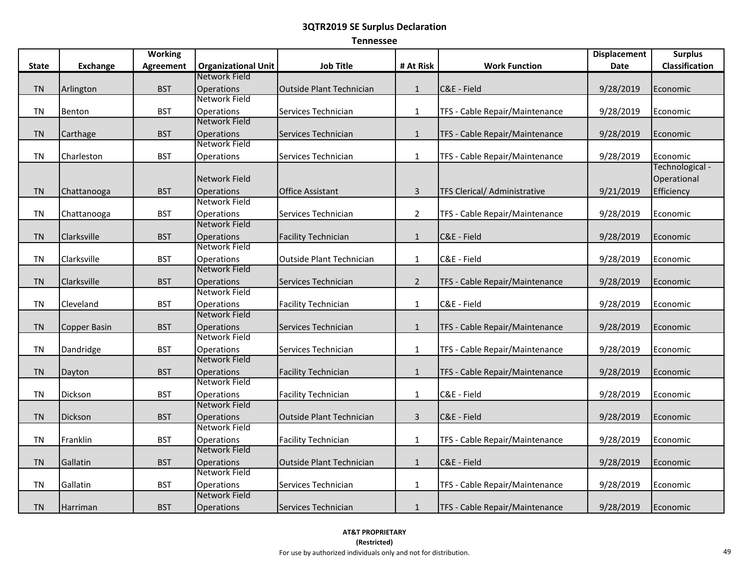# 3QTR2019 SE Surplus Declaration

## Tennessee

| State | Exchange | Working Agreement | Organizational Unit | Job Title | # At Risk | Work Function | Displacement Date | Surplus Classification |
|---|---|---|---|---|---|---|---|---|
| TN | Arlington | BST | Network Field Operations | Outside Plant Technician | 1 | C&E - Field | 9/28/2019 | Economic |
| TN | Benton | BST | Network Field Operations | Services Technician | 1 | TFS - Cable Repair/Maintenance | 9/28/2019 | Economic |
| TN | Carthage | BST | Network Field Operations | Services Technician | 1 | TFS - Cable Repair/Maintenance | 9/28/2019 | Economic |
| TN | Charleston | BST | Network Field Operations | Services Technician | 1 | TFS - Cable Repair/Maintenance | 9/28/2019 | Economic |
| TN | Chattanooga | BST | Network Field Operations | Office Assistant | 3 | TFS Clerical/ Administrative | 9/21/2019 | Technological - Operational Efficiency |
| TN | Chattanooga | BST | Network Field Operations | Services Technician | 2 | TFS - Cable Repair/Maintenance | 9/28/2019 | Economic |
| TN | Clarksville | BST | Network Field Operations | Facility Technician | 1 | C&E - Field | 9/28/2019 | Economic |
| TN | Clarksville | BST | Network Field Operations | Outside Plant Technician | 1 | C&E - Field | 9/28/2019 | Economic |
| TN | Clarksville | BST | Network Field Operations | Services Technician | 2 | TFS - Cable Repair/Maintenance | 9/28/2019 | Economic |
| TN | Cleveland | BST | Network Field Operations | Facility Technician | 1 | C&E - Field | 9/28/2019 | Economic |
| TN | Copper Basin | BST | Network Field Operations | Services Technician | 1 | TFS - Cable Repair/Maintenance | 9/28/2019 | Economic |
| TN | Dandridge | BST | Network Field Operations | Services Technician | 1 | TFS - Cable Repair/Maintenance | 9/28/2019 | Economic |
| TN | Dayton | BST | Network Field Operations | Facility Technician | 1 | TFS - Cable Repair/Maintenance | 9/28/2019 | Economic |
| TN | Dickson | BST | Network Field Operations | Facility Technician | 1 | C&E - Field | 9/28/2019 | Economic |
| TN | Dickson | BST | Network Field Operations | Outside Plant Technician | 3 | C&E - Field | 9/28/2019 | Economic |
| TN | Franklin | BST | Network Field Operations | Facility Technician | 1 | TFS - Cable Repair/Maintenance | 9/28/2019 | Economic |
| TN | Gallatin | BST | Network Field Operations | Outside Plant Technician | 1 | C&E - Field | 9/28/2019 | Economic |
| TN | Gallatin | BST | Network Field Operations | Services Technician | 1 | TFS - Cable Repair/Maintenance | 9/28/2019 | Economic |
| TN | Harriman | BST | Network Field Operations | Services Technician | 1 | TFS - Cable Repair/Maintenance | 9/28/2019 | Economic |

**AT&T PROPRIETARY**
**(Restricted)**
For use by authorized individuals only and not for distribution.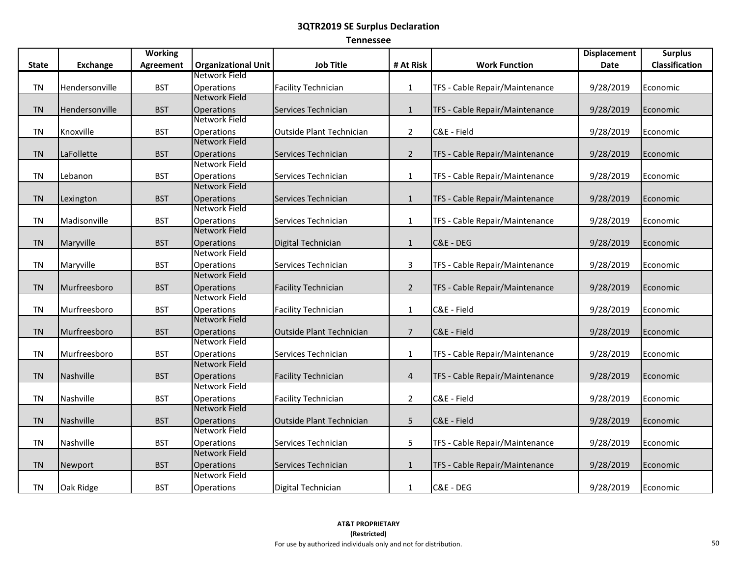## 3QTR2019 SE Surplus Declaration

### Tennessee

| State | Exchange | Working Agreement | Organizational Unit | Job Title | # At Risk | Work Function | Displacement Date | Surplus Classification |
|---|---|---|---|---|---|---|---|---|
| TN | Hendersonville | BST | Network Field Operations | Facility Technician | 1 | TFS - Cable Repair/Maintenance | 9/28/2019 | Economic |
| TN | Hendersonville | BST | Network Field Operations | Services Technician | 1 | TFS - Cable Repair/Maintenance | 9/28/2019 | Economic |
| TN | Knoxville | BST | Network Field Operations | Outside Plant Technician | 2 | C&E - Field | 9/28/2019 | Economic |
| TN | LaFollette | BST | Network Field Operations | Services Technician | 2 | TFS - Cable Repair/Maintenance | 9/28/2019 | Economic |
| TN | Lebanon | BST | Network Field Operations | Services Technician | 1 | TFS - Cable Repair/Maintenance | 9/28/2019 | Economic |
| TN | Lexington | BST | Network Field Operations | Services Technician | 1 | TFS - Cable Repair/Maintenance | 9/28/2019 | Economic |
| TN | Madisonville | BST | Network Field Operations | Services Technician | 1 | TFS - Cable Repair/Maintenance | 9/28/2019 | Economic |
| TN | Maryville | BST | Network Field Operations | Digital Technician | 1 | C&E - DEG | 9/28/2019 | Economic |
| TN | Maryville | BST | Network Field Operations | Services Technician | 3 | TFS - Cable Repair/Maintenance | 9/28/2019 | Economic |
| TN | Murfreesboro | BST | Network Field Operations | Facility Technician | 2 | TFS - Cable Repair/Maintenance | 9/28/2019 | Economic |
| TN | Murfreesboro | BST | Network Field Operations | Facility Technician | 1 | C&E - Field | 9/28/2019 | Economic |
| TN | Murfreesboro | BST | Network Field Operations | Outside Plant Technician | 7 | C&E - Field | 9/28/2019 | Economic |
| TN | Murfreesboro | BST | Network Field Operations | Services Technician | 1 | TFS - Cable Repair/Maintenance | 9/28/2019 | Economic |
| TN | Nashville | BST | Network Field Operations | Facility Technician | 4 | TFS - Cable Repair/Maintenance | 9/28/2019 | Economic |
| TN | Nashville | BST | Network Field Operations | Facility Technician | 2 | C&E - Field | 9/28/2019 | Economic |
| TN | Nashville | BST | Network Field Operations | Outside Plant Technician | 5 | C&E - Field | 9/28/2019 | Economic |
| TN | Nashville | BST | Network Field Operations | Services Technician | 5 | TFS - Cable Repair/Maintenance | 9/28/2019 | Economic |
| TN | Newport | BST | Network Field Operations | Services Technician | 1 | TFS - Cable Repair/Maintenance | 9/28/2019 | Economic |
| TN | Oak Ridge | BST | Network Field Operations | Digital Technician | 1 | C&E - DEG | 9/28/2019 | Economic |

**AT&T PROPRIETARY**
**(Restricted)**
For use by authorized individuals only and not for distribution.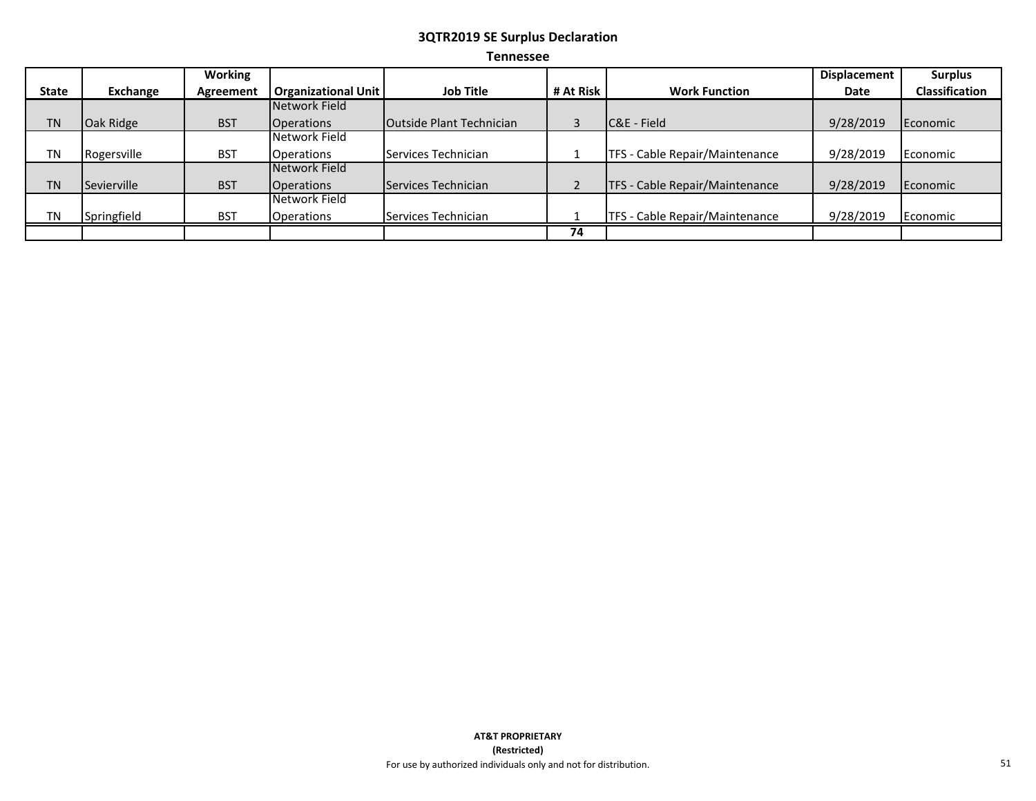# 3QTR2019 SE Surplus Declaration

## Tennessee

| State | Exchange | Working Agreement | Organizational Unit | Job Title | # At Risk | Work Function | Displacement Date | Surplus Classification |
|---|---|---|---|---|---|---|---|---|
| TN | Oak Ridge | BST | Network Field Operations | Outside Plant Technician | 3 | C&E - Field | 9/28/2019 | Economic |
| TN | Rogersville | BST | Network Field Operations | Services Technician | 1 | TFS - Cable Repair/Maintenance | 9/28/2019 | Economic |
| TN | Sevierville | BST | Network Field Operations | Services Technician | 2 | TFS - Cable Repair/Maintenance | 9/28/2019 | Economic |
| TN | Springfield | BST | Network Field Operations | Services Technician | 1 | TFS - Cable Repair/Maintenance | 9/28/2019 | Economic |
| | | | | | **74** | | | |

**AT&T PROPRIETARY**
**(Restricted)**
For use by authorized individuals only and not for distribution.